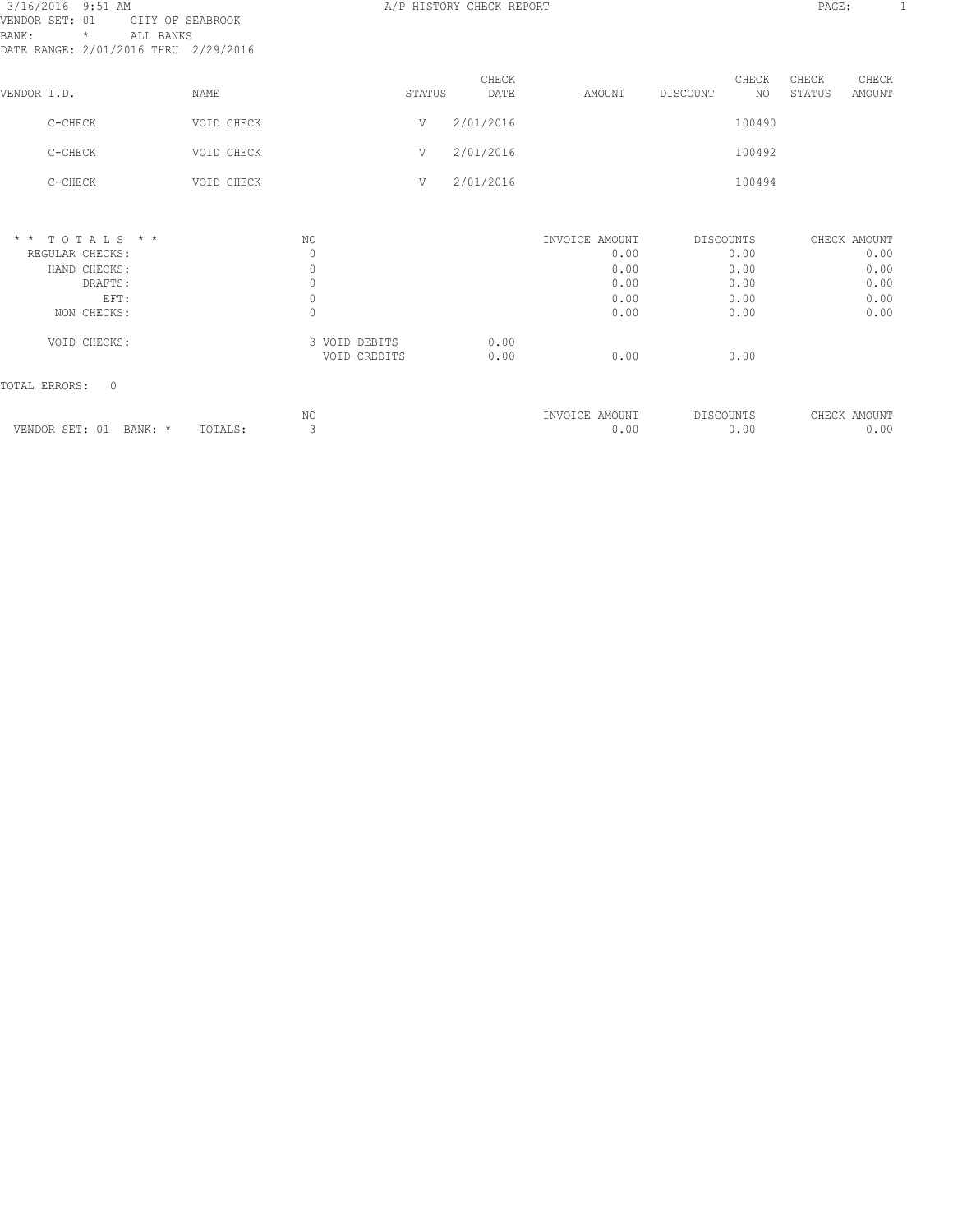3/16/2016 9:51 AM

A/P HISTORY CHECK REPORT

VENDOR SET: 01 CITY OF SEABROOK
BANK: * ALL BANKS
DATE RANGE: 2/01/2016 THRU 2/29/2016

| VENDOR I.D. | NAME | STATUS | CHECK DATE | AMOUNT | DISCOUNT | CHECK NO | CHECK STATUS | CHECK AMOUNT |
|---|---|---|---|---|---|---|---|---|
| C-CHECK | VOID CHECK | V | 2/01/2016 | | | 100490 | | |
| C-CHECK | VOID CHECK | V | 2/01/2016 | | | 100492 | | |
| C-CHECK | VOID CHECK | V | 2/01/2016 | | | 100494 | | |

| * * T O T A L S * * | NO | | | INVOICE AMOUNT | DISCOUNTS | CHECK AMOUNT |
|---|---|---|---|---|---|---|
| REGULAR CHECKS: | 0 | | | 0.00 | 0.00 | 0.00 |
| HAND CHECKS: | 0 | | | 0.00 | 0.00 | 0.00 |
| DRAFTS: | 0 | | | 0.00 | 0.00 | 0.00 |
| EFT: | 0 | | | 0.00 | 0.00 | 0.00 |
| NON CHECKS: | 0 | | | 0.00 | 0.00 | 0.00 |
| VOID CHECKS: | 3 | VOID DEBITS | 0.00 | | | |
| | | VOID CREDITS | 0.00 | 0.00 | 0.00 | |

TOTAL ERRORS: 0

| | NO | INVOICE AMOUNT | DISCOUNTS | CHECK AMOUNT |
|---|---|---|---|---|
| VENDOR SET: 01 BANK: * TOTALS: | 3 | 0.00 | 0.00 | 0.00 |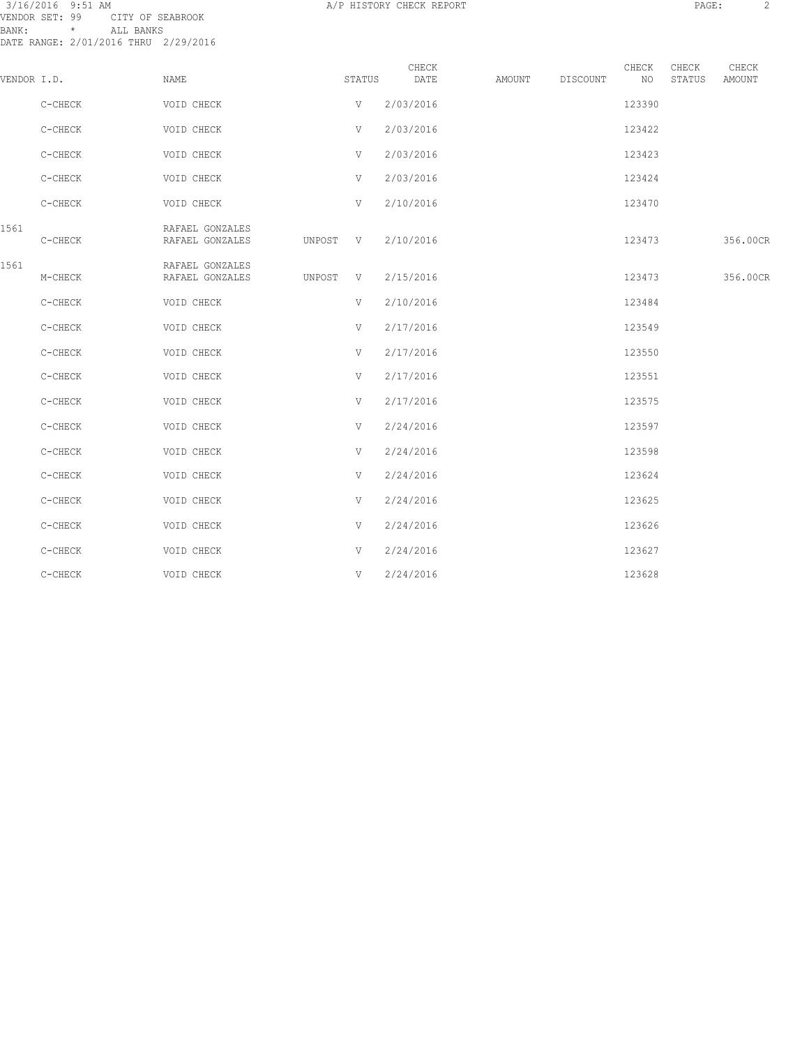3/16/2016 9:51 AM A/P HISTORY CHECK REPORT

VENDOR SET: 99 CITY OF SEABROOK
BANK: * ALL BANKS
DATE RANGE: 2/01/2016 THRU 2/29/2016

| VENDOR I.D. | NAME | STATUS | CHECK DATE | AMOUNT | DISCOUNT | CHECK NO | CHECK STATUS | CHECK AMOUNT |
|---|---|---|---|---|---|---|---|---|
| C-CHECK | VOID CHECK | V | 2/03/2016 | | | 123390 | | |
| C-CHECK | VOID CHECK | V | 2/03/2016 | | | 123422 | | |
| C-CHECK | VOID CHECK | V | 2/03/2016 | | | 123423 | | |
| C-CHECK | VOID CHECK | V | 2/03/2016 | | | 123424 | | |
| C-CHECK | VOID CHECK | V | 2/10/2016 | | | 123470 | | |
| 1561 | RAFAEL GONZALES | | | | | | | |
| C-CHECK | RAFAEL GONZALES | UNPOST V | 2/10/2016 | | | 123473 | | 356.00CR |
| 1561 | RAFAEL GONZALES | | | | | | | |
| M-CHECK | RAFAEL GONZALES | UNPOST V | 2/15/2016 | | | 123473 | | 356.00CR |
| C-CHECK | VOID CHECK | V | 2/10/2016 | | | 123484 | | |
| C-CHECK | VOID CHECK | V | 2/17/2016 | | | 123549 | | |
| C-CHECK | VOID CHECK | V | 2/17/2016 | | | 123550 | | |
| C-CHECK | VOID CHECK | V | 2/17/2016 | | | 123551 | | |
| C-CHECK | VOID CHECK | V | 2/17/2016 | | | 123575 | | |
| C-CHECK | VOID CHECK | V | 2/24/2016 | | | 123597 | | |
| C-CHECK | VOID CHECK | V | 2/24/2016 | | | 123598 | | |
| C-CHECK | VOID CHECK | V | 2/24/2016 | | | 123624 | | |
| C-CHECK | VOID CHECK | V | 2/24/2016 | | | 123625 | | |
| C-CHECK | VOID CHECK | V | 2/24/2016 | | | 123626 | | |
| C-CHECK | VOID CHECK | V | 2/24/2016 | | | 123627 | | |
| C-CHECK | VOID CHECK | V | 2/24/2016 | | | 123628 | | |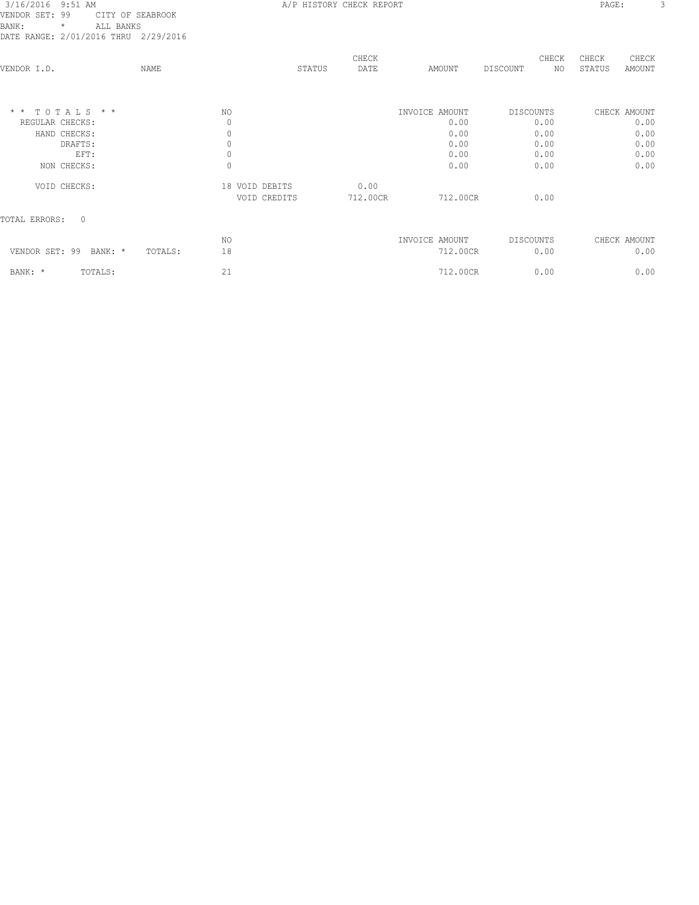3/16/2016 9:51 AM — A/P HISTORY CHECK REPORT

VENDOR SET: 99 CITY OF SEABROOK
BANK: * ALL BANKS
DATE RANGE: 2/01/2016 THRU 2/29/2016

| VENDOR I.D. | NAME | STATUS | CHECK DATE | AMOUNT | DISCOUNT | CHECK NO | CHECK STATUS | CHECK AMOUNT |
|---|---|---|---|---|---|---|---|---|

| * * T O T A L S * * | NO | | | INVOICE AMOUNT | DISCOUNTS | CHECK AMOUNT |
|---|---|---|---|---|---|---|
| REGULAR CHECKS: | 0 | | | 0.00 | 0.00 | 0.00 |
| HAND CHECKS: | 0 | | | 0.00 | 0.00 | 0.00 |
| DRAFTS: | 0 | | | 0.00 | 0.00 | 0.00 |
| EFT: | 0 | | | 0.00 | 0.00 | 0.00 |
| NON CHECKS: | 0 | | | 0.00 | 0.00 | 0.00 |
| VOID CHECKS: | 18 | VOID DEBITS | 0.00 | | | |
| | | VOID CREDITS | 712.00CR | 712.00CR | 0.00 | |

TOTAL ERRORS: 0

| | NO | INVOICE AMOUNT | DISCOUNTS | CHECK AMOUNT |
|---|---|---|---|---|
| VENDOR SET: 99 BANK: * TOTALS: | 18 | 712.00CR | 0.00 | 0.00 |
| BANK: * TOTALS: | 21 | 712.00CR | 0.00 | 0.00 |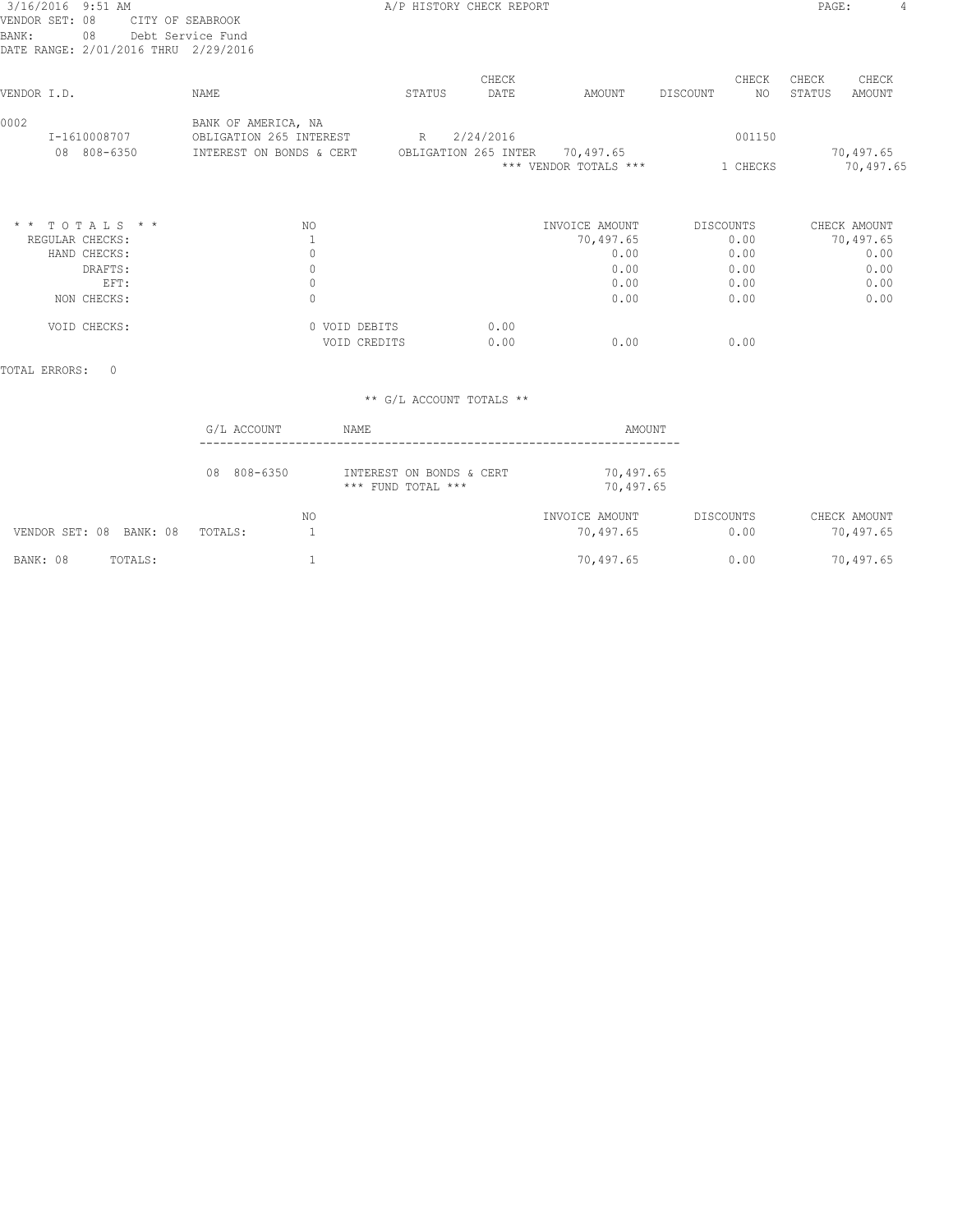3/16/2016 9:51 AM A/P HISTORY CHECK REPORT

VENDOR SET: 08 CITY OF SEABROOK

BANK: 08 Debt Service Fund

DATE RANGE: 2/01/2016 THRU 2/29/2016

| VENDOR I.D. | NAME | STATUS | CHECK DATE | AMOUNT | DISCOUNT | CHECK NO | CHECK STATUS | CHECK AMOUNT |
|---|---|---|---|---|---|---|---|---|
| 0002 | BANK OF AMERICA, NA | | | | | | | |
| I-1610008707 | OBLIGATION 265 INTEREST | R | 2/24/2016 | | | 001150 | | |
| 08 808-6350 | INTEREST ON BONDS & CERT | OBLIGATION 265 INTER | | 70,497.65 | | | | 70,497.65 |
| | | | | *** VENDOR TOTALS *** | | 1 CHECKS | | 70,497.65 |

| * * TOTALS * * | NO | | | INVOICE AMOUNT | DISCOUNTS | CHECK AMOUNT |
|---|---|---|---|---|---|---|
| REGULAR CHECKS: | 1 | | | 70,497.65 | 0.00 | 70,497.65 |
| HAND CHECKS: | 0 | | | 0.00 | 0.00 | 0.00 |
| DRAFTS: | 0 | | | 0.00 | 0.00 | 0.00 |
| EFT: | 0 | | | 0.00 | 0.00 | 0.00 |
| NON CHECKS: | 0 | | | 0.00 | 0.00 | 0.00 |
| VOID CHECKS: | 0 | VOID DEBITS | 0.00 | | | |
| | | VOID CREDITS | 0.00 | 0.00 | 0.00 | |

TOTAL ERRORS: 0

** G/L ACCOUNT TOTALS **

| G/L ACCOUNT | NAME | AMOUNT |
|---|---|---|
| 08 808-6350 | INTEREST ON BONDS & CERT | 70,497.65 |
| | *** FUND TOTAL *** | 70,497.65 |

| | | NO | INVOICE AMOUNT | DISCOUNTS | CHECK AMOUNT |
|---|---|---|---|---|---|
| VENDOR SET: 08 BANK: 08 | TOTALS: | 1 | 70,497.65 | 0.00 | 70,497.65 |
| BANK: 08 | TOTALS: | 1 | 70,497.65 | 0.00 | 70,497.65 |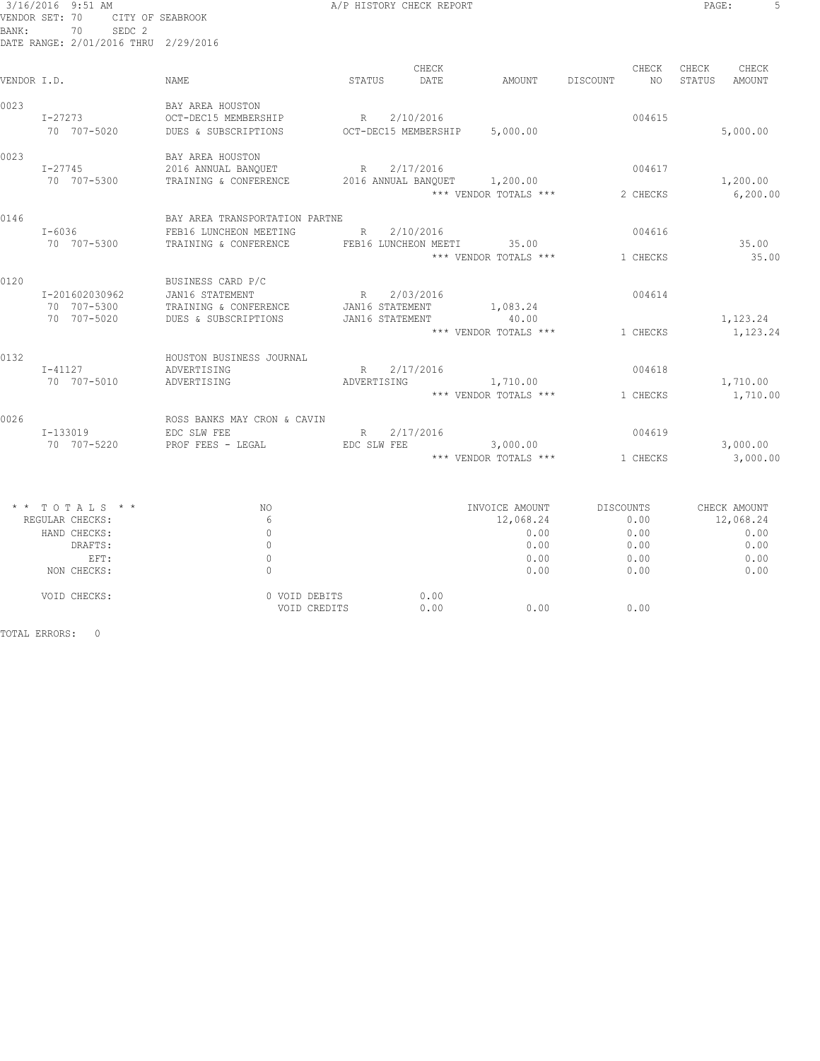3/16/2016 9:51 AM A/P HISTORY CHECK REPORT

VENDOR SET: 70 CITY OF SEABROOK
BANK: 70 SEDC 2
DATE RANGE: 2/01/2016 THRU 2/29/2016

| VENDOR I.D. | NAME | STATUS | CHECK DATE | AMOUNT | DISCOUNT | CHECK NO | CHECK STATUS | CHECK AMOUNT |
|---|---|---|---|---|---|---|---|---|
| 0023 | BAY AREA HOUSTON | | | | | | | |
| I-27273 | OCT-DEC15 MEMBERSHIP | R | 2/10/2016 | | | 004615 | | |
| 70 707-5020 | DUES & SUBSCRIPTIONS | OCT-DEC15 MEMBERSHIP | | 5,000.00 | | | | 5,000.00 |
| 0023 | BAY AREA HOUSTON | | | | | | | |
| I-27745 | 2016 ANNUAL BANQUET | R | 2/17/2016 | | | 004617 | | |
| 70 707-5300 | TRAINING & CONFERENCE | 2016 ANNUAL BANQUET | | 1,200.00 | | | | 1,200.00 |
| | | | | *** VENDOR TOTALS *** | | 2 CHECKS | | 6,200.00 |
| 0146 | BAY AREA TRANSPORTATION PARTNE | | | | | | | |
| I-6036 | FEB16 LUNCHEON MEETING | R | 2/10/2016 | | | 004616 | | |
| 70 707-5300 | TRAINING & CONFERENCE | FEB16 LUNCHEON MEETI | | 35.00 | | | | 35.00 |
| | | | | *** VENDOR TOTALS *** | | 1 CHECKS | | 35.00 |
| 0120 | BUSINESS CARD P/C | | | | | | | |
| I-201602030962 | JAN16 STATEMENT | R | 2/03/2016 | | | 004614 | | |
| 70 707-5300 | TRAINING & CONFERENCE | JAN16 STATEMENT | | 1,083.24 | | | | |
| 70 707-5020 | DUES & SUBSCRIPTIONS | JAN16 STATEMENT | | 40.00 | | | | 1,123.24 |
| | | | | *** VENDOR TOTALS *** | | 1 CHECKS | | 1,123.24 |
| 0132 | HOUSTON BUSINESS JOURNAL | | | | | | | |
| I-41127 | ADVERTISING | R | 2/17/2016 | | | 004618 | | |
| 70 707-5010 | ADVERTISING | ADVERTISING | | 1,710.00 | | | | 1,710.00 |
| | | | | *** VENDOR TOTALS *** | | 1 CHECKS | | 1,710.00 |
| 0026 | ROSS BANKS MAY CRON & CAVIN | | | | | | | |
| I-133019 | EDC SLW FEE | R | 2/17/2016 | | | 004619 | | |
| 70 707-5220 | PROF FEES - LEGAL | EDC SLW FEE | | 3,000.00 | | | | 3,000.00 |
| | | | | *** VENDOR TOTALS *** | | 1 CHECKS | | 3,000.00 |

| * * T O T A L S * * | NO | | INVOICE AMOUNT | DISCOUNTS | CHECK AMOUNT |
|---|---|---|---|---|---|
| REGULAR CHECKS: | 6 | | 12,068.24 | 0.00 | 12,068.24 |
| HAND CHECKS: | 0 | | 0.00 | 0.00 | 0.00 |
| DRAFTS: | 0 | | 0.00 | 0.00 | 0.00 |
| EFT: | 0 | | 0.00 | 0.00 | 0.00 |
| NON CHECKS: | 0 | | 0.00 | 0.00 | 0.00 |
| VOID CHECKS: | 0 VOID DEBITS | 0.00 | | | |
| | VOID CREDITS | 0.00 | 0.00 | 0.00 | |

TOTAL ERRORS: 0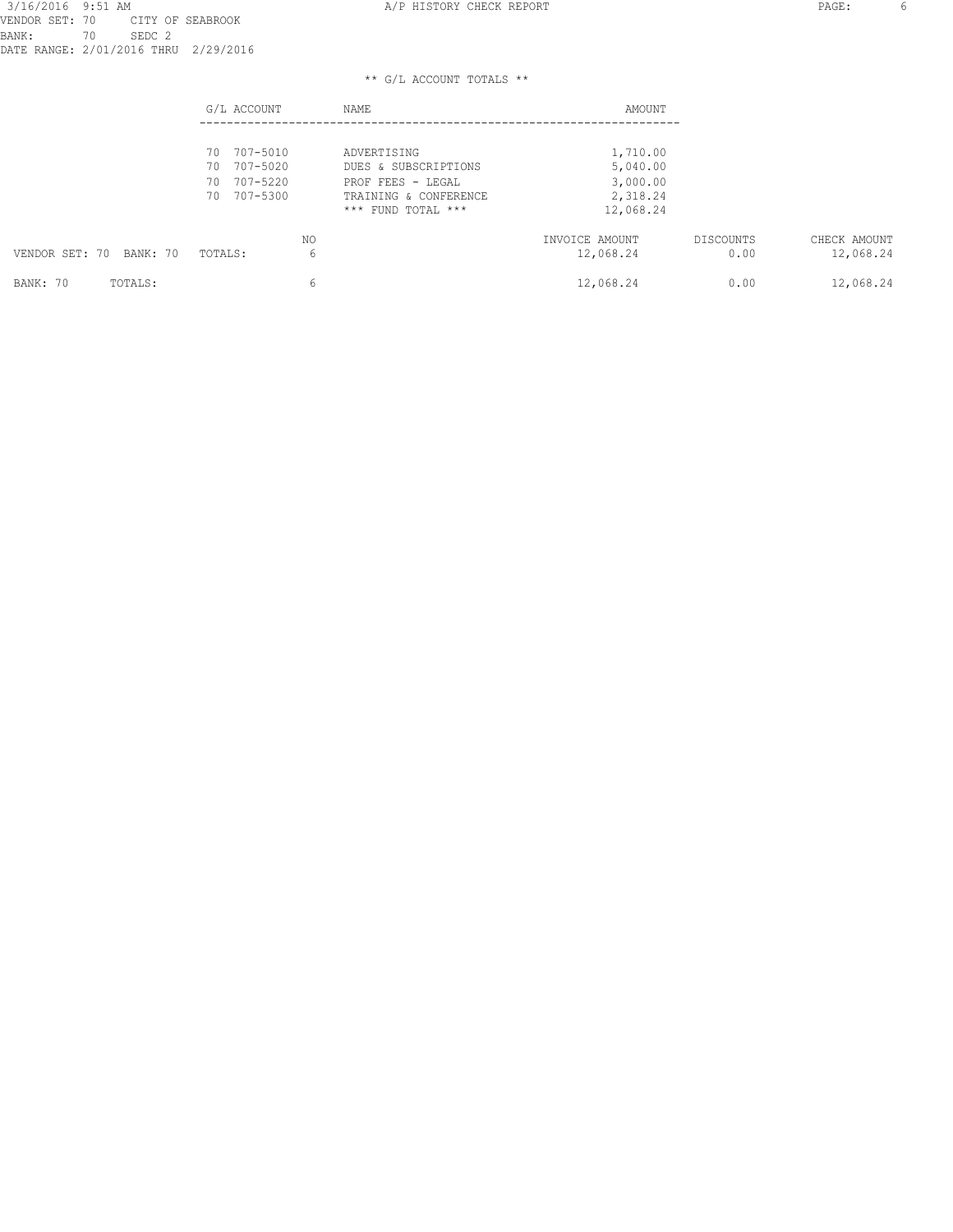VENDOR SET: 70 CITY OF SEABROOK
BANK: 70 SEDC 2
DATE RANGE: 2/01/2016 THRU 2/29/2016

** G/L ACCOUNT TOTALS **

| G/L ACCOUNT | NAME | AMOUNT |
|---|---|---|
| 70 707-5010 | ADVERTISING | 1,710.00 |
| 70 707-5020 | DUES & SUBSCRIPTIONS | 5,040.00 |
| 70 707-5220 | PROF FEES - LEGAL | 3,000.00 |
| 70 707-5300 | TRAINING & CONFERENCE | 2,318.24 |
| | *** FUND TOTAL *** | 12,068.24 |

| | | NO | INVOICE AMOUNT | DISCOUNTS | CHECK AMOUNT |
|---|---|---|---|---|---|
| VENDOR SET: 70 BANK: 70 | TOTALS: | 6 | 12,068.24 | 0.00 | 12,068.24 |
| BANK: 70 | TOTALS: | 6 | 12,068.24 | 0.00 | 12,068.24 |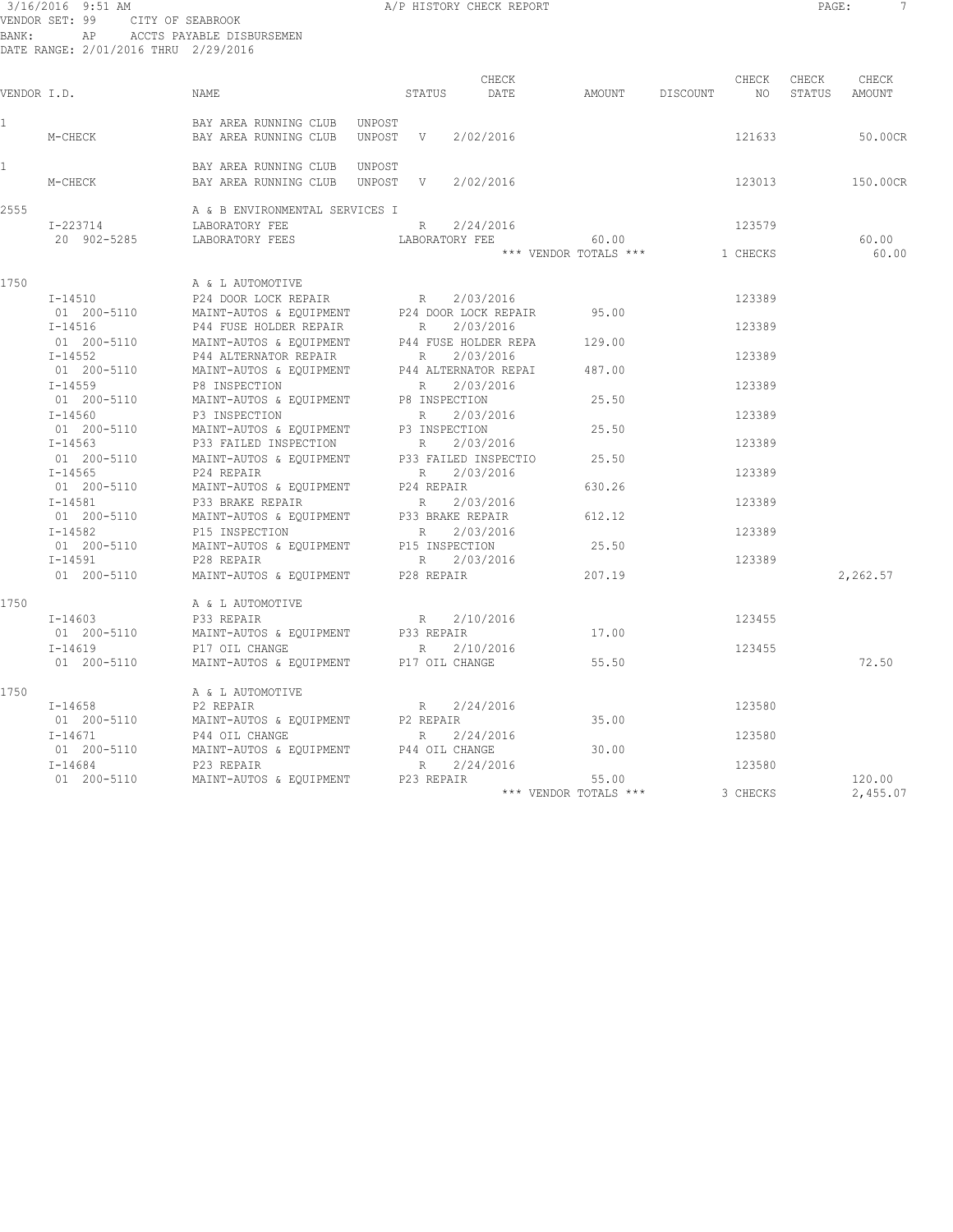3/16/2016 9:51 AM A/P HISTORY CHECK REPORT

VENDOR SET: 99 CITY OF SEABROOK
BANK: AP ACCTS PAYABLE DISBURSEMEN
DATE RANGE: 2/01/2016 THRU 2/29/2016

| VENDOR I.D. | NAME | STATUS | CHECK DATE | AMOUNT | DISCOUNT | CHECK NO | CHECK STATUS | CHECK AMOUNT |
|---|---|---|---|---|---|---|---|---|
| 1 | BAY AREA RUNNING CLUB UNPOST | | | | | | | |
| M-CHECK | BAY AREA RUNNING CLUB UNPOST | V | 2/02/2016 | | | 121633 | | 50.00CR |
| 1 | BAY AREA RUNNING CLUB UNPOST | | | | | | | |
| M-CHECK | BAY AREA RUNNING CLUB UNPOST | V | 2/02/2016 | | | 123013 | | 150.00CR |
| 2555 | A & B ENVIRONMENTAL SERVICES I | | | | | | | |
| I-223714 | LABORATORY FEE | R | 2/24/2016 | | | 123579 | | |
| 20 902-5285 | LABORATORY FEES | LABORATORY FEE | | 60.00 | | | | 60.00 |
| | | | | *** VENDOR TOTALS *** | | 1 CHECKS | | 60.00 |
| 1750 | A & L AUTOMOTIVE | | | | | | | |
| I-14510 | P24 DOOR LOCK REPAIR | R | 2/03/2016 | | | 123389 | | |
| 01 200-5110 | MAINT-AUTOS & EQUIPMENT | P24 DOOR LOCK REPAIR | | 95.00 | | | | |
| I-14516 | P44 FUSE HOLDER REPAIR | R | 2/03/2016 | | | 123389 | | |
| 01 200-5110 | MAINT-AUTOS & EQUIPMENT | P44 FUSE HOLDER REPA | | 129.00 | | | | |
| I-14552 | P44 ALTERNATOR REPAIR | R | 2/03/2016 | | | 123389 | | |
| 01 200-5110 | MAINT-AUTOS & EQUIPMENT | P44 ALTERNATOR REPAI | | 487.00 | | | | |
| I-14559 | P8 INSPECTION | R | 2/03/2016 | | | 123389 | | |
| 01 200-5110 | MAINT-AUTOS & EQUIPMENT | P8 INSPECTION | | 25.50 | | | | |
| I-14560 | P3 INSPECTION | R | 2/03/2016 | | | 123389 | | |
| 01 200-5110 | MAINT-AUTOS & EQUIPMENT | P3 INSPECTION | | 25.50 | | | | |
| I-14563 | P33 FAILED INSPECTION | R | 2/03/2016 | | | 123389 | | |
| 01 200-5110 | MAINT-AUTOS & EQUIPMENT | P33 FAILED INSPECTIO | | 25.50 | | | | |
| I-14565 | P24 REPAIR | R | 2/03/2016 | | | 123389 | | |
| 01 200-5110 | MAINT-AUTOS & EQUIPMENT | P24 REPAIR | | 630.26 | | | | |
| I-14581 | P33 BRAKE REPAIR | R | 2/03/2016 | | | 123389 | | |
| 01 200-5110 | MAINT-AUTOS & EQUIPMENT | P33 BRAKE REPAIR | | 612.12 | | | | |
| I-14582 | P15 INSPECTION | R | 2/03/2016 | | | 123389 | | |
| 01 200-5110 | MAINT-AUTOS & EQUIPMENT | P15 INSPECTION | | 25.50 | | | | |
| I-14591 | P28 REPAIR | R | 2/03/2016 | | | 123389 | | |
| 01 200-5110 | MAINT-AUTOS & EQUIPMENT | P28 REPAIR | | 207.19 | | | | 2,262.57 |
| 1750 | A & L AUTOMOTIVE | | | | | | | |
| I-14603 | P33 REPAIR | R | 2/10/2016 | | | 123455 | | |
| 01 200-5110 | MAINT-AUTOS & EQUIPMENT | P33 REPAIR | | 17.00 | | | | |
| I-14619 | P17 OIL CHANGE | R | 2/10/2016 | | | 123455 | | |
| 01 200-5110 | MAINT-AUTOS & EQUIPMENT | P17 OIL CHANGE | | 55.50 | | | | 72.50 |
| 1750 | A & L AUTOMOTIVE | | | | | | | |
| I-14658 | P2 REPAIR | R | 2/24/2016 | | | 123580 | | |
| 01 200-5110 | MAINT-AUTOS & EQUIPMENT | P2 REPAIR | | 35.00 | | | | |
| I-14671 | P44 OIL CHANGE | R | 2/24/2016 | | | 123580 | | |
| 01 200-5110 | MAINT-AUTOS & EQUIPMENT | P44 OIL CHANGE | | 30.00 | | | | |
| I-14684 | P23 REPAIR | R | 2/24/2016 | | | 123580 | | |
| 01 200-5110 | MAINT-AUTOS & EQUIPMENT | P23 REPAIR | | 55.00 | | | | 120.00 |
| | | | | *** VENDOR TOTALS *** | | 3 CHECKS | | 2,455.07 |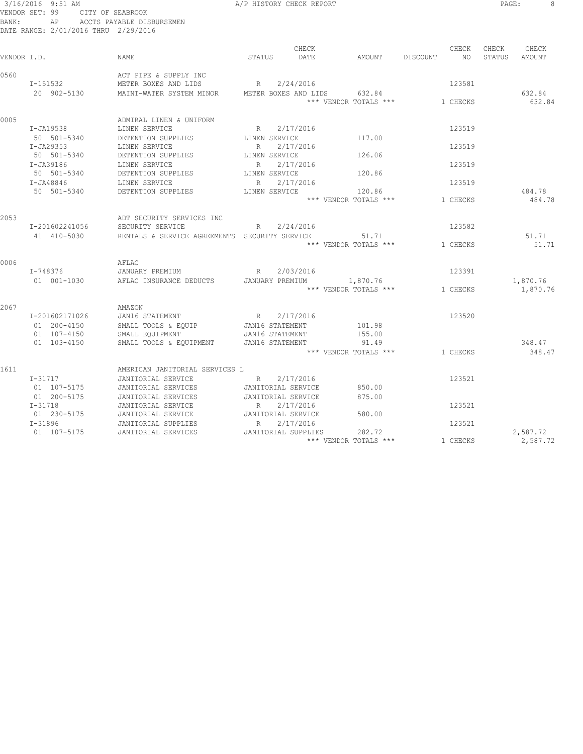3/16/2016 9:51 AM A/P HISTORY CHECK REPORT

VENDOR SET: 99 CITY OF SEABROOK

BANK: AP ACCTS PAYABLE DISBURSEMEN

DATE RANGE: 2/01/2016 THRU 2/29/2016

| VENDOR I.D. | NAME | STATUS | CHECK DATE | AMOUNT | DISCOUNT | CHECK NO | CHECK STATUS | CHECK AMOUNT |
|---|---|---|---|---|---|---|---|---|
| 0560 | ACT PIPE & SUPPLY INC | | | | | | | |
| I-151532 | METER BOXES AND LIDS | R | 2/24/2016 | | | 123581 | | |
| 20 902-5130 | MAINT-WATER SYSTEM MINOR | METER BOXES AND LIDS | | 632.84 | | | | 632.84 |
| | | | | *** VENDOR TOTALS *** | | 1 CHECKS | | 632.84 |
| 0005 | ADMIRAL LINEN & UNIFORM | | | | | | | |
| I-JA19538 | LINEN SERVICE | R | 2/17/2016 | | | 123519 | | |
| 50 501-5340 | DETENTION SUPPLIES | LINEN SERVICE | | 117.00 | | | | |
| I-JA29353 | LINEN SERVICE | R | 2/17/2016 | | | 123519 | | |
| 50 501-5340 | DETENTION SUPPLIES | LINEN SERVICE | | 126.06 | | | | |
| I-JA39186 | LINEN SERVICE | R | 2/17/2016 | | | 123519 | | |
| 50 501-5340 | DETENTION SUPPLIES | LINEN SERVICE | | 120.86 | | | | |
| I-JA48846 | LINEN SERVICE | R | 2/17/2016 | | | 123519 | | |
| 50 501-5340 | DETENTION SUPPLIES | LINEN SERVICE | | 120.86 | | | | 484.78 |
| | | | | *** VENDOR TOTALS *** | | 1 CHECKS | | 484.78 |
| 2053 | ADT SECURITY SERVICES INC | | | | | | | |
| I-201602241056 | SECURITY SERVICE | R | 2/24/2016 | | | 123582 | | |
| 41 410-5030 | RENTALS & SERVICE AGREEMENTS | SECURITY SERVICE | | 51.71 | | | | 51.71 |
| | | | | *** VENDOR TOTALS *** | | 1 CHECKS | | 51.71 |
| 0006 | AFLAC | | | | | | | |
| I-748376 | JANUARY PREMIUM | R | 2/03/2016 | | | 123391 | | |
| 01 001-1030 | AFLAC INSURANCE DEDUCTS | JANUARY PREMIUM | | 1,870.76 | | | | 1,870.76 |
| | | | | *** VENDOR TOTALS *** | | 1 CHECKS | | 1,870.76 |
| 2067 | AMAZON | | | | | | | |
| I-201602171026 | JAN16 STATEMENT | R | 2/17/2016 | | | 123520 | | |
| 01 200-4150 | SMALL TOOLS & EQUIP | JAN16 STATEMENT | | 101.98 | | | | |
| 01 107-4150 | SMALL EQUIPMENT | JAN16 STATEMENT | | 155.00 | | | | |
| 01 103-4150 | SMALL TOOLS & EQUIPMENT | JAN16 STATEMENT | | 91.49 | | | | 348.47 |
| | | | | *** VENDOR TOTALS *** | | 1 CHECKS | | 348.47 |
| 1611 | AMERICAN JANITORIAL SERVICES L | | | | | | | |
| I-31717 | JANITORIAL SERVICE | R | 2/17/2016 | | | 123521 | | |
| 01 107-5175 | JANITORIAL SERVICES | JANITORIAL SERVICE | | 850.00 | | | | |
| 01 200-5175 | JANITORIAL SERVICES | JANITORIAL SERVICE | | 875.00 | | | | |
| I-31718 | JANITORIAL SERVICE | R | 2/17/2016 | | | 123521 | | |
| 01 230-5175 | JANITORIAL SERVICE | JANITORIAL SERVICE | | 580.00 | | | | |
| I-31896 | JANITORIAL SUPPLIES | R | 2/17/2016 | | | 123521 | | |
| 01 107-5175 | JANITORIAL SERVICES | JANITORIAL SUPPLIES | | 282.72 | | | | 2,587.72 |
| | | | | *** VENDOR TOTALS *** | | 1 CHECKS | | 2,587.72 |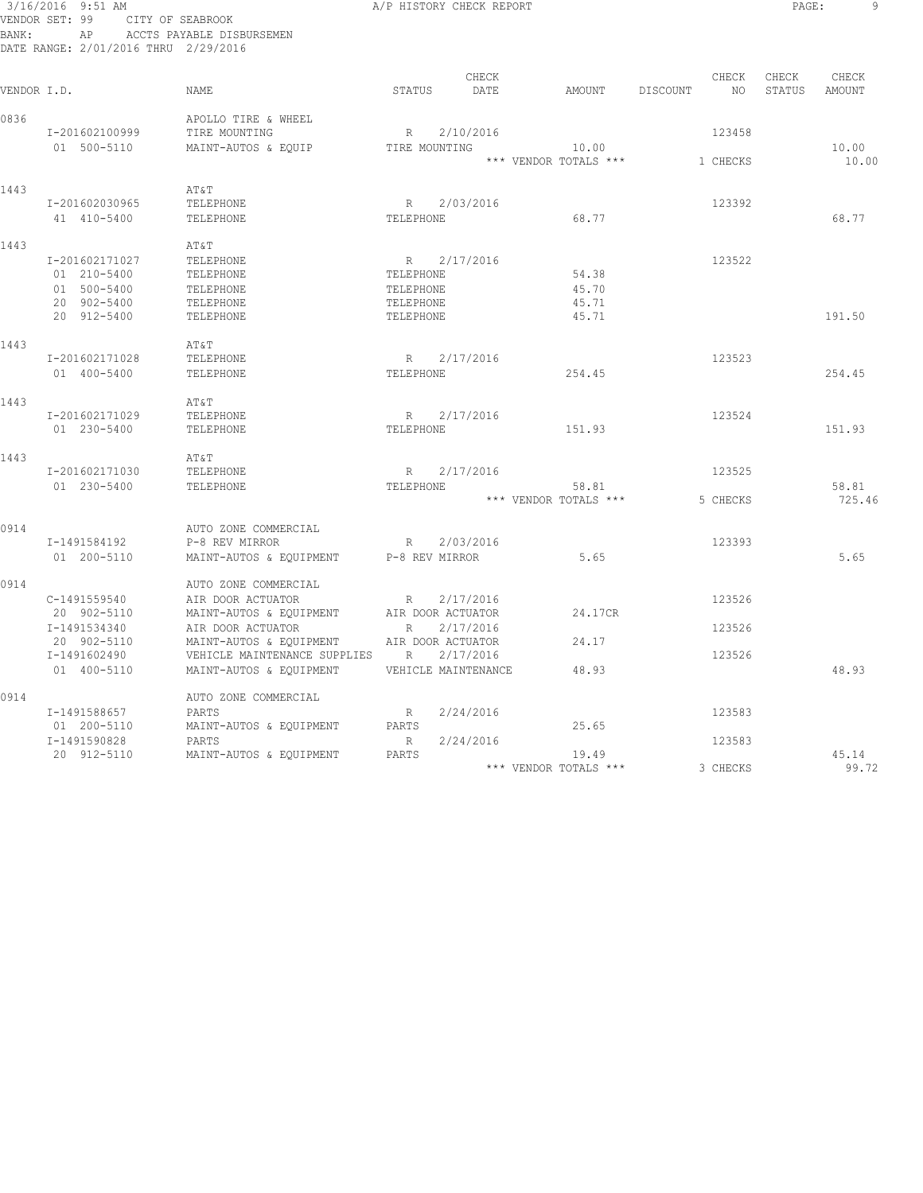3/16/2016 9:51 AM A/P HISTORY CHECK REPORT
VENDOR SET: 99 CITY OF SEABROOK
BANK: AP ACCTS PAYABLE DISBURSEMEN
DATE RANGE: 2/01/2016 THRU 2/29/2016

| VENDOR I.D. | NAME | STATUS | CHECK DATE | AMOUNT | DISCOUNT | CHECK NO | CHECK STATUS | CHECK AMOUNT |
|---|---|---|---|---|---|---|---|---|
| 0836 | APOLLO TIRE & WHEEL | | | | | | | |
| I-201602100999 | TIRE MOUNTING | R | 2/10/2016 | | | 123458 | | |
| 01 500-5110 | MAINT-AUTOS & EQUIP | TIRE MOUNTING | | 10.00 | | | | 10.00 |
| | | | | *** VENDOR TOTALS *** | | 1 CHECKS | | 10.00 |
| 1443 | AT&T | | | | | | | |
| I-201602030965 | TELEPHONE | R | 2/03/2016 | | | 123392 | | |
| 41 410-5400 | TELEPHONE | TELEPHONE | | 68.77 | | | | 68.77 |
| 1443 | AT&T | | | | | | | |
| I-201602171027 | TELEPHONE | R | 2/17/2016 | | | 123522 | | |
| 01 210-5400 | TELEPHONE | TELEPHONE | | 54.38 | | | | |
| 01 500-5400 | TELEPHONE | TELEPHONE | | 45.70 | | | | |
| 20 902-5400 | TELEPHONE | TELEPHONE | | 45.71 | | | | |
| 20 912-5400 | TELEPHONE | TELEPHONE | | 45.71 | | | | 191.50 |
| 1443 | AT&T | | | | | | | |
| I-201602171028 | TELEPHONE | R | 2/17/2016 | | | 123523 | | |
| 01 400-5400 | TELEPHONE | TELEPHONE | | 254.45 | | | | 254.45 |
| 1443 | AT&T | | | | | | | |
| I-201602171029 | TELEPHONE | R | 2/17/2016 | | | 123524 | | |
| 01 230-5400 | TELEPHONE | TELEPHONE | | 151.93 | | | | 151.93 |
| 1443 | AT&T | | | | | | | |
| I-201602171030 | TELEPHONE | R | 2/17/2016 | | | 123525 | | |
| 01 230-5400 | TELEPHONE | TELEPHONE | | 58.81 | | | | 58.81 |
| | | | | *** VENDOR TOTALS *** | | 5 CHECKS | | 725.46 |
| 0914 | AUTO ZONE COMMERCIAL | | | | | | | |
| I-1491584192 | P-8 REV MIRROR | R | 2/03/2016 | | | 123393 | | |
| 01 200-5110 | MAINT-AUTOS & EQUIPMENT | P-8 REV MIRROR | | 5.65 | | | | 5.65 |
| 0914 | AUTO ZONE COMMERCIAL | | | | | | | |
| C-1491559540 | AIR DOOR ACTUATOR | R | 2/17/2016 | | | 123526 | | |
| 20 902-5110 | MAINT-AUTOS & EQUIPMENT | AIR DOOR ACTUATOR | | 24.17CR | | | | |
| I-1491534340 | AIR DOOR ACTUATOR | R | 2/17/2016 | | | 123526 | | |
| 20 902-5110 | MAINT-AUTOS & EQUIPMENT | AIR DOOR ACTUATOR | | 24.17 | | | | |
| I-1491602490 | VEHICLE MAINTENANCE SUPPLIES | R | 2/17/2016 | | | 123526 | | |
| 01 400-5110 | MAINT-AUTOS & EQUIPMENT | VEHICLE MAINTENANCE | | 48.93 | | | | 48.93 |
| 0914 | AUTO ZONE COMMERCIAL | | | | | | | |
| I-1491588657 | PARTS | R | 2/24/2016 | | | 123583 | | |
| 01 200-5110 | MAINT-AUTOS & EQUIPMENT | PARTS | | 25.65 | | | | |
| I-1491590828 | PARTS | R | 2/24/2016 | | | 123583 | | |
| 20 912-5110 | MAINT-AUTOS & EQUIPMENT | PARTS | | 19.49 | | | | 45.14 |
| | | | | *** VENDOR TOTALS *** | | 3 CHECKS | | 99.72 |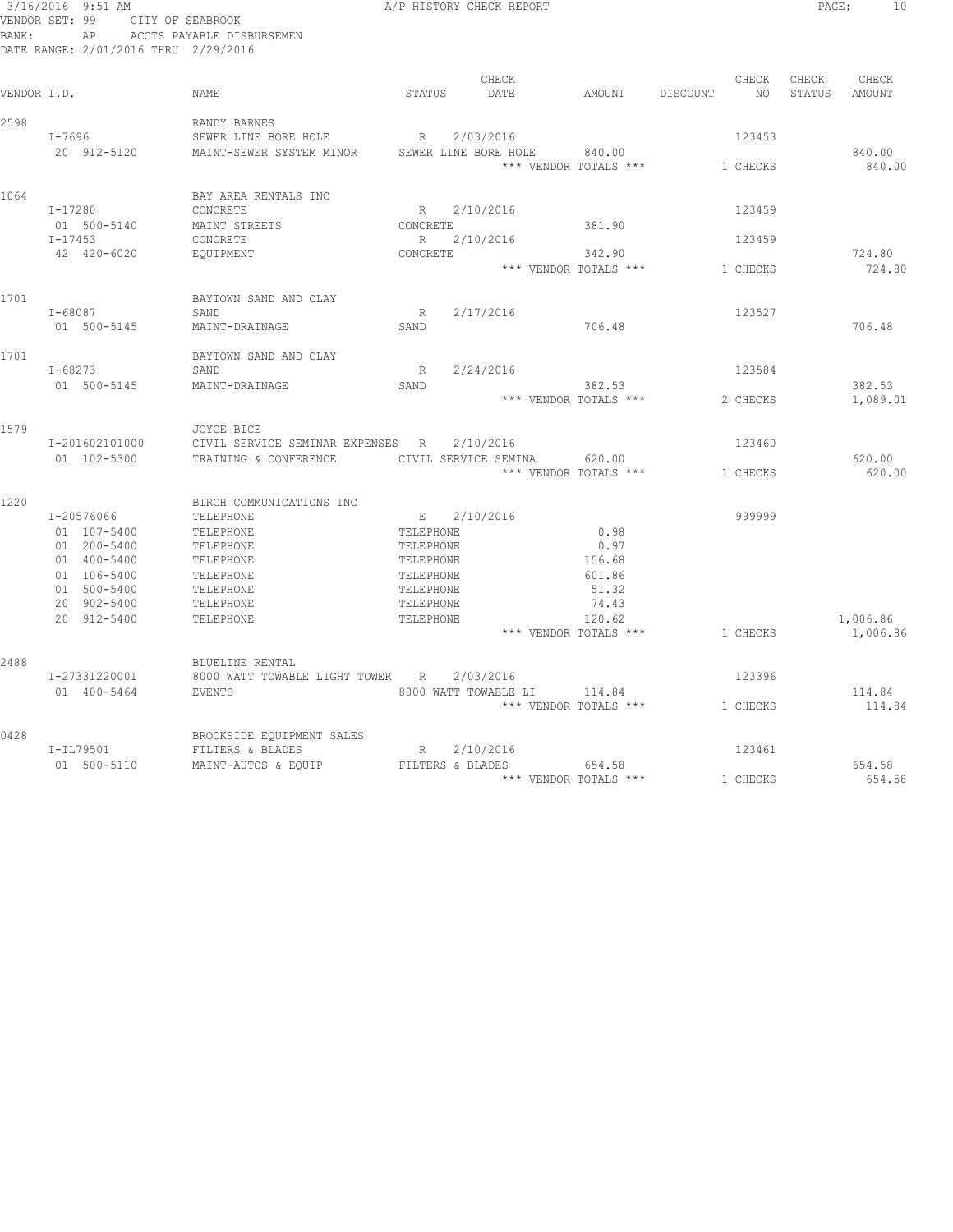3/16/2016 9:51 AM A/P HISTORY CHECK REPORT
VENDOR SET: 99 CITY OF SEABROOK
BANK: AP ACCTS PAYABLE DISBURSEMEN
DATE RANGE: 2/01/2016 THRU 2/29/2016

| VENDOR I.D. | NAME | STATUS | CHECK DATE | AMOUNT | DISCOUNT | CHECK NO | CHECK STATUS | CHECK AMOUNT |
|---|---|---|---|---|---|---|---|---|
| 2598 | RANDY BARNES | | | | | | | |
| I-7696 | SEWER LINE BORE HOLE | R | 2/03/2016 | | | 123453 | | |
| 20 912-5120 | MAINT-SEWER SYSTEM MINOR | SEWER LINE BORE HOLE | | 840.00 | | | | 840.00 |
| | | | | *** VENDOR TOTALS *** | | 1 CHECKS | | 840.00 |
| 1064 | BAY AREA RENTALS INC | | | | | | | |
| I-17280 | CONCRETE | R | 2/10/2016 | | | 123459 | | |
| 01 500-5140 | MAINT STREETS | CONCRETE | | 381.90 | | | | |
| I-17453 | CONCRETE | R | 2/10/2016 | | | 123459 | | |
| 42 420-6020 | EQUIPMENT | CONCRETE | | 342.90 | | | | 724.80 |
| | | | | *** VENDOR TOTALS *** | | 1 CHECKS | | 724.80 |
| 1701 | BAYTOWN SAND AND CLAY | | | | | | | |
| I-68087 | SAND | R | 2/17/2016 | | | 123527 | | |
| 01 500-5145 | MAINT-DRAINAGE | SAND | | 706.48 | | | | 706.48 |
| 1701 | BAYTOWN SAND AND CLAY | | | | | | | |
| I-68273 | SAND | R | 2/24/2016 | | | 123584 | | |
| 01 500-5145 | MAINT-DRAINAGE | SAND | | 382.53 | | | | 382.53 |
| | | | | *** VENDOR TOTALS *** | | 2 CHECKS | | 1,089.01 |
| 1579 | JOYCE BICE | | | | | | | |
| I-201602101000 | CIVIL SERVICE SEMINAR EXPENSES | R | 2/10/2016 | | | 123460 | | |
| 01 102-5300 | TRAINING & CONFERENCE | CIVIL SERVICE SEMINA | | 620.00 | | | | 620.00 |
| | | | | *** VENDOR TOTALS *** | | 1 CHECKS | | 620.00 |
| 1220 | BIRCH COMMUNICATIONS INC | | | | | | | |
| I-20576066 | TELEPHONE | E | 2/10/2016 | | | 999999 | | |
| 01 107-5400 | TELEPHONE | TELEPHONE | | 0.98 | | | | |
| 01 200-5400 | TELEPHONE | TELEPHONE | | 0.97 | | | | |
| 01 400-5400 | TELEPHONE | TELEPHONE | | 156.68 | | | | |
| 01 106-5400 | TELEPHONE | TELEPHONE | | 601.86 | | | | |
| 01 500-5400 | TELEPHONE | TELEPHONE | | 51.32 | | | | |
| 20 902-5400 | TELEPHONE | TELEPHONE | | 74.43 | | | | |
| 20 912-5400 | TELEPHONE | TELEPHONE | | 120.62 | | | | 1,006.86 |
| | | | | *** VENDOR TOTALS *** | | 1 CHECKS | | 1,006.86 |
| 2488 | BLUELINE RENTAL | | | | | | | |
| I-27331220001 | 8000 WATT TOWABLE LIGHT TOWER | R | 2/03/2016 | | | 123396 | | |
| 01 400-5464 | EVENTS | 8000 WATT TOWABLE LI | | 114.84 | | | | 114.84 |
| | | | | *** VENDOR TOTALS *** | | 1 CHECKS | | 114.84 |
| 0428 | BROOKSIDE EQUIPMENT SALES | | | | | | | |
| I-IL79501 | FILTERS & BLADES | R | 2/10/2016 | | | 123461 | | |
| 01 500-5110 | MAINT-AUTOS & EQUIP | FILTERS & BLADES | | 654.58 | | | | 654.58 |
| | | | | *** VENDOR TOTALS *** | | 1 CHECKS | | 654.58 |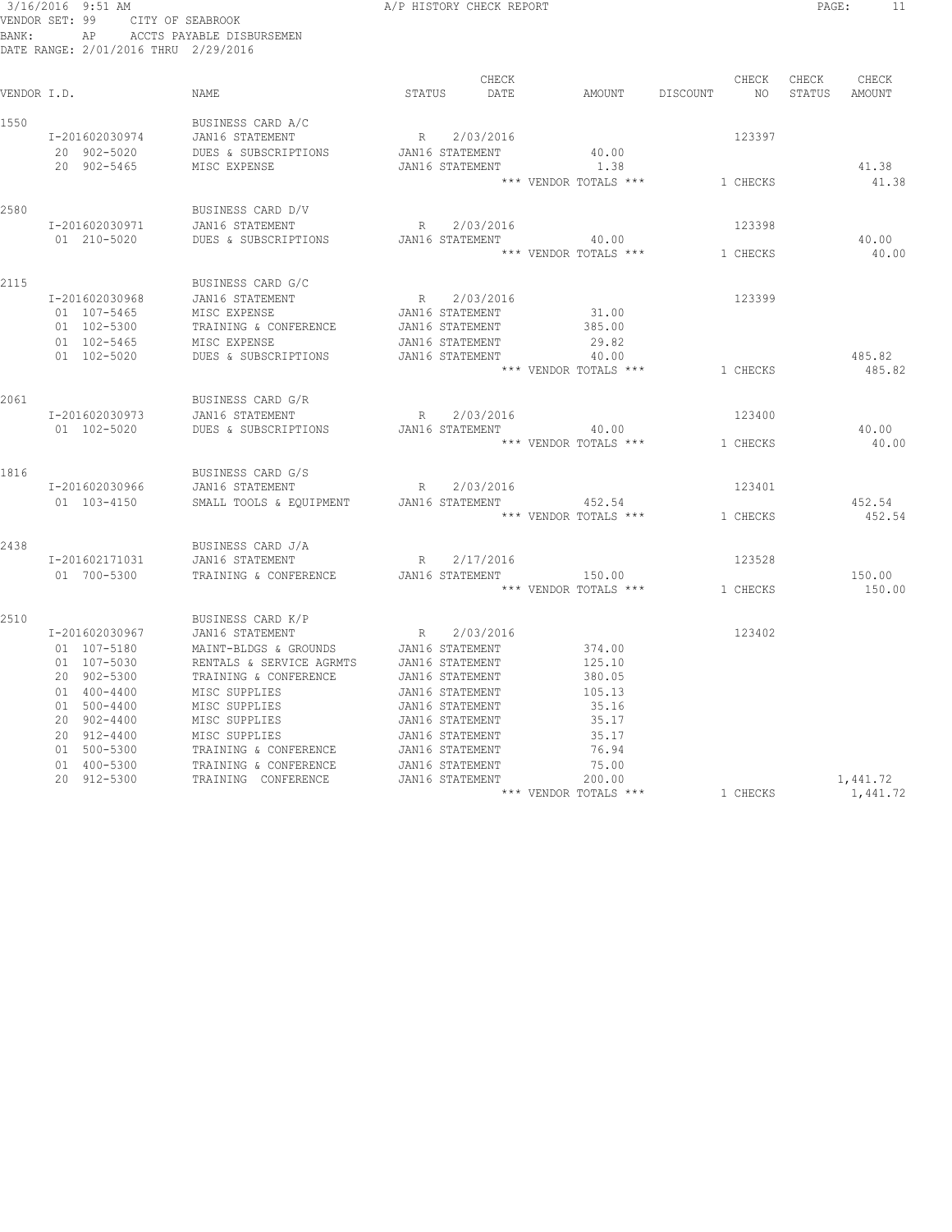3/16/2016 9:51 AM A/P HISTORY CHECK REPORT

VENDOR SET: 99 CITY OF SEABROOK

BANK: AP ACCTS PAYABLE DISBURSEMEN

DATE RANGE: 2/01/2016 THRU 2/29/2016

| VENDOR I.D. | NAME | STATUS | CHECK DATE | AMOUNT | DISCOUNT | CHECK NO | CHECK STATUS | CHECK AMOUNT |
|---|---|---|---|---|---|---|---|---|
| 1550 | BUSINESS CARD A/C | | | | | | | |
| I-201602030974 | JAN16 STATEMENT | R | 2/03/2016 | | | 123397 | | |
| 20 902-5020 | DUES & SUBSCRIPTIONS | JAN16 STATEMENT | | 40.00 | | | | |
| 20 902-5465 | MISC EXPENSE | JAN16 STATEMENT | | 1.38 | | | | 41.38 |
| | | | | *** VENDOR TOTALS *** | | 1 CHECKS | | 41.38 |
| 2580 | BUSINESS CARD D/V | | | | | | | |
| I-201602030971 | JAN16 STATEMENT | R | 2/03/2016 | | | 123398 | | |
| 01 210-5020 | DUES & SUBSCRIPTIONS | JAN16 STATEMENT | | 40.00 | | | | 40.00 |
| | | | | *** VENDOR TOTALS *** | | 1 CHECKS | | 40.00 |
| 2115 | BUSINESS CARD G/C | | | | | | | |
| I-201602030968 | JAN16 STATEMENT | R | 2/03/2016 | | | 123399 | | |
| 01 107-5465 | MISC EXPENSE | JAN16 STATEMENT | | 31.00 | | | | |
| 01 102-5300 | TRAINING & CONFERENCE | JAN16 STATEMENT | | 385.00 | | | | |
| 01 102-5465 | MISC EXPENSE | JAN16 STATEMENT | | 29.82 | | | | |
| 01 102-5020 | DUES & SUBSCRIPTIONS | JAN16 STATEMENT | | 40.00 | | | | 485.82 |
| | | | | *** VENDOR TOTALS *** | | 1 CHECKS | | 485.82 |
| 2061 | BUSINESS CARD G/R | | | | | | | |
| I-201602030973 | JAN16 STATEMENT | R | 2/03/2016 | | | 123400 | | |
| 01 102-5020 | DUES & SUBSCRIPTIONS | JAN16 STATEMENT | | 40.00 | | | | 40.00 |
| | | | | *** VENDOR TOTALS *** | | 1 CHECKS | | 40.00 |
| 1816 | BUSINESS CARD G/S | | | | | | | |
| I-201602030966 | JAN16 STATEMENT | R | 2/03/2016 | | | 123401 | | |
| 01 103-4150 | SMALL TOOLS & EQUIPMENT | JAN16 STATEMENT | | 452.54 | | | | 452.54 |
| | | | | *** VENDOR TOTALS *** | | 1 CHECKS | | 452.54 |
| 2438 | BUSINESS CARD J/A | | | | | | | |
| I-201602171031 | JAN16 STATEMENT | R | 2/17/2016 | | | 123528 | | |
| 01 700-5300 | TRAINING & CONFERENCE | JAN16 STATEMENT | | 150.00 | | | | 150.00 |
| | | | | *** VENDOR TOTALS *** | | 1 CHECKS | | 150.00 |
| 2510 | BUSINESS CARD K/P | | | | | | | |
| I-201602030967 | JAN16 STATEMENT | R | 2/03/2016 | | | 123402 | | |
| 01 107-5180 | MAINT-BLDGS & GROUNDS | JAN16 STATEMENT | | 374.00 | | | | |
| 01 107-5030 | RENTALS & SERVICE AGRMTS | JAN16 STATEMENT | | 125.10 | | | | |
| 20 902-5300 | TRAINING & CONFERENCE | JAN16 STATEMENT | | 380.05 | | | | |
| 01 400-4400 | MISC SUPPLIES | JAN16 STATEMENT | | 105.13 | | | | |
| 01 500-4400 | MISC SUPPLIES | JAN16 STATEMENT | | 35.16 | | | | |
| 20 902-4400 | MISC SUPPLIES | JAN16 STATEMENT | | 35.17 | | | | |
| 20 912-4400 | MISC SUPPLIES | JAN16 STATEMENT | | 35.17 | | | | |
| 01 500-5300 | TRAINING & CONFERENCE | JAN16 STATEMENT | | 76.94 | | | | |
| 01 400-5300 | TRAINING & CONFERENCE | JAN16 STATEMENT | | 75.00 | | | | |
| 20 912-5300 | TRAINING CONFERENCE | JAN16 STATEMENT | | 200.00 | | | | 1,441.72 |
| | | | | *** VENDOR TOTALS *** | | 1 CHECKS | | 1,441.72 |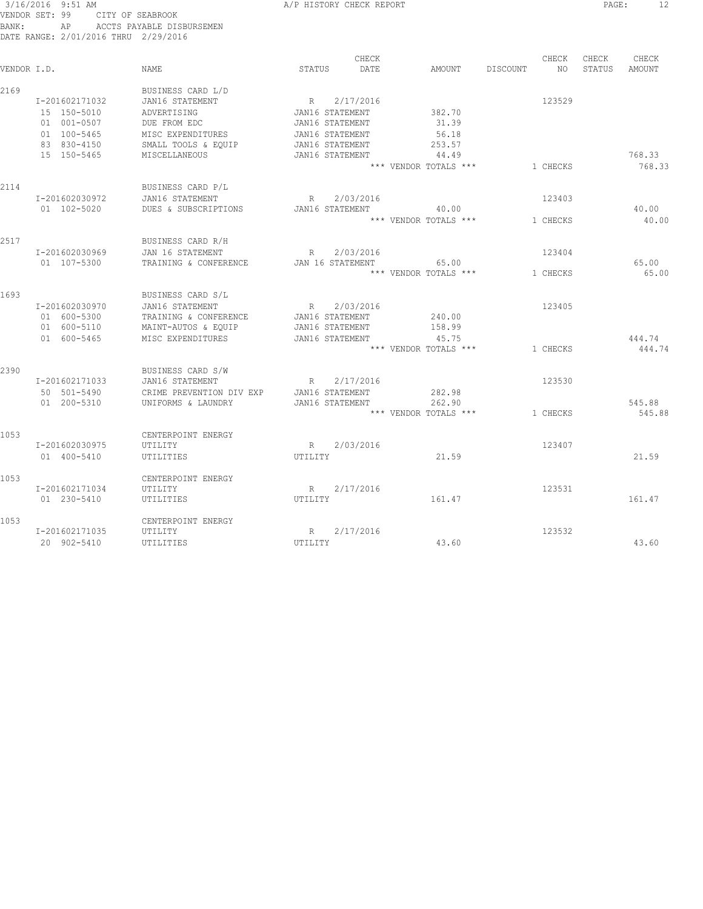3/16/2016 9:51 AM A/P HISTORY CHECK REPORT
VENDOR SET: 99 CITY OF SEABROOK
BANK: AP ACCTS PAYABLE DISBURSEMEN
DATE RANGE: 2/01/2016 THRU 2/29/2016

| VENDOR I.D. | NAME | STATUS | CHECK DATE | AMOUNT | DISCOUNT | CHECK NO | CHECK STATUS | CHECK AMOUNT |
|---|---|---|---|---|---|---|---|---|
| 2169 | BUSINESS CARD L/D | | | | | | | |
| I-201602171032 | JAN16 STATEMENT | R | 2/17/2016 | | | 123529 | | |
| 15 150-5010 | ADVERTISING | JAN16 STATEMENT | | 382.70 | | | | |
| 01 001-0507 | DUE FROM EDC | JAN16 STATEMENT | | 31.39 | | | | |
| 01 100-5465 | MISC EXPENDITURES | JAN16 STATEMENT | | 56.18 | | | | |
| 83 830-4150 | SMALL TOOLS & EQUIP | JAN16 STATEMENT | | 253.57 | | | | |
| 15 150-5465 | MISCELLANEOUS | JAN16 STATEMENT | | 44.49 | | | | 768.33 |
| | | | | *** VENDOR TOTALS *** | | 1 CHECKS | | 768.33 |
| 2114 | BUSINESS CARD P/L | | | | | | | |
| I-201602030972 | JAN16 STATEMENT | R | 2/03/2016 | | | 123403 | | |
| 01 102-5020 | DUES & SUBSCRIPTIONS | JAN16 STATEMENT | | 40.00 | | | | 40.00 |
| | | | | *** VENDOR TOTALS *** | | 1 CHECKS | | 40.00 |
| 2517 | BUSINESS CARD R/H | | | | | | | |
| I-201602030969 | JAN 16 STATEMENT | R | 2/03/2016 | | | 123404 | | |
| 01 107-5300 | TRAINING & CONFERENCE | JAN 16 STATEMENT | | 65.00 | | | | 65.00 |
| | | | | *** VENDOR TOTALS *** | | 1 CHECKS | | 65.00 |
| 1693 | BUSINESS CARD S/L | | | | | | | |
| I-201602030970 | JAN16 STATEMENT | R | 2/03/2016 | | | 123405 | | |
| 01 600-5300 | TRAINING & CONFERENCE | JAN16 STATEMENT | | 240.00 | | | | |
| 01 600-5110 | MAINT-AUTOS & EQUIP | JAN16 STATEMENT | | 158.99 | | | | |
| 01 600-5465 | MISC EXPENDITURES | JAN16 STATEMENT | | 45.75 | | | | 444.74 |
| | | | | *** VENDOR TOTALS *** | | 1 CHECKS | | 444.74 |
| 2390 | BUSINESS CARD S/W | | | | | | | |
| I-201602171033 | JAN16 STATEMENT | R | 2/17/2016 | | | 123530 | | |
| 50 501-5490 | CRIME PREVENTION DIV EXP | JAN16 STATEMENT | | 282.98 | | | | |
| 01 200-5310 | UNIFORMS & LAUNDRY | JAN16 STATEMENT | | 262.90 | | | | 545.88 |
| | | | | *** VENDOR TOTALS *** | | 1 CHECKS | | 545.88 |
| 1053 | CENTERPOINT ENERGY | | | | | | | |
| I-201602030975 | UTILITY | R | 2/03/2016 | | | 123407 | | |
| 01 400-5410 | UTILITIES | UTILITY | | 21.59 | | | | 21.59 |
| 1053 | CENTERPOINT ENERGY | | | | | | | |
| I-201602171034 | UTILITY | R | 2/17/2016 | | | 123531 | | |
| 01 230-5410 | UTILITIES | UTILITY | | 161.47 | | | | 161.47 |
| 1053 | CENTERPOINT ENERGY | | | | | | | |
| I-201602171035 | UTILITY | R | 2/17/2016 | | | 123532 | | |
| 20 902-5410 | UTILITIES | UTILITY | | 43.60 | | | | 43.60 |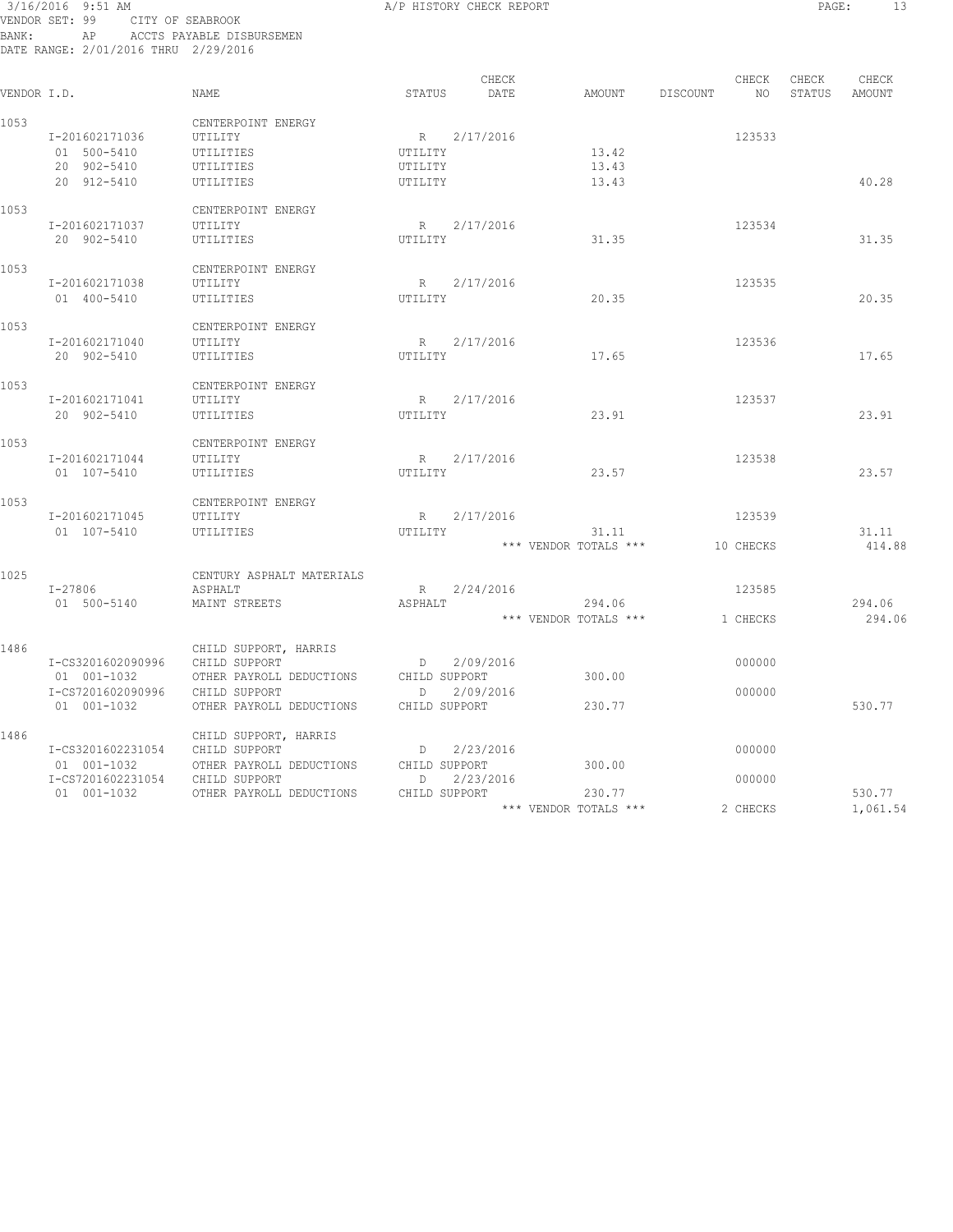3/16/2016 9:51 AM A/P HISTORY CHECK REPORT

VENDOR SET: 99 CITY OF SEABROOK
BANK: AP ACCTS PAYABLE DISBURSEMEN
DATE RANGE: 2/01/2016 THRU 2/29/2016

| VENDOR I.D. | NAME | STATUS | CHECK DATE | AMOUNT | DISCOUNT | CHECK NO | CHECK STATUS | CHECK AMOUNT |
|---|---|---|---|---|---|---|---|---|
| 1053 | CENTERPOINT ENERGY | | | | | | | |
| I-201602171036 | UTILITY | R | 2/17/2016 | | | 123533 | | |
| 01 500-5410 | UTILITIES | UTILITY | | 13.42 | | | | |
| 20 902-5410 | UTILITIES | UTILITY | | 13.43 | | | | |
| 20 912-5410 | UTILITIES | UTILITY | | 13.43 | | | | 40.28 |
| 1053 | CENTERPOINT ENERGY | | | | | | | |
| I-201602171037 | UTILITY | R | 2/17/2016 | | | 123534 | | |
| 20 902-5410 | UTILITIES | UTILITY | | 31.35 | | | | 31.35 |
| 1053 | CENTERPOINT ENERGY | | | | | | | |
| I-201602171038 | UTILITY | R | 2/17/2016 | | | 123535 | | |
| 01 400-5410 | UTILITIES | UTILITY | | 20.35 | | | | 20.35 |
| 1053 | CENTERPOINT ENERGY | | | | | | | |
| I-201602171040 | UTILITY | R | 2/17/2016 | | | 123536 | | |
| 20 902-5410 | UTILITIES | UTILITY | | 17.65 | | | | 17.65 |
| 1053 | CENTERPOINT ENERGY | | | | | | | |
| I-201602171041 | UTILITY | R | 2/17/2016 | | | 123537 | | |
| 20 902-5410 | UTILITIES | UTILITY | | 23.91 | | | | 23.91 |
| 1053 | CENTERPOINT ENERGY | | | | | | | |
| I-201602171044 | UTILITY | R | 2/17/2016 | | | 123538 | | |
| 01 107-5410 | UTILITIES | UTILITY | | 23.57 | | | | 23.57 |
| 1053 | CENTERPOINT ENERGY | | | | | | | |
| I-201602171045 | UTILITY | R | 2/17/2016 | | | 123539 | | |
| 01 107-5410 | UTILITIES | UTILITY | | 31.11 | | | | 31.11 |
| | | | | *** VENDOR TOTALS *** | | 10 CHECKS | | 414.88 |
| 1025 | CENTURY ASPHALT MATERIALS | | | | | | | |
| I-27806 | ASPHALT | R | 2/24/2016 | | | 123585 | | |
| 01 500-5140 | MAINT STREETS | ASPHALT | | 294.06 | | | | 294.06 |
| | | | | *** VENDOR TOTALS *** | | 1 CHECKS | | 294.06 |
| 1486 | CHILD SUPPORT, HARRIS | | | | | | | |
| I-CS3201602090996 | CHILD SUPPORT | D | 2/09/2016 | | | 000000 | | |
| 01 001-1032 | OTHER PAYROLL DEDUCTIONS | CHILD SUPPORT | | 300.00 | | | | |
| I-CS7201602090996 | CHILD SUPPORT | D | 2/09/2016 | | | 000000 | | |
| 01 001-1032 | OTHER PAYROLL DEDUCTIONS | CHILD SUPPORT | | 230.77 | | | | 530.77 |
| 1486 | CHILD SUPPORT, HARRIS | | | | | | | |
| I-CS3201602231054 | CHILD SUPPORT | D | 2/23/2016 | | | 000000 | | |
| 01 001-1032 | OTHER PAYROLL DEDUCTIONS | CHILD SUPPORT | | 300.00 | | | | |
| I-CS7201602231054 | CHILD SUPPORT | D | 2/23/2016 | | | 000000 | | |
| 01 001-1032 | OTHER PAYROLL DEDUCTIONS | CHILD SUPPORT | | 230.77 | | | | 530.77 |
| | | | | *** VENDOR TOTALS *** | | 2 CHECKS | | 1,061.54 |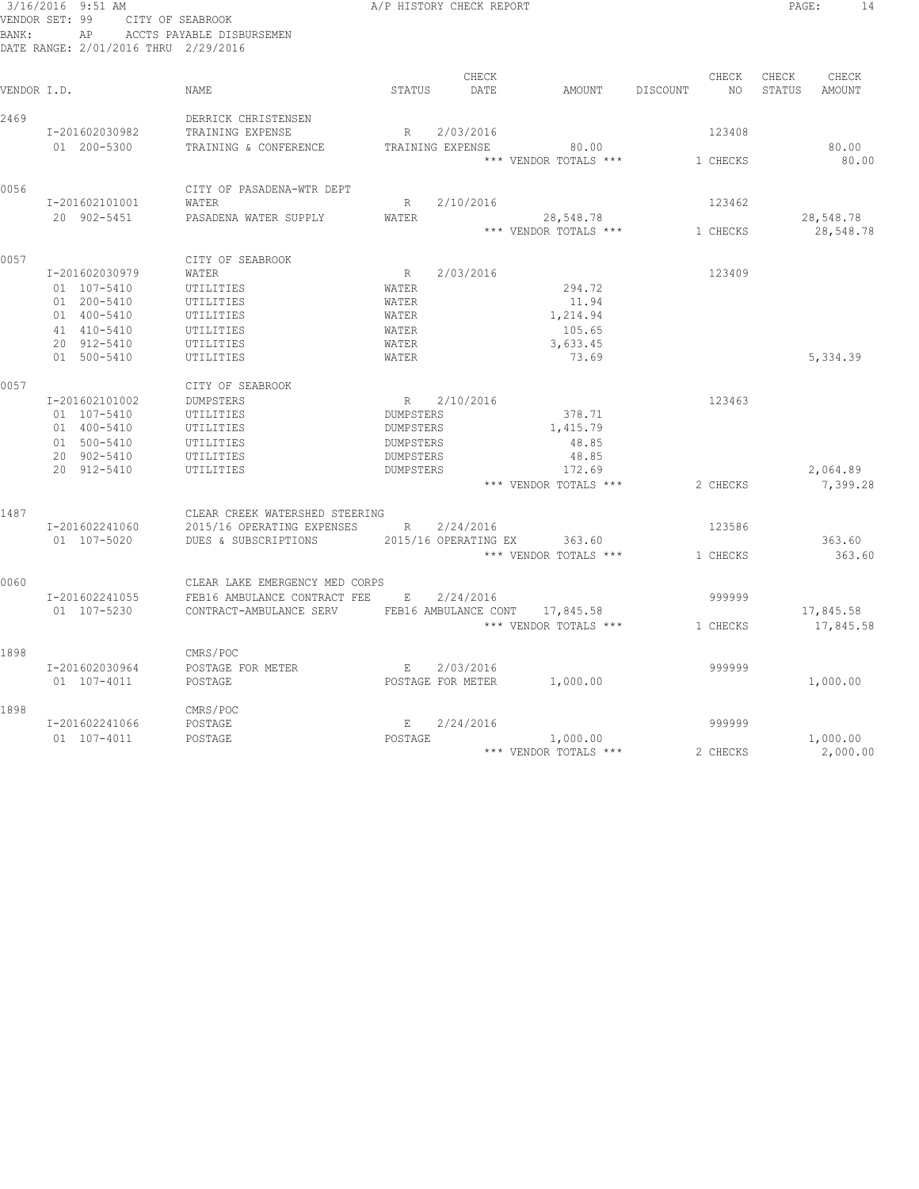3/16/2016 9:51 AM A/P HISTORY CHECK REPORT PAGE: 14

VENDOR SET: 99 CITY OF SEABROOK

BANK: AP ACCTS PAYABLE DISBURSEMEN

DATE RANGE: 2/01/2016 THRU 2/29/2016

| VENDOR I.D. | NAME | STATUS | CHECK DATE | AMOUNT | DISCOUNT | CHECK NO | CHECK STATUS | CHECK AMOUNT |
|---|---|---|---|---|---|---|---|---|
| 2469 | DERRICK CHRISTENSEN | | | | | | | |
| I-201602030982 | TRAINING EXPENSE | R | 2/03/2016 | | | 123408 | | |
| 01 200-5300 | TRAINING & CONFERENCE | TRAINING EXPENSE | | 80.00 | | | | 80.00 |
| | | | | *** VENDOR TOTALS *** | | 1 CHECKS | | 80.00 |
| 0056 | CITY OF PASADENA-WTR DEPT | | | | | | | |
| I-201602101001 | WATER | R | 2/10/2016 | | | 123462 | | |
| 20 902-5451 | PASADENA WATER SUPPLY | WATER | | 28,548.78 | | | | 28,548.78 |
| | | | | *** VENDOR TOTALS *** | | 1 CHECKS | | 28,548.78 |
| 0057 | CITY OF SEABROOK | | | | | | | |
| I-201602030979 | WATER | R | 2/03/2016 | | | 123409 | | |
| 01 107-5410 | UTILITIES | WATER | | 294.72 | | | | |
| 01 200-5410 | UTILITIES | WATER | | 11.94 | | | | |
| 01 400-5410 | UTILITIES | WATER | | 1,214.94 | | | | |
| 41 410-5410 | UTILITIES | WATER | | 105.65 | | | | |
| 20 912-5410 | UTILITIES | WATER | | 3,633.45 | | | | |
| 01 500-5410 | UTILITIES | WATER | | 73.69 | | | | 5,334.39 |
| 0057 | CITY OF SEABROOK | | | | | | | |
| I-201602101002 | DUMPSTERS | R | 2/10/2016 | | | 123463 | | |
| 01 107-5410 | UTILITIES | DUMPSTERS | | 378.71 | | | | |
| 01 400-5410 | UTILITIES | DUMPSTERS | | 1,415.79 | | | | |
| 01 500-5410 | UTILITIES | DUMPSTERS | | 48.85 | | | | |
| 20 902-5410 | UTILITIES | DUMPSTERS | | 48.85 | | | | |
| 20 912-5410 | UTILITIES | DUMPSTERS | | 172.69 | | | | 2,064.89 |
| | | | | *** VENDOR TOTALS *** | | 2 CHECKS | | 7,399.28 |
| 1487 | CLEAR CREEK WATERSHED STEERING | | | | | | | |
| I-201602241060 | 2015/16 OPERATING EXPENSES | R | 2/24/2016 | | | 123586 | | |
| 01 107-5020 | DUES & SUBSCRIPTIONS | 2015/16 OPERATING EX | | 363.60 | | | | 363.60 |
| | | | | *** VENDOR TOTALS *** | | 1 CHECKS | | 363.60 |
| 0060 | CLEAR LAKE EMERGENCY MED CORPS | | | | | | | |
| I-201602241055 | FEB16 AMBULANCE CONTRACT FEE | E | 2/24/2016 | | | 999999 | | |
| 01 107-5230 | CONTRACT-AMBULANCE SERV | FEB16 AMBULANCE CONT | | 17,845.58 | | | | 17,845.58 |
| | | | | *** VENDOR TOTALS *** | | 1 CHECKS | | 17,845.58 |
| 1898 | CMRS/POC | | | | | | | |
| I-201602030964 | POSTAGE FOR METER | E | 2/03/2016 | | | 999999 | | |
| 01 107-4011 | POSTAGE | POSTAGE FOR METER | | 1,000.00 | | | | 1,000.00 |
| 1898 | CMRS/POC | | | | | | | |
| I-201602241066 | POSTAGE | E | 2/24/2016 | | | 999999 | | |
| 01 107-4011 | POSTAGE | POSTAGE | | 1,000.00 | | | | 1,000.00 |
| | | | | *** VENDOR TOTALS *** | | 2 CHECKS | | 2,000.00 |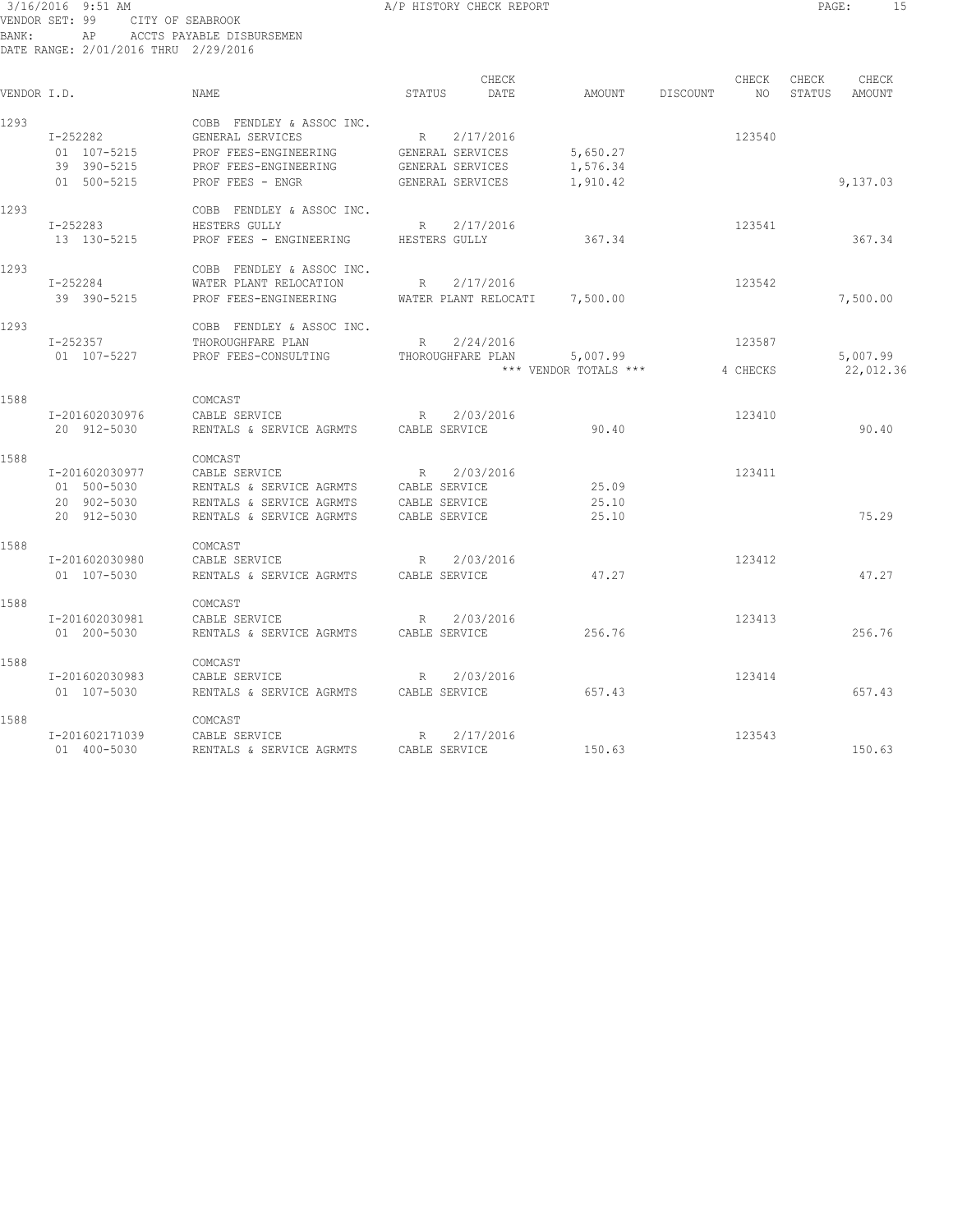3/16/2016 9:51 AM A/P HISTORY CHECK REPORT

VENDOR SET: 99 CITY OF SEABROOK
BANK: AP ACCTS PAYABLE DISBURSEMEN
DATE RANGE: 2/01/2016 THRU 2/29/2016

| VENDOR I.D. | NAME | STATUS | CHECK DATE | AMOUNT | DISCOUNT | CHECK NO | CHECK STATUS | CHECK AMOUNT |
|---|---|---|---|---|---|---|---|---|
| 1293 | COBB FENDLEY & ASSOC INC. | | | | | | | |
| I-252282 | GENERAL SERVICES | R | 2/17/2016 | | | 123540 | | |
| 01 107-5215 | PROF FEES-ENGINEERING | GENERAL SERVICES | | 5,650.27 | | | | |
| 39 390-5215 | PROF FEES-ENGINEERING | GENERAL SERVICES | | 1,576.34 | | | | |
| 01 500-5215 | PROF FEES - ENGR | GENERAL SERVICES | | 1,910.42 | | | | 9,137.03 |
| 1293 | COBB FENDLEY & ASSOC INC. | | | | | | | |
| I-252283 | HESTERS GULLY | R | 2/17/2016 | | | 123541 | | |
| 13 130-5215 | PROF FEES - ENGINEERING | HESTERS GULLY | | 367.34 | | | | 367.34 |
| 1293 | COBB FENDLEY & ASSOC INC. | | | | | | | |
| I-252284 | WATER PLANT RELOCATION | R | 2/17/2016 | | | 123542 | | |
| 39 390-5215 | PROF FEES-ENGINEERING | WATER PLANT RELOCATI | | 7,500.00 | | | | 7,500.00 |
| 1293 | COBB FENDLEY & ASSOC INC. | | | | | | | |
| I-252357 | THOROUGHFARE PLAN | R | 2/24/2016 | | | 123587 | | |
| 01 107-5227 | PROF FEES-CONSULTING | THOROUGHFARE PLAN | | 5,007.99 | | | | 5,007.99 |
| | | | | *** VENDOR TOTALS *** | | 4 CHECKS | | 22,012.36 |
| 1588 | COMCAST | | | | | | | |
| I-201602030976 | CABLE SERVICE | R | 2/03/2016 | | | 123410 | | |
| 20 912-5030 | RENTALS & SERVICE AGRMTS | CABLE SERVICE | | 90.40 | | | | 90.40 |
| 1588 | COMCAST | | | | | | | |
| I-201602030977 | CABLE SERVICE | R | 2/03/2016 | | | 123411 | | |
| 01 500-5030 | RENTALS & SERVICE AGRMTS | CABLE SERVICE | | 25.09 | | | | |
| 20 902-5030 | RENTALS & SERVICE AGRMTS | CABLE SERVICE | | 25.10 | | | | |
| 20 912-5030 | RENTALS & SERVICE AGRMTS | CABLE SERVICE | | 25.10 | | | | 75.29 |
| 1588 | COMCAST | | | | | | | |
| I-201602030980 | CABLE SERVICE | R | 2/03/2016 | | | 123412 | | |
| 01 107-5030 | RENTALS & SERVICE AGRMTS | CABLE SERVICE | | 47.27 | | | | 47.27 |
| 1588 | COMCAST | | | | | | | |
| I-201602030981 | CABLE SERVICE | R | 2/03/2016 | | | 123413 | | |
| 01 200-5030 | RENTALS & SERVICE AGRMTS | CABLE SERVICE | | 256.76 | | | | 256.76 |
| 1588 | COMCAST | | | | | | | |
| I-201602030983 | CABLE SERVICE | R | 2/03/2016 | | | 123414 | | |
| 01 107-5030 | RENTALS & SERVICE AGRMTS | CABLE SERVICE | | 657.43 | | | | 657.43 |
| 1588 | COMCAST | | | | | | | |
| I-201602171039 | CABLE SERVICE | R | 2/17/2016 | | | 123543 | | |
| 01 400-5030 | RENTALS & SERVICE AGRMTS | CABLE SERVICE | | 150.63 | | | | 150.63 |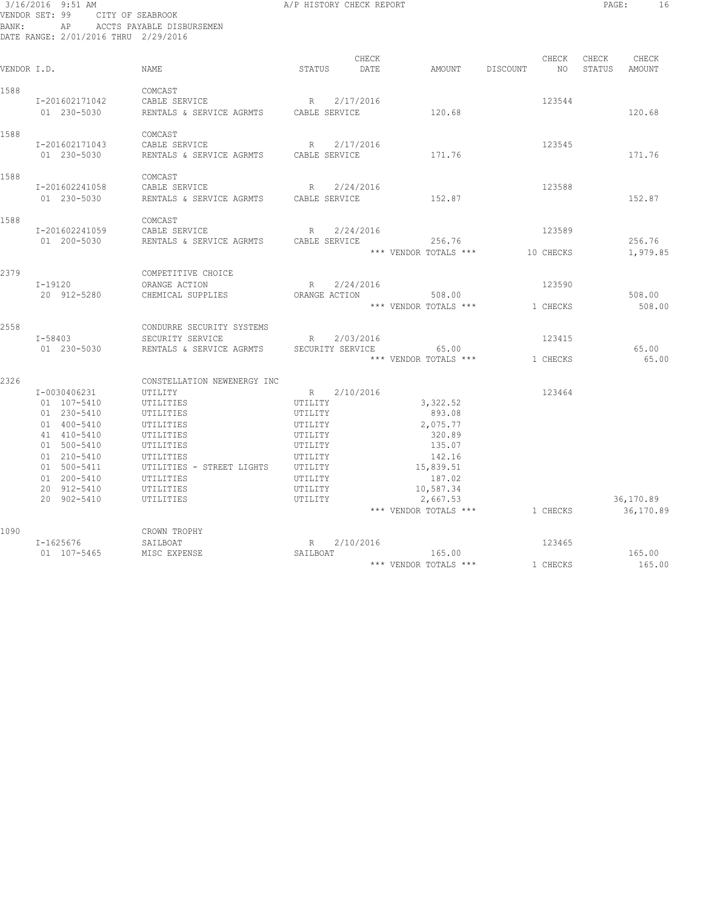3/16/2016 9:51 AM A/P HISTORY CHECK REPORT

VENDOR SET: 99 CITY OF SEABROOK

BANK: AP ACCTS PAYABLE DISBURSEMEN

DATE RANGE: 2/01/2016 THRU 2/29/2016

| VENDOR I.D. | NAME | STATUS | CHECK DATE | AMOUNT | DISCOUNT | CHECK NO | CHECK STATUS | CHECK AMOUNT |
|---|---|---|---|---|---|---|---|---|
| 1588 | COMCAST | | | | | | | |
| I-201602171042 | CABLE SERVICE | R | 2/17/2016 | | | 123544 | | |
| 01 230-5030 | RENTALS & SERVICE AGRMTS | CABLE SERVICE | | 120.68 | | | | 120.68 |
| 1588 | COMCAST | | | | | | | |
| I-201602171043 | CABLE SERVICE | R | 2/17/2016 | | | 123545 | | |
| 01 230-5030 | RENTALS & SERVICE AGRMTS | CABLE SERVICE | | 171.76 | | | | 171.76 |
| 1588 | COMCAST | | | | | | | |
| I-201602241058 | CABLE SERVICE | R | 2/24/2016 | | | 123588 | | |
| 01 230-5030 | RENTALS & SERVICE AGRMTS | CABLE SERVICE | | 152.87 | | | | 152.87 |
| 1588 | COMCAST | | | | | | | |
| I-201602241059 | CABLE SERVICE | R | 2/24/2016 | | | 123589 | | |
| 01 200-5030 | RENTALS & SERVICE AGRMTS | CABLE SERVICE | | 256.76 | | | | 256.76 |
| | | | | *** VENDOR TOTALS *** | | 10 CHECKS | | 1,979.85 |
| 2379 | COMPETITIVE CHOICE | | | | | | | |
| I-19120 | ORANGE ACTION | R | 2/24/2016 | | | 123590 | | |
| 20 912-5280 | CHEMICAL SUPPLIES | ORANGE ACTION | | 508.00 | | | | 508.00 |
| | | | | *** VENDOR TOTALS *** | | 1 CHECKS | | 508.00 |
| 2558 | CONDURRE SECURITY SYSTEMS | | | | | | | |
| I-58403 | SECURITY SERVICE | R | 2/03/2016 | | | 123415 | | |
| 01 230-5030 | RENTALS & SERVICE AGRMTS | SECURITY SERVICE | | 65.00 | | | | 65.00 |
| | | | | *** VENDOR TOTALS *** | | 1 CHECKS | | 65.00 |
| 2326 | CONSTELLATION NEWENERGY INC | | | | | | | |
| I-0030406231 | UTILITY | R | 2/10/2016 | | | 123464 | | |
| 01 107-5410 | UTILITIES | UTILITY | | 3,322.52 | | | | |
| 01 230-5410 | UTILITIES | UTILITY | | 893.08 | | | | |
| 01 400-5410 | UTILITIES | UTILITY | | 2,075.77 | | | | |
| 41 410-5410 | UTILITIES | UTILITY | | 320.89 | | | | |
| 01 500-5410 | UTILITIES | UTILITY | | 135.07 | | | | |
| 01 210-5410 | UTILITIES | UTILITY | | 142.16 | | | | |
| 01 500-5411 | UTILITIES - STREET LIGHTS | UTILITY | | 15,839.51 | | | | |
| 01 200-5410 | UTILITIES | UTILITY | | 187.02 | | | | |
| 20 912-5410 | UTILITIES | UTILITY | | 10,587.34 | | | | |
| 20 902-5410 | UTILITIES | UTILITY | | 2,667.53 | | | | 36,170.89 |
| | | | | *** VENDOR TOTALS *** | | 1 CHECKS | | 36,170.89 |
| 1090 | CROWN TROPHY | | | | | | | |
| I-1625676 | SAILBOAT | R | 2/10/2016 | | | 123465 | | |
| 01 107-5465 | MISC EXPENSE | SAILBOAT | | 165.00 | | | | 165.00 |
| | | | | *** VENDOR TOTALS *** | | 1 CHECKS | | 165.00 |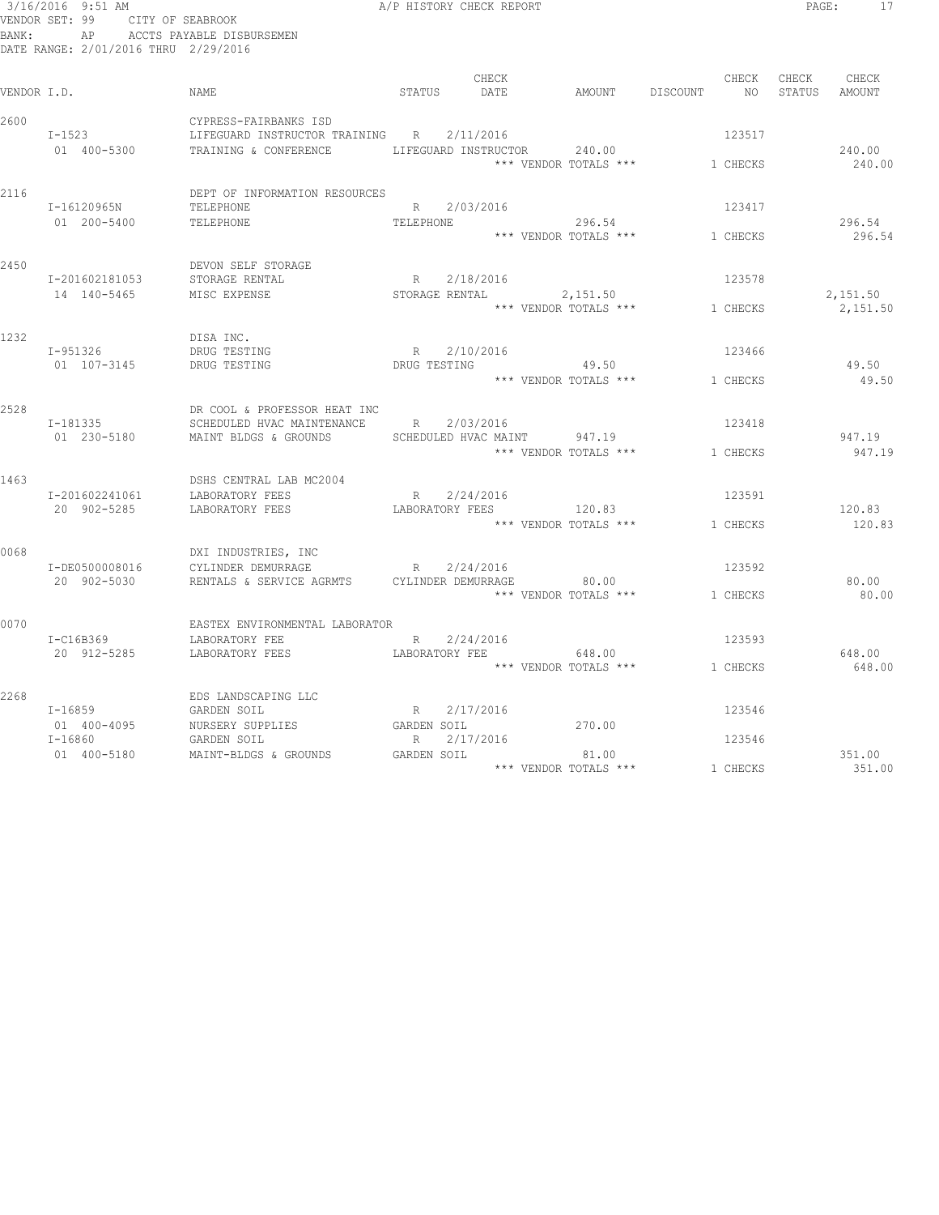3/16/2016 9:51 AM A/P HISTORY CHECK REPORT

VENDOR SET: 99 CITY OF SEABROOK
BANK: AP ACCTS PAYABLE DISBURSEMEN
DATE RANGE: 2/01/2016 THRU 2/29/2016

| VENDOR I.D. | NAME | STATUS | CHECK DATE | AMOUNT | DISCOUNT | CHECK NO | CHECK STATUS | CHECK AMOUNT |
|---|---|---|---|---|---|---|---|---|
| 2600 | CYPRESS-FAIRBANKS ISD | | | | | | | |
| I-1523 | LIFEGUARD INSTRUCTOR TRAINING | R | 2/11/2016 | | | 123517 | | |
| 01 400-5300 | TRAINING & CONFERENCE | LIFEGUARD INSTRUCTOR | | 240.00 | | | | 240.00 |
| | | | | *** VENDOR TOTALS *** | | 1 CHECKS | | 240.00 |
| 2116 | DEPT OF INFORMATION RESOURCES | | | | | | | |
| I-16120965N | TELEPHONE | R | 2/03/2016 | | | 123417 | | |
| 01 200-5400 | TELEPHONE | TELEPHONE | | 296.54 | | | | 296.54 |
| | | | | *** VENDOR TOTALS *** | | 1 CHECKS | | 296.54 |
| 2450 | DEVON SELF STORAGE | | | | | | | |
| I-201602181053 | STORAGE RENTAL | R | 2/18/2016 | | | 123578 | | |
| 14 140-5465 | MISC EXPENSE | STORAGE RENTAL | | 2,151.50 | | | | 2,151.50 |
| | | | | *** VENDOR TOTALS *** | | 1 CHECKS | | 2,151.50 |
| 1232 | DISA INC. | | | | | | | |
| I-951326 | DRUG TESTING | R | 2/10/2016 | | | 123466 | | |
| 01 107-3145 | DRUG TESTING | DRUG TESTING | | 49.50 | | | | 49.50 |
| | | | | *** VENDOR TOTALS *** | | 1 CHECKS | | 49.50 |
| 2528 | DR COOL & PROFESSOR HEAT INC | | | | | | | |
| I-181335 | SCHEDULED HVAC MAINTENANCE | R | 2/03/2016 | | | 123418 | | |
| 01 230-5180 | MAINT BLDGS & GROUNDS | SCHEDULED HVAC MAINT | | 947.19 | | | | 947.19 |
| | | | | *** VENDOR TOTALS *** | | 1 CHECKS | | 947.19 |
| 1463 | DSHS CENTRAL LAB MC2004 | | | | | | | |
| I-201602241061 | LABORATORY FEES | R | 2/24/2016 | | | 123591 | | |
| 20 902-5285 | LABORATORY FEES | LABORATORY FEES | | 120.83 | | | | 120.83 |
| | | | | *** VENDOR TOTALS *** | | 1 CHECKS | | 120.83 |
| 0068 | DXI INDUSTRIES, INC | | | | | | | |
| I-DE0500008016 | CYLINDER DEMURRAGE | R | 2/24/2016 | | | 123592 | | |
| 20 902-5030 | RENTALS & SERVICE AGRMTS | CYLINDER DEMURRAGE | | 80.00 | | | | 80.00 |
| | | | | *** VENDOR TOTALS *** | | 1 CHECKS | | 80.00 |
| 0070 | EASTEX ENVIRONMENTAL LABORATOR | | | | | | | |
| I-C16B369 | LABORATORY FEE | R | 2/24/2016 | | | 123593 | | |
| 20 912-5285 | LABORATORY FEES | LABORATORY FEE | | 648.00 | | | | 648.00 |
| | | | | *** VENDOR TOTALS *** | | 1 CHECKS | | 648.00 |
| 2268 | EDS LANDSCAPING LLC | | | | | | | |
| I-16859 | GARDEN SOIL | R | 2/17/2016 | | | 123546 | | |
| 01 400-4095 | NURSERY SUPPLIES | GARDEN SOIL | | 270.00 | | | | |
| I-16860 | GARDEN SOIL | R | 2/17/2016 | | | 123546 | | |
| 01 400-5180 | MAINT-BLDGS & GROUNDS | GARDEN SOIL | | 81.00 | | | | 351.00 |
| | | | | *** VENDOR TOTALS *** | | 1 CHECKS | | 351.00 |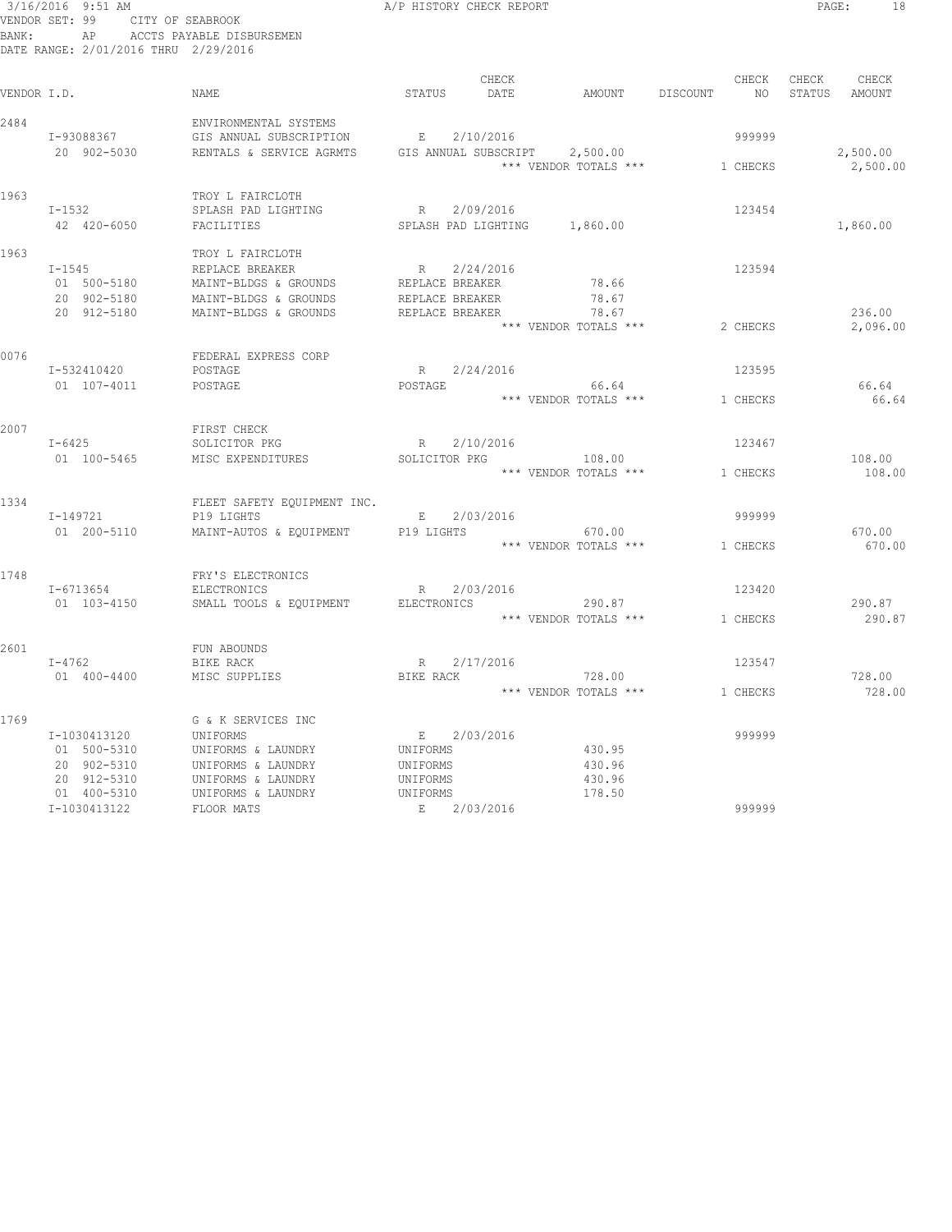3/16/2016 9:51 AM A/P HISTORY CHECK REPORT
VENDOR SET: 99 CITY OF SEABROOK
BANK: AP ACCTS PAYABLE DISBURSEMEN
DATE RANGE: 2/01/2016 THRU 2/29/2016

| VENDOR I.D. | NAME | STATUS | CHECK DATE | AMOUNT | DISCOUNT | CHECK NO | CHECK STATUS | CHECK AMOUNT |
|---|---|---|---|---|---|---|---|---|
| 2484 | ENVIRONMENTAL SYSTEMS | | | | | | | |
| I-93088367 | GIS ANNUAL SUBSCRIPTION | E | 2/10/2016 | | | 999999 | | |
| 20 902-5030 | RENTALS & SERVICE AGRMTS | GIS ANNUAL SUBSCRIPT | | 2,500.00 | | | | 2,500.00 |
| | | | | *** VENDOR TOTALS *** | | 1 CHECKS | | 2,500.00 |
| 1963 | TROY L FAIRCLOTH | | | | | | | |
| I-1532 | SPLASH PAD LIGHTING | R | 2/09/2016 | | | 123454 | | |
| 42 420-6050 | FACILITIES | SPLASH PAD LIGHTING | | 1,860.00 | | | | 1,860.00 |
| 1963 | TROY L FAIRCLOTH | | | | | | | |
| I-1545 | REPLACE BREAKER | R | 2/24/2016 | | | 123594 | | |
| 01 500-5180 | MAINT-BLDGS & GROUNDS | REPLACE BREAKER | | 78.66 | | | | |
| 20 902-5180 | MAINT-BLDGS & GROUNDS | REPLACE BREAKER | | 78.67 | | | | |
| 20 912-5180 | MAINT-BLDGS & GROUNDS | REPLACE BREAKER | | 78.67 | | | | 236.00 |
| | | | | *** VENDOR TOTALS *** | | 2 CHECKS | | 2,096.00 |
| 0076 | FEDERAL EXPRESS CORP | | | | | | | |
| I-532410420 | POSTAGE | R | 2/24/2016 | | | 123595 | | |
| 01 107-4011 | POSTAGE | POSTAGE | | 66.64 | | | | 66.64 |
| | | | | *** VENDOR TOTALS *** | | 1 CHECKS | | 66.64 |
| 2007 | FIRST CHECK | | | | | | | |
| I-6425 | SOLICITOR PKG | R | 2/10/2016 | | | 123467 | | |
| 01 100-5465 | MISC EXPENDITURES | SOLICITOR PKG | | 108.00 | | | | 108.00 |
| | | | | *** VENDOR TOTALS *** | | 1 CHECKS | | 108.00 |
| 1334 | FLEET SAFETY EQUIPMENT INC. | | | | | | | |
| I-149721 | P19 LIGHTS | E | 2/03/2016 | | | 999999 | | |
| 01 200-5110 | MAINT-AUTOS & EQUIPMENT | P19 LIGHTS | | 670.00 | | | | 670.00 |
| | | | | *** VENDOR TOTALS *** | | 1 CHECKS | | 670.00 |
| 1748 | FRY'S ELECTRONICS | | | | | | | |
| I-6713654 | ELECTRONICS | R | 2/03/2016 | | | 123420 | | |
| 01 103-4150 | SMALL TOOLS & EQUIPMENT | ELECTRONICS | | 290.87 | | | | 290.87 |
| | | | | *** VENDOR TOTALS *** | | 1 CHECKS | | 290.87 |
| 2601 | FUN ABOUNDS | | | | | | | |
| I-4762 | BIKE RACK | R | 2/17/2016 | | | 123547 | | |
| 01 400-4400 | MISC SUPPLIES | BIKE RACK | | 728.00 | | | | 728.00 |
| | | | | *** VENDOR TOTALS *** | | 1 CHECKS | | 728.00 |
| 1769 | G & K SERVICES INC | | | | | | | |
| I-1030413120 | UNIFORMS | E | 2/03/2016 | | | 999999 | | |
| 01 500-5310 | UNIFORMS & LAUNDRY | UNIFORMS | | 430.95 | | | | |
| 20 902-5310 | UNIFORMS & LAUNDRY | UNIFORMS | | 430.96 | | | | |
| 20 912-5310 | UNIFORMS & LAUNDRY | UNIFORMS | | 430.96 | | | | |
| 01 400-5310 | UNIFORMS & LAUNDRY | UNIFORMS | | 178.50 | | | | |
| I-1030413122 | FLOOR MATS | E | 2/03/2016 | | | 999999 | | |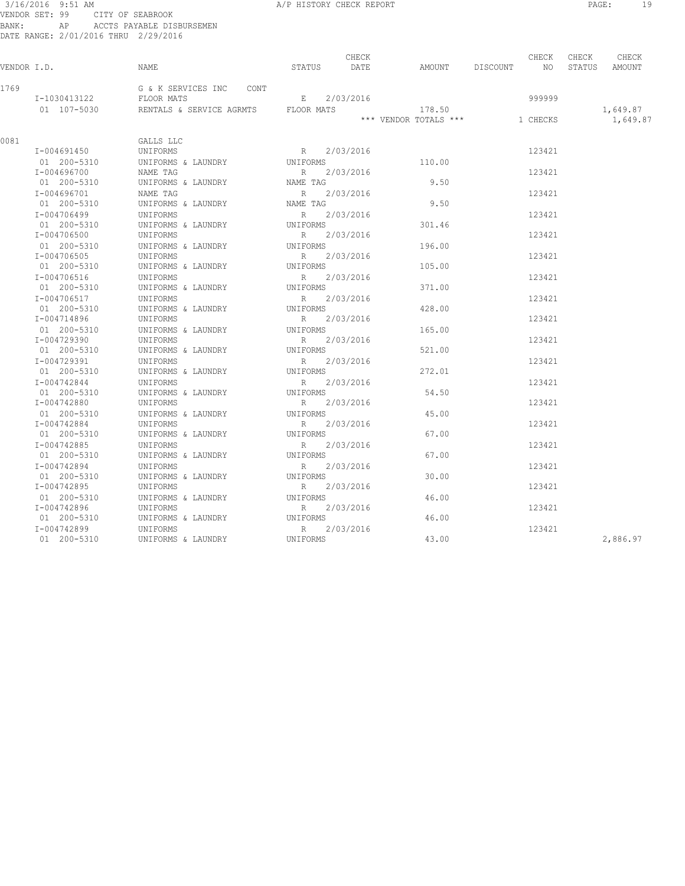3/16/2016 9:51 AM A/P HISTORY CHECK REPORT

VENDOR SET: 99 CITY OF SEABROOK
BANK: AP ACCTS PAYABLE DISBURSEMEN
DATE RANGE: 2/01/2016 THRU 2/29/2016

| VENDOR I.D. | NAME | STATUS | CHECK DATE | AMOUNT | DISCOUNT | CHECK NO | CHECK STATUS | CHECK AMOUNT |
|---|---|---|---|---|---|---|---|---|
| 1769 | G & K SERVICES INC CONT | | | | | | | |
| I-1030413122 | FLOOR MATS | E | 2/03/2016 | | | 999999 | | |
| 01 107-5030 | RENTALS & SERVICE AGRMTS | FLOOR MATS | | 178.50 | | | | 1,649.87 |
| | | | | *** VENDOR TOTALS *** | | 1 CHECKS | | 1,649.87 |
| 0081 | GALLS LLC | | | | | | | |
| I-004691450 | UNIFORMS | R | 2/03/2016 | | | 123421 | | |
| 01 200-5310 | UNIFORMS & LAUNDRY | UNIFORMS | | 110.00 | | | | |
| I-004696700 | NAME TAG | R | 2/03/2016 | | | 123421 | | |
| 01 200-5310 | UNIFORMS & LAUNDRY | NAME TAG | | 9.50 | | | | |
| I-004696701 | NAME TAG | R | 2/03/2016 | | | 123421 | | |
| 01 200-5310 | UNIFORMS & LAUNDRY | NAME TAG | | 9.50 | | | | |
| I-004706499 | UNIFORMS | R | 2/03/2016 | | | 123421 | | |
| 01 200-5310 | UNIFORMS & LAUNDRY | UNIFORMS | | 301.46 | | | | |
| I-004706500 | UNIFORMS | R | 2/03/2016 | | | 123421 | | |
| 01 200-5310 | UNIFORMS & LAUNDRY | UNIFORMS | | 196.00 | | | | |
| I-004706505 | UNIFORMS | R | 2/03/2016 | | | 123421 | | |
| 01 200-5310 | UNIFORMS & LAUNDRY | UNIFORMS | | 105.00 | | | | |
| I-004706516 | UNIFORMS | R | 2/03/2016 | | | 123421 | | |
| 01 200-5310 | UNIFORMS & LAUNDRY | UNIFORMS | | 371.00 | | | | |
| I-004706517 | UNIFORMS | R | 2/03/2016 | | | 123421 | | |
| 01 200-5310 | UNIFORMS & LAUNDRY | UNIFORMS | | 428.00 | | | | |
| I-004714896 | UNIFORMS | R | 2/03/2016 | | | 123421 | | |
| 01 200-5310 | UNIFORMS & LAUNDRY | UNIFORMS | | 165.00 | | | | |
| I-004729390 | UNIFORMS | R | 2/03/2016 | | | 123421 | | |
| 01 200-5310 | UNIFORMS & LAUNDRY | UNIFORMS | | 521.00 | | | | |
| I-004729391 | UNIFORMS | R | 2/03/2016 | | | 123421 | | |
| 01 200-5310 | UNIFORMS & LAUNDRY | UNIFORMS | | 272.01 | | | | |
| I-004742844 | UNIFORMS | R | 2/03/2016 | | | 123421 | | |
| 01 200-5310 | UNIFORMS & LAUNDRY | UNIFORMS | | 54.50 | | | | |
| I-004742880 | UNIFORMS | R | 2/03/2016 | | | 123421 | | |
| 01 200-5310 | UNIFORMS & LAUNDRY | UNIFORMS | | 45.00 | | | | |
| I-004742884 | UNIFORMS | R | 2/03/2016 | | | 123421 | | |
| 01 200-5310 | UNIFORMS & LAUNDRY | UNIFORMS | | 67.00 | | | | |
| I-004742885 | UNIFORMS | R | 2/03/2016 | | | 123421 | | |
| 01 200-5310 | UNIFORMS & LAUNDRY | UNIFORMS | | 67.00 | | | | |
| I-004742894 | UNIFORMS | R | 2/03/2016 | | | 123421 | | |
| 01 200-5310 | UNIFORMS & LAUNDRY | UNIFORMS | | 30.00 | | | | |
| I-004742895 | UNIFORMS | R | 2/03/2016 | | | 123421 | | |
| 01 200-5310 | UNIFORMS & LAUNDRY | UNIFORMS | | 46.00 | | | | |
| I-004742896 | UNIFORMS | R | 2/03/2016 | | | 123421 | | |
| 01 200-5310 | UNIFORMS & LAUNDRY | UNIFORMS | | 46.00 | | | | |
| I-004742899 | UNIFORMS | R | 2/03/2016 | | | 123421 | | |
| 01 200-5310 | UNIFORMS & LAUNDRY | UNIFORMS | | 43.00 | | | | 2,886.97 |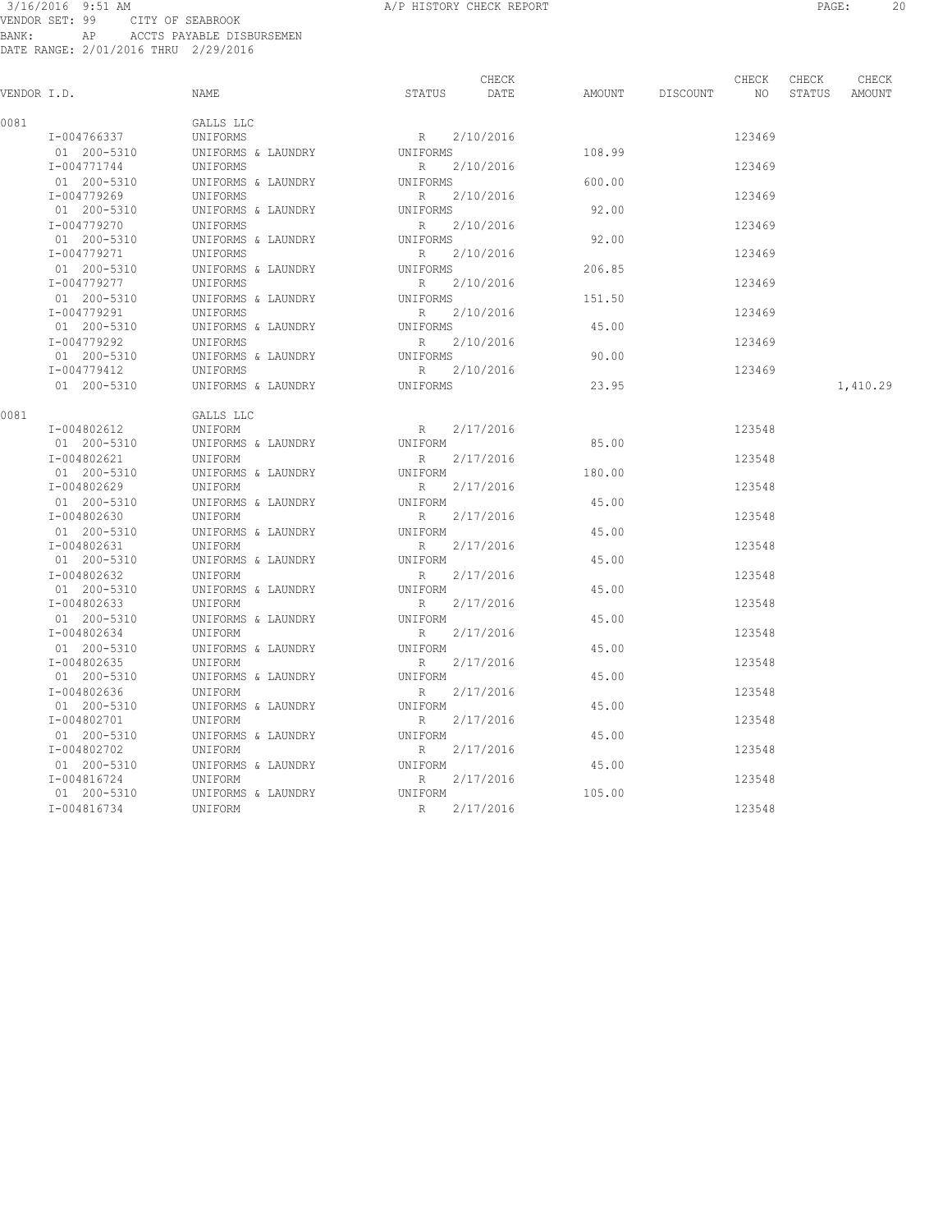3/16/2016 9:51 AM A/P HISTORY CHECK REPORT

VENDOR SET: 99 CITY OF SEABROOK
BANK: AP ACCTS PAYABLE DISBURSEMEN
DATE RANGE: 2/01/2016 THRU 2/29/2016

| VENDOR I.D. | NAME | STATUS | CHECK DATE | AMOUNT | DISCOUNT | CHECK NO | CHECK STATUS | CHECK AMOUNT |
|---|---|---|---|---|---|---|---|---|
| 0081 | GALLS LLC | | | | | | | |
| I-004766337 | UNIFORMS | R | 2/10/2016 | | | 123469 | | |
| 01 200-5310 | UNIFORMS & LAUNDRY | UNIFORMS | | 108.99 | | | | |
| I-004771744 | UNIFORMS | R | 2/10/2016 | | | 123469 | | |
| 01 200-5310 | UNIFORMS & LAUNDRY | UNIFORMS | | 600.00 | | | | |
| I-004779269 | UNIFORMS | R | 2/10/2016 | | | 123469 | | |
| 01 200-5310 | UNIFORMS & LAUNDRY | UNIFORMS | | 92.00 | | | | |
| I-004779270 | UNIFORMS | R | 2/10/2016 | | | 123469 | | |
| 01 200-5310 | UNIFORMS & LAUNDRY | UNIFORMS | | 92.00 | | | | |
| I-004779271 | UNIFORMS | R | 2/10/2016 | | | 123469 | | |
| 01 200-5310 | UNIFORMS & LAUNDRY | UNIFORMS | | 206.85 | | | | |
| I-004779277 | UNIFORMS | R | 2/10/2016 | | | 123469 | | |
| 01 200-5310 | UNIFORMS & LAUNDRY | UNIFORMS | | 151.50 | | | | |
| I-004779291 | UNIFORMS | R | 2/10/2016 | | | 123469 | | |
| 01 200-5310 | UNIFORMS & LAUNDRY | UNIFORMS | | 45.00 | | | | |
| I-004779292 | UNIFORMS | R | 2/10/2016 | | | 123469 | | |
| 01 200-5310 | UNIFORMS & LAUNDRY | UNIFORMS | | 90.00 | | | | |
| I-004779412 | UNIFORMS | R | 2/10/2016 | | | 123469 | | |
| 01 200-5310 | UNIFORMS & LAUNDRY | UNIFORMS | | 23.95 | | | | 1,410.29 |
| 0081 | GALLS LLC | | | | | | | |
| I-004802612 | UNIFORM | R | 2/17/2016 | | | 123548 | | |
| 01 200-5310 | UNIFORMS & LAUNDRY | UNIFORM | | 85.00 | | | | |
| I-004802621 | UNIFORM | R | 2/17/2016 | | | 123548 | | |
| 01 200-5310 | UNIFORMS & LAUNDRY | UNIFORM | | 180.00 | | | | |
| I-004802629 | UNIFORM | R | 2/17/2016 | | | 123548 | | |
| 01 200-5310 | UNIFORMS & LAUNDRY | UNIFORM | | 45.00 | | | | |
| I-004802630 | UNIFORM | R | 2/17/2016 | | | 123548 | | |
| 01 200-5310 | UNIFORMS & LAUNDRY | UNIFORM | | 45.00 | | | | |
| I-004802631 | UNIFORM | R | 2/17/2016 | | | 123548 | | |
| 01 200-5310 | UNIFORMS & LAUNDRY | UNIFORM | | 45.00 | | | | |
| I-004802632 | UNIFORM | R | 2/17/2016 | | | 123548 | | |
| 01 200-5310 | UNIFORMS & LAUNDRY | UNIFORM | | 45.00 | | | | |
| I-004802633 | UNIFORM | R | 2/17/2016 | | | 123548 | | |
| 01 200-5310 | UNIFORMS & LAUNDRY | UNIFORM | | 45.00 | | | | |
| I-004802634 | UNIFORM | R | 2/17/2016 | | | 123548 | | |
| 01 200-5310 | UNIFORMS & LAUNDRY | UNIFORM | | 45.00 | | | | |
| I-004802635 | UNIFORM | R | 2/17/2016 | | | 123548 | | |
| 01 200-5310 | UNIFORMS & LAUNDRY | UNIFORM | | 45.00 | | | | |
| I-004802636 | UNIFORM | R | 2/17/2016 | | | 123548 | | |
| 01 200-5310 | UNIFORMS & LAUNDRY | UNIFORM | | 45.00 | | | | |
| I-004802701 | UNIFORM | R | 2/17/2016 | | | 123548 | | |
| 01 200-5310 | UNIFORMS & LAUNDRY | UNIFORM | | 45.00 | | | | |
| I-004802702 | UNIFORM | R | 2/17/2016 | | | 123548 | | |
| 01 200-5310 | UNIFORMS & LAUNDRY | UNIFORM | | 45.00 | | | | |
| I-004816724 | UNIFORM | R | 2/17/2016 | | | 123548 | | |
| 01 200-5310 | UNIFORMS & LAUNDRY | UNIFORM | | 105.00 | | | | |
| I-004816734 | UNIFORM | R | 2/17/2016 | | | 123548 | | |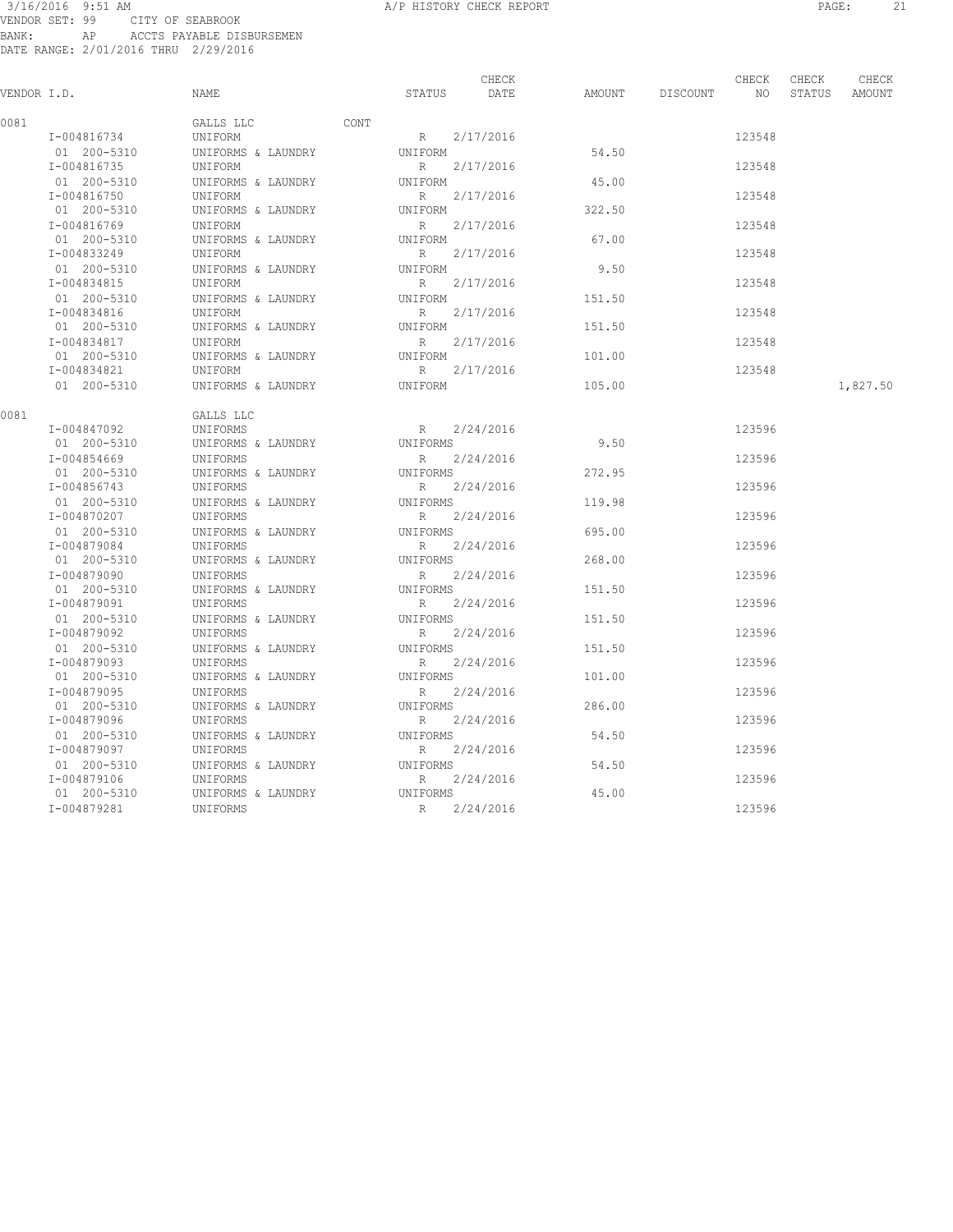3/16/2016 9:51 AM A/P HISTORY CHECK REPORT PAGE: 21

VENDOR SET: 99 CITY OF SEABROOK

BANK: AP ACCTS PAYABLE DISBURSEMEN

DATE RANGE: 2/01/2016 THRU 2/29/2016

| VENDOR I.D. | NAME | STATUS | CHECK DATE | AMOUNT | DISCOUNT | CHECK NO | CHECK STATUS | CHECK AMOUNT |
|---|---|---|---|---|---|---|---|---|
| 0081 | GALLS LLC CONT | | | | | | | |
| I-004816734 | UNIFORM | R | 2/17/2016 | | | 123548 | | |
| 01 200-5310 | UNIFORMS & LAUNDRY | UNIFORM | | 54.50 | | | | |
| I-004816735 | UNIFORM | R | 2/17/2016 | | | 123548 | | |
| 01 200-5310 | UNIFORMS & LAUNDRY | UNIFORM | | 45.00 | | | | |
| I-004816750 | UNIFORM | R | 2/17/2016 | | | 123548 | | |
| 01 200-5310 | UNIFORMS & LAUNDRY | UNIFORM | | 322.50 | | | | |
| I-004816769 | UNIFORM | R | 2/17/2016 | | | 123548 | | |
| 01 200-5310 | UNIFORMS & LAUNDRY | UNIFORM | | 67.00 | | | | |
| I-004833249 | UNIFORM | R | 2/17/2016 | | | 123548 | | |
| 01 200-5310 | UNIFORMS & LAUNDRY | UNIFORM | | 9.50 | | | | |
| I-004834815 | UNIFORM | R | 2/17/2016 | | | 123548 | | |
| 01 200-5310 | UNIFORMS & LAUNDRY | UNIFORM | | 151.50 | | | | |
| I-004834816 | UNIFORM | R | 2/17/2016 | | | 123548 | | |
| 01 200-5310 | UNIFORMS & LAUNDRY | UNIFORM | | 151.50 | | | | |
| I-004834817 | UNIFORM | R | 2/17/2016 | | | 123548 | | |
| 01 200-5310 | UNIFORMS & LAUNDRY | UNIFORM | | 101.00 | | | | |
| I-004834821 | UNIFORM | R | 2/17/2016 | | | 123548 | | |
| 01 200-5310 | UNIFORMS & LAUNDRY | UNIFORM | | 105.00 | | | | 1,827.50 |
| 0081 | GALLS LLC | | | | | | | |
| I-004847092 | UNIFORMS | R | 2/24/2016 | | | 123596 | | |
| 01 200-5310 | UNIFORMS & LAUNDRY | UNIFORMS | | 9.50 | | | | |
| I-004854669 | UNIFORMS | R | 2/24/2016 | | | 123596 | | |
| 01 200-5310 | UNIFORMS & LAUNDRY | UNIFORMS | | 272.95 | | | | |
| I-004856743 | UNIFORMS | R | 2/24/2016 | | | 123596 | | |
| 01 200-5310 | UNIFORMS & LAUNDRY | UNIFORMS | | 119.98 | | | | |
| I-004870207 | UNIFORMS | R | 2/24/2016 | | | 123596 | | |
| 01 200-5310 | UNIFORMS & LAUNDRY | UNIFORMS | | 695.00 | | | | |
| I-004879084 | UNIFORMS | R | 2/24/2016 | | | 123596 | | |
| 01 200-5310 | UNIFORMS & LAUNDRY | UNIFORMS | | 268.00 | | | | |
| I-004879090 | UNIFORMS | R | 2/24/2016 | | | 123596 | | |
| 01 200-5310 | UNIFORMS & LAUNDRY | UNIFORMS | | 151.50 | | | | |
| I-004879091 | UNIFORMS | R | 2/24/2016 | | | 123596 | | |
| 01 200-5310 | UNIFORMS & LAUNDRY | UNIFORMS | | 151.50 | | | | |
| I-004879092 | UNIFORMS | R | 2/24/2016 | | | 123596 | | |
| 01 200-5310 | UNIFORMS & LAUNDRY | UNIFORMS | | 151.50 | | | | |
| I-004879093 | UNIFORMS | R | 2/24/2016 | | | 123596 | | |
| 01 200-5310 | UNIFORMS & LAUNDRY | UNIFORMS | | 101.00 | | | | |
| I-004879095 | UNIFORMS | R | 2/24/2016 | | | 123596 | | |
| 01 200-5310 | UNIFORMS & LAUNDRY | UNIFORMS | | 286.00 | | | | |
| I-004879096 | UNIFORMS | R | 2/24/2016 | | | 123596 | | |
| 01 200-5310 | UNIFORMS & LAUNDRY | UNIFORMS | | 54.50 | | | | |
| I-004879097 | UNIFORMS | R | 2/24/2016 | | | 123596 | | |
| 01 200-5310 | UNIFORMS & LAUNDRY | UNIFORMS | | 54.50 | | | | |
| I-004879106 | UNIFORMS | R | 2/24/2016 | | | 123596 | | |
| 01 200-5310 | UNIFORMS & LAUNDRY | UNIFORMS | | 45.00 | | | | |
| I-004879281 | UNIFORMS | R | 2/24/2016 | | | 123596 | | |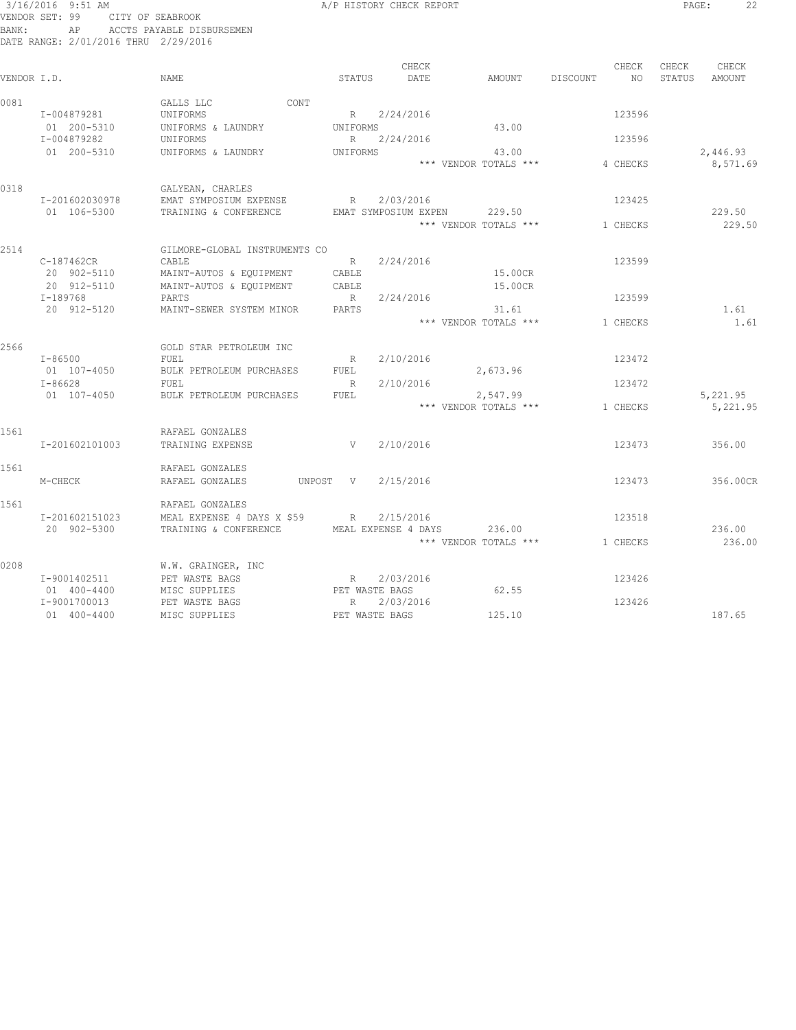3/16/2016 9:51 AM A/P HISTORY CHECK REPORT

VENDOR SET: 99 CITY OF SEABROOK
BANK: AP ACCTS PAYABLE DISBURSEMEN
DATE RANGE: 2/01/2016 THRU 2/29/2016

| VENDOR I.D. | NAME | STATUS | CHECK DATE | AMOUNT | DISCOUNT | CHECK NO | CHECK STATUS | CHECK AMOUNT |
|---|---|---|---|---|---|---|---|---|
| 0081 | GALLS LLC CONT | | | | | | | |
| I-004879281 | UNIFORMS | R | 2/24/2016 | | | 123596 | | |
| 01 200-5310 | UNIFORMS & LAUNDRY | UNIFORMS | | 43.00 | | | | |
| I-004879282 | UNIFORMS | R | 2/24/2016 | | | 123596 | | |
| 01 200-5310 | UNIFORMS & LAUNDRY | UNIFORMS | | 43.00 | | | | 2,446.93 |
| | | | | *** VENDOR TOTALS *** | | 4 CHECKS | | 8,571.69 |
| 0318 | GALYEAN, CHARLES | | | | | | | |
| I-201602030978 | EMAT SYMPOSIUM EXPENSE | R | 2/03/2016 | | | 123425 | | |
| 01 106-5300 | TRAINING & CONFERENCE | EMAT SYMPOSIUM EXPEN | | 229.50 | | | | 229.50 |
| | | | | *** VENDOR TOTALS *** | | 1 CHECKS | | 229.50 |
| 2514 | GILMORE-GLOBAL INSTRUMENTS CO | | | | | | | |
| C-187462CR | CABLE | R | 2/24/2016 | | | 123599 | | |
| 20 902-5110 | MAINT-AUTOS & EQUIPMENT | CABLE | | 15.00CR | | | | |
| 20 912-5110 | MAINT-AUTOS & EQUIPMENT | CABLE | | 15.00CR | | | | |
| I-189768 | PARTS | R | 2/24/2016 | | | 123599 | | |
| 20 912-5120 | MAINT-SEWER SYSTEM MINOR | PARTS | | 31.61 | | | | 1.61 |
| | | | | *** VENDOR TOTALS *** | | 1 CHECKS | | 1.61 |
| 2566 | GOLD STAR PETROLEUM INC | | | | | | | |
| I-86500 | FUEL | R | 2/10/2016 | | | 123472 | | |
| 01 107-4050 | BULK PETROLEUM PURCHASES | FUEL | | 2,673.96 | | | | |
| I-86628 | FUEL | R | 2/10/2016 | | | 123472 | | |
| 01 107-4050 | BULK PETROLEUM PURCHASES | FUEL | | 2,547.99 | | | | 5,221.95 |
| | | | | *** VENDOR TOTALS *** | | 1 CHECKS | | 5,221.95 |
| 1561 | RAFAEL GONZALES | | | | | | | |
| I-201602101003 | TRAINING EXPENSE | V | 2/10/2016 | | | 123473 | | 356.00 |
| 1561 | RAFAEL GONZALES | | | | | | | |
| M-CHECK | RAFAEL GONZALES UNPOST | V | 2/15/2016 | | | 123473 | | 356.00CR |
| 1561 | RAFAEL GONZALES | | | | | | | |
| I-201602151023 | MEAL EXPENSE 4 DAYS X $59 | R | 2/15/2016 | | | 123518 | | |
| 20 902-5300 | TRAINING & CONFERENCE | MEAL EXPENSE 4 DAYS | | 236.00 | | | | 236.00 |
| | | | | *** VENDOR TOTALS *** | | 1 CHECKS | | 236.00 |
| 0208 | W.W. GRAINGER, INC | | | | | | | |
| I-9001402511 | PET WASTE BAGS | R | 2/03/2016 | | | 123426 | | |
| 01 400-4400 | MISC SUPPLIES | PET WASTE BAGS | | 62.55 | | | | |
| I-9001700013 | PET WASTE BAGS | R | 2/03/2016 | | | 123426 | | |
| 01 400-4400 | MISC SUPPLIES | PET WASTE BAGS | | 125.10 | | | | 187.65 |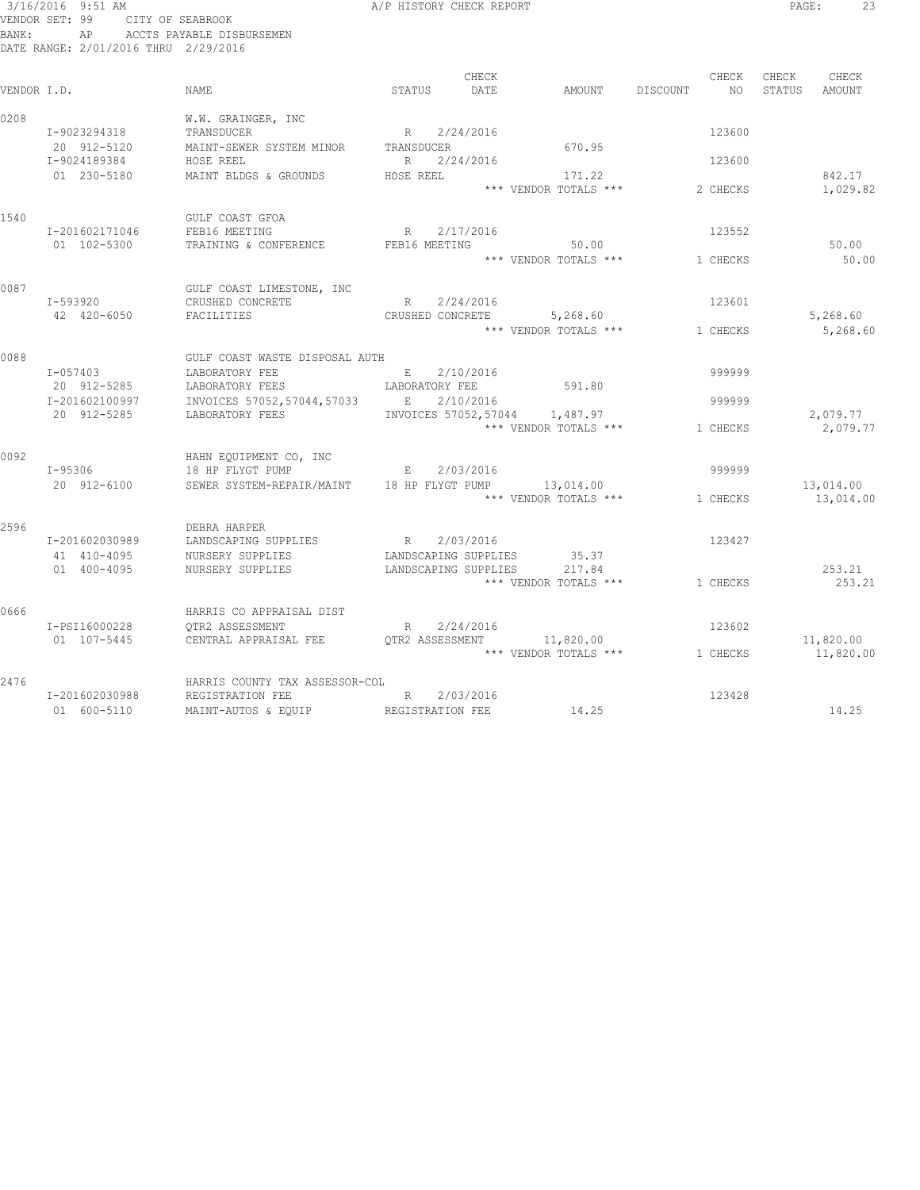3/16/2016 9:51 AM A/P HISTORY CHECK REPORT

VENDOR SET: 99 CITY OF SEABROOK
BANK: AP ACCTS PAYABLE DISBURSEMEN
DATE RANGE: 2/01/2016 THRU 2/29/2016

| VENDOR I.D. | NAME | STATUS | CHECK DATE | AMOUNT | DISCOUNT | CHECK NO | CHECK STATUS | CHECK AMOUNT |
|---|---|---|---|---|---|---|---|---|
| 0208 | W.W. GRAINGER, INC | | | | | | | |
| I-9023294318 | TRANSDUCER | R | 2/24/2016 | | | 123600 | | |
| 20 912-5120 | MAINT-SEWER SYSTEM MINOR | TRANSDUCER | | 670.95 | | | | |
| I-9024189384 | HOSE REEL | R | 2/24/2016 | | | 123600 | | |
| 01 230-5180 | MAINT BLDGS & GROUNDS | HOSE REEL | | 171.22 | | | | 842.17 |
| | | | | *** VENDOR TOTALS *** | | 2 CHECKS | | 1,029.82 |
| 1540 | GULF COAST GFOA | | | | | | | |
| I-201602171046 | FEB16 MEETING | R | 2/17/2016 | | | 123552 | | |
| 01 102-5300 | TRAINING & CONFERENCE | FEB16 MEETING | | 50.00 | | | | 50.00 |
| | | | | *** VENDOR TOTALS *** | | 1 CHECKS | | 50.00 |
| 0087 | GULF COAST LIMESTONE, INC | | | | | | | |
| I-593920 | CRUSHED CONCRETE | R | 2/24/2016 | | | 123601 | | |
| 42 420-6050 | FACILITIES | CRUSHED CONCRETE | | 5,268.60 | | | | 5,268.60 |
| | | | | *** VENDOR TOTALS *** | | 1 CHECKS | | 5,268.60 |
| 0088 | GULF COAST WASTE DISPOSAL AUTH | | | | | | | |
| I-057403 | LABORATORY FEE | E | 2/10/2016 | | | 999999 | | |
| 20 912-5285 | LABORATORY FEES | LABORATORY FEE | | 591.80 | | | | |
| I-201602100997 | INVOICES 57052,57044,57033 | E | 2/10/2016 | | | 999999 | | |
| 20 912-5285 | LABORATORY FEES | INVOICES 57052,57044 | | 1,487.97 | | | | 2,079.77 |
| | | | | *** VENDOR TOTALS *** | | 1 CHECKS | | 2,079.77 |
| 0092 | HAHN EQUIPMENT CO, INC | | | | | | | |
| I-95306 | 18 HP FLYGT PUMP | E | 2/03/2016 | | | 999999 | | |
| 20 912-6100 | SEWER SYSTEM-REPAIR/MAINT | 18 HP FLYGT PUMP | | 13,014.00 | | | | 13,014.00 |
| | | | | *** VENDOR TOTALS *** | | 1 CHECKS | | 13,014.00 |
| 2596 | DEBRA HARPER | | | | | | | |
| I-201602030989 | LANDSCAPING SUPPLIES | R | 2/03/2016 | | | 123427 | | |
| 41 410-4095 | NURSERY SUPPLIES | LANDSCAPING SUPPLIES | | 35.37 | | | | |
| 01 400-4095 | NURSERY SUPPLIES | LANDSCAPING SUPPLIES | | 217.84 | | | | 253.21 |
| | | | | *** VENDOR TOTALS *** | | 1 CHECKS | | 253.21 |
| 0666 | HARRIS CO APPRAISAL DIST | | | | | | | |
| I-PSI16000228 | QTR2 ASSESSMENT | R | 2/24/2016 | | | 123602 | | |
| 01 107-5445 | CENTRAL APPRAISAL FEE | QTR2 ASSESSMENT | | 11,820.00 | | | | 11,820.00 |
| | | | | *** VENDOR TOTALS *** | | 1 CHECKS | | 11,820.00 |
| 2476 | HARRIS COUNTY TAX ASSESSOR-COL | | | | | | | |
| I-201602030988 | REGISTRATION FEE | R | 2/03/2016 | | | 123428 | | |
| 01 600-5110 | MAINT-AUTOS & EQUIP | REGISTRATION FEE | | 14.25 | | | | 14.25 |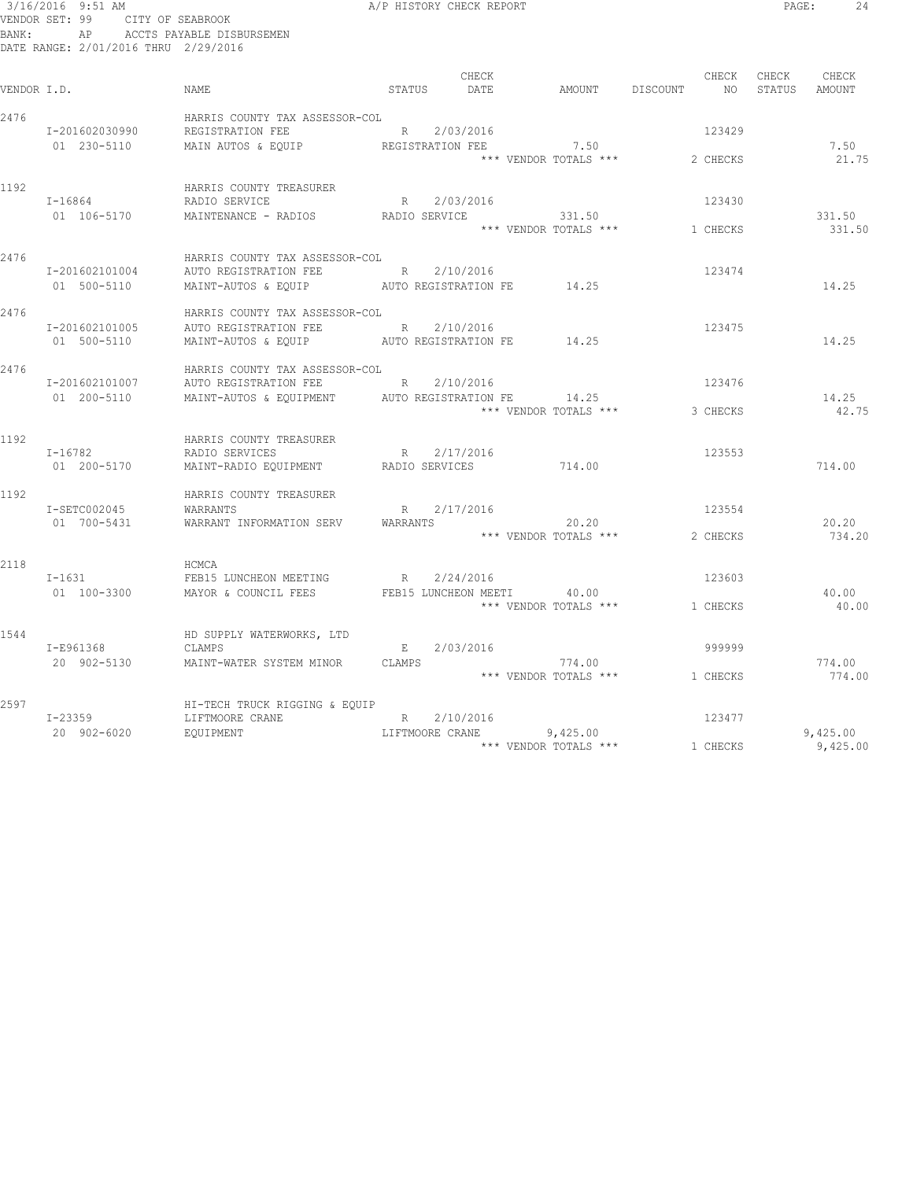3/16/2016 9:51 AM A/P HISTORY CHECK REPORT

VENDOR SET: 99 CITY OF SEABROOK
BANK: AP ACCTS PAYABLE DISBURSEMEN
DATE RANGE: 2/01/2016 THRU 2/29/2016

| VENDOR I.D. | NAME | STATUS | CHECK DATE | AMOUNT | DISCOUNT | CHECK NO | CHECK STATUS | CHECK AMOUNT |
|---|---|---|---|---|---|---|---|---|
| 2476 | HARRIS COUNTY TAX ASSESSOR-COL | | | | | | | |
| I-201602030990 | REGISTRATION FEE | R | 2/03/2016 | | | 123429 | | |
| 01 230-5110 | MAIN AUTOS & EQUIP | REGISTRATION FEE | | 7.50 | | | | 7.50 |
| | | | | *** VENDOR TOTALS *** | | 2 CHECKS | | 21.75 |
| 1192 | HARRIS COUNTY TREASURER | | | | | | | |
| I-16864 | RADIO SERVICE | R | 2/03/2016 | | | 123430 | | |
| 01 106-5170 | MAINTENANCE - RADIOS | RADIO SERVICE | | 331.50 | | | | 331.50 |
| | | | | *** VENDOR TOTALS *** | | 1 CHECKS | | 331.50 |
| 2476 | HARRIS COUNTY TAX ASSESSOR-COL | | | | | | | |
| I-201602101004 | AUTO REGISTRATION FEE | R | 2/10/2016 | | | 123474 | | |
| 01 500-5110 | MAINT-AUTOS & EQUIP | AUTO REGISTRATION FE | | 14.25 | | | | 14.25 |
| 2476 | HARRIS COUNTY TAX ASSESSOR-COL | | | | | | | |
| I-201602101005 | AUTO REGISTRATION FEE | R | 2/10/2016 | | | 123475 | | |
| 01 500-5110 | MAINT-AUTOS & EQUIP | AUTO REGISTRATION FE | | 14.25 | | | | 14.25 |
| 2476 | HARRIS COUNTY TAX ASSESSOR-COL | | | | | | | |
| I-201602101007 | AUTO REGISTRATION FEE | R | 2/10/2016 | | | 123476 | | |
| 01 200-5110 | MAINT-AUTOS & EQUIPMENT | AUTO REGISTRATION FE | | 14.25 | | | | 14.25 |
| | | | | *** VENDOR TOTALS *** | | 3 CHECKS | | 42.75 |
| 1192 | HARRIS COUNTY TREASURER | | | | | | | |
| I-16782 | RADIO SERVICES | R | 2/17/2016 | | | 123553 | | |
| 01 200-5170 | MAINT-RADIO EQUIPMENT | RADIO SERVICES | | 714.00 | | | | 714.00 |
| 1192 | HARRIS COUNTY TREASURER | | | | | | | |
| I-SETC002045 | WARRANTS | R | 2/17/2016 | | | 123554 | | |
| 01 700-5431 | WARRANT INFORMATION SERV | WARRANTS | | 20.20 | | | | 20.20 |
| | | | | *** VENDOR TOTALS *** | | 2 CHECKS | | 734.20 |
| 2118 | HCMCA | | | | | | | |
| I-1631 | FEB15 LUNCHEON MEETING | R | 2/24/2016 | | | 123603 | | |
| 01 100-3300 | MAYOR & COUNCIL FEES | FEB15 LUNCHEON MEETI | | 40.00 | | | | 40.00 |
| | | | | *** VENDOR TOTALS *** | | 1 CHECKS | | 40.00 |
| 1544 | HD SUPPLY WATERWORKS, LTD | | | | | | | |
| I-E961368 | CLAMPS | E | 2/03/2016 | | | 999999 | | |
| 20 902-5130 | MAINT-WATER SYSTEM MINOR | CLAMPS | | 774.00 | | | | 774.00 |
| | | | | *** VENDOR TOTALS *** | | 1 CHECKS | | 774.00 |
| 2597 | HI-TECH TRUCK RIGGING & EQUIP | | | | | | | |
| I-23359 | LIFTMOORE CRANE | R | 2/10/2016 | | | 123477 | | |
| 20 902-6020 | EQUIPMENT | LIFTMOORE CRANE | | 9,425.00 | | | | 9,425.00 |
| | | | | *** VENDOR TOTALS *** | | 1 CHECKS | | 9,425.00 |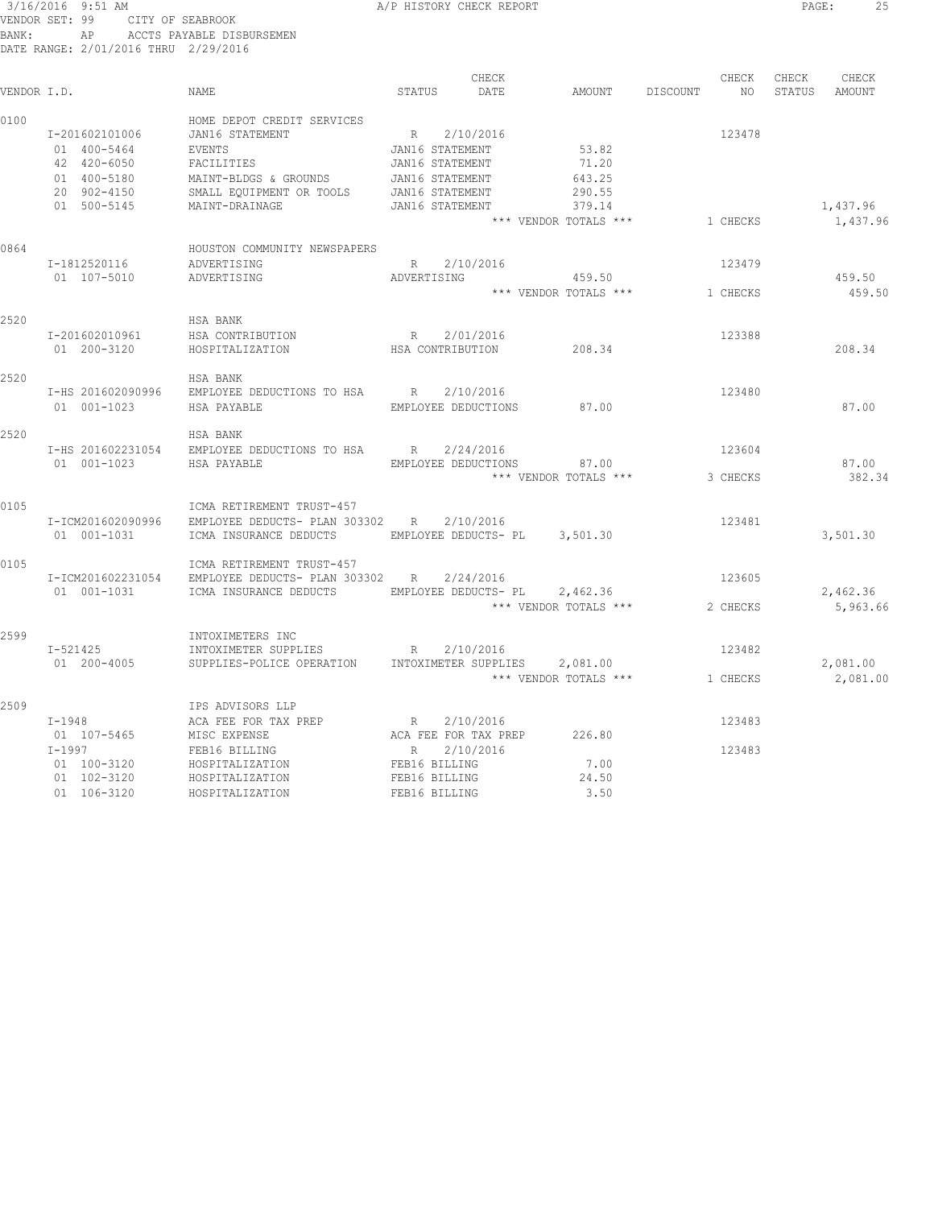3/16/2016 9:51 AM A/P HISTORY CHECK REPORT
VENDOR SET: 99 CITY OF SEABROOK
BANK: AP ACCTS PAYABLE DISBURSEMEN
DATE RANGE: 2/01/2016 THRU 2/29/2016

| VENDOR I.D. | NAME | STATUS | CHECK DATE | AMOUNT | DISCOUNT | CHECK NO | CHECK STATUS | CHECK AMOUNT |
|---|---|---|---|---|---|---|---|---|
| 0100 | HOME DEPOT CREDIT SERVICES | | | | | | | |
| I-201602101006 | JAN16 STATEMENT | R | 2/10/2016 | | | 123478 | | |
| 01 400-5464 | EVENTS | JAN16 STATEMENT | | 53.82 | | | | |
| 42 420-6050 | FACILITIES | JAN16 STATEMENT | | 71.20 | | | | |
| 01 400-5180 | MAINT-BLDGS & GROUNDS | JAN16 STATEMENT | | 643.25 | | | | |
| 20 902-4150 | SMALL EQUIPMENT OR TOOLS | JAN16 STATEMENT | | 290.55 | | | | |
| 01 500-5145 | MAINT-DRAINAGE | JAN16 STATEMENT | | 379.14 | | | | 1,437.96 |
| | | | | *** VENDOR TOTALS *** | | 1 CHECKS | | 1,437.96 |
| 0864 | HOUSTON COMMUNITY NEWSPAPERS | | | | | | | |
| I-1812520116 | ADVERTISING | R | 2/10/2016 | | | 123479 | | |
| 01 107-5010 | ADVERTISING | ADVERTISING | | 459.50 | | | | 459.50 |
| | | | | *** VENDOR TOTALS *** | | 1 CHECKS | | 459.50 |
| 2520 | HSA BANK | | | | | | | |
| I-201602010961 | HSA CONTRIBUTION | R | 2/01/2016 | | | 123388 | | |
| 01 200-3120 | HOSPITALIZATION | HSA CONTRIBUTION | | 208.34 | | | | 208.34 |
| 2520 | HSA BANK | | | | | | | |
| I-HS 201602090996 | EMPLOYEE DEDUCTIONS TO HSA | R | 2/10/2016 | | | 123480 | | |
| 01 001-1023 | HSA PAYABLE | EMPLOYEE DEDUCTIONS | | 87.00 | | | | 87.00 |
| 2520 | HSA BANK | | | | | | | |
| I-HS 201602231054 | EMPLOYEE DEDUCTIONS TO HSA | R | 2/24/2016 | | | 123604 | | |
| 01 001-1023 | HSA PAYABLE | EMPLOYEE DEDUCTIONS | | 87.00 | | | | 87.00 |
| | | | | *** VENDOR TOTALS *** | | 3 CHECKS | | 382.34 |
| 0105 | ICMA RETIREMENT TRUST-457 | | | | | | | |
| I-ICM201602090996 | EMPLOYEE DEDUCTS- PLAN 303302 | R | 2/10/2016 | | | 123481 | | |
| 01 001-1031 | ICMA INSURANCE DEDUCTS | EMPLOYEE DEDUCTS- PL | | 3,501.30 | | | | 3,501.30 |
| 0105 | ICMA RETIREMENT TRUST-457 | | | | | | | |
| I-ICM201602231054 | EMPLOYEE DEDUCTS- PLAN 303302 | R | 2/24/2016 | | | 123605 | | |
| 01 001-1031 | ICMA INSURANCE DEDUCTS | EMPLOYEE DEDUCTS- PL | | 2,462.36 | | | | 2,462.36 |
| | | | | *** VENDOR TOTALS *** | | 2 CHECKS | | 5,963.66 |
| 2599 | INTOXIMETERS INC | | | | | | | |
| I-521425 | INTOXIMETER SUPPLIES | R | 2/10/2016 | | | 123482 | | |
| 01 200-4005 | SUPPLIES-POLICE OPERATION | INTOXIMETER SUPPLIES | | 2,081.00 | | | | 2,081.00 |
| | | | | *** VENDOR TOTALS *** | | 1 CHECKS | | 2,081.00 |
| 2509 | IPS ADVISORS LLP | | | | | | | |
| I-1948 | ACA FEE FOR TAX PREP | R | 2/10/2016 | | | 123483 | | |
| 01 107-5465 | MISC EXPENSE | ACA FEE FOR TAX PREP | | 226.80 | | | | |
| I-1997 | FEB16 BILLING | R | 2/10/2016 | | | 123483 | | |
| 01 100-3120 | HOSPITALIZATION | FEB16 BILLING | | 7.00 | | | | |
| 01 102-3120 | HOSPITALIZATION | FEB16 BILLING | | 24.50 | | | | |
| 01 106-3120 | HOSPITALIZATION | FEB16 BILLING | | 3.50 | | | | |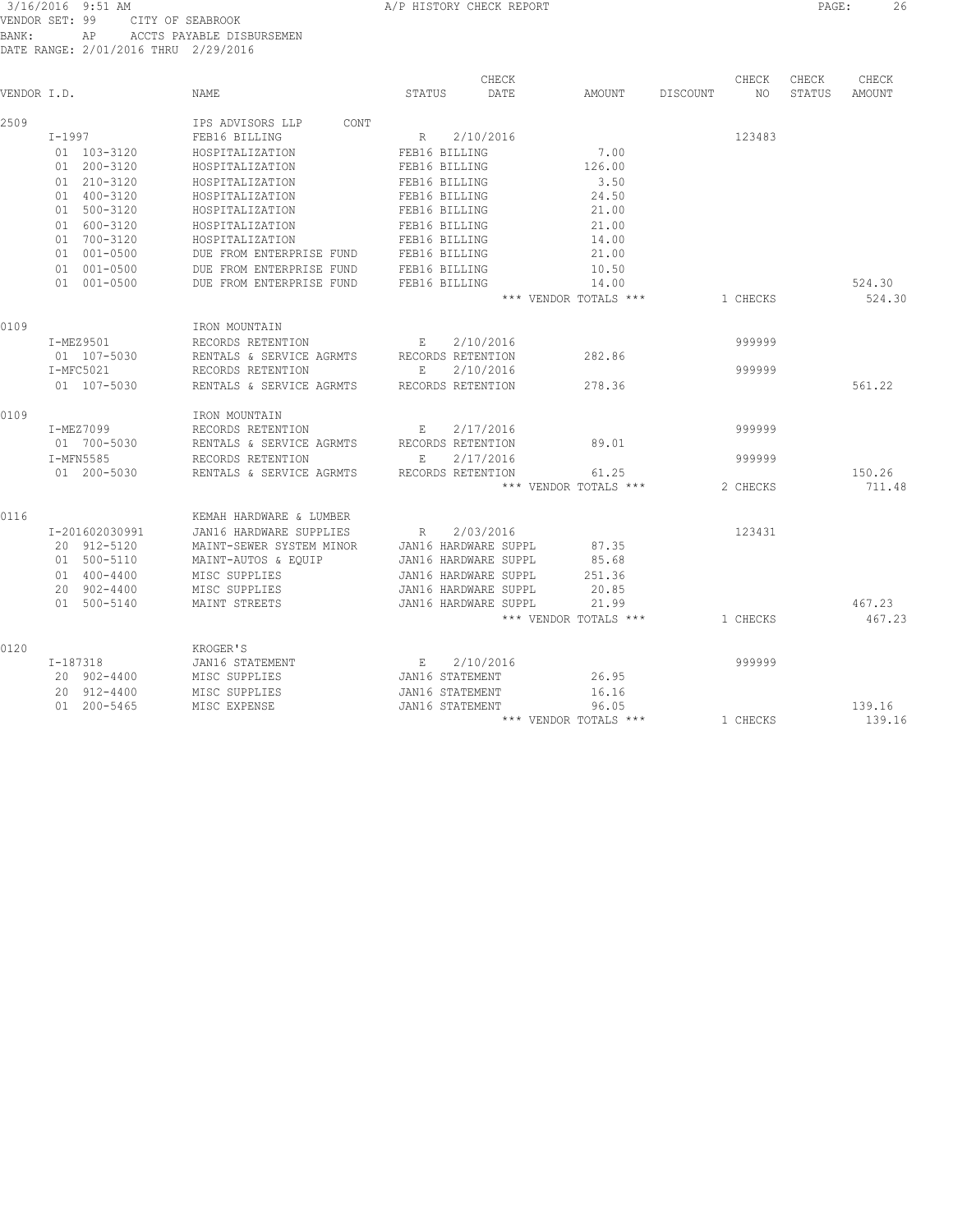3/16/2016 9:51 AM A/P HISTORY CHECK REPORT

VENDOR SET: 99 CITY OF SEABROOK
BANK: AP ACCTS PAYABLE DISBURSEMEN
DATE RANGE: 2/01/2016 THRU 2/29/2016

| VENDOR I.D. | NAME | STATUS | CHECK DATE | AMOUNT | DISCOUNT | CHECK NO | CHECK STATUS | CHECK AMOUNT |
|---|---|---|---|---|---|---|---|---|
| 2509 | IPS ADVISORS LLP CONT | | | | | | | |
| I-1997 | FEB16 BILLING | R | 2/10/2016 | | | 123483 | | |
| 01 103-3120 | HOSPITALIZATION | FEB16 BILLING | | 7.00 | | | | |
| 01 200-3120 | HOSPITALIZATION | FEB16 BILLING | | 126.00 | | | | |
| 01 210-3120 | HOSPITALIZATION | FEB16 BILLING | | 3.50 | | | | |
| 01 400-3120 | HOSPITALIZATION | FEB16 BILLING | | 24.50 | | | | |
| 01 500-3120 | HOSPITALIZATION | FEB16 BILLING | | 21.00 | | | | |
| 01 600-3120 | HOSPITALIZATION | FEB16 BILLING | | 21.00 | | | | |
| 01 700-3120 | HOSPITALIZATION | FEB16 BILLING | | 14.00 | | | | |
| 01 001-0500 | DUE FROM ENTERPRISE FUND | FEB16 BILLING | | 21.00 | | | | |
| 01 001-0500 | DUE FROM ENTERPRISE FUND | FEB16 BILLING | | 10.50 | | | | |
| 01 001-0500 | DUE FROM ENTERPRISE FUND | FEB16 BILLING | | 14.00 | | | | 524.30 |
| | | | | *** VENDOR TOTALS *** | | 1 CHECKS | | 524.30 |
| 0109 | IRON MOUNTAIN | | | | | | | |
| I-MEZ9501 | RECORDS RETENTION | E | 2/10/2016 | | | 999999 | | |
| 01 107-5030 | RENTALS & SERVICE AGRMTS | RECORDS RETENTION | | 282.86 | | | | |
| I-MFC5021 | RECORDS RETENTION | E | 2/10/2016 | | | 999999 | | |
| 01 107-5030 | RENTALS & SERVICE AGRMTS | RECORDS RETENTION | | 278.36 | | | | 561.22 |
| 0109 | IRON MOUNTAIN | | | | | | | |
| I-MEZ7099 | RECORDS RETENTION | E | 2/17/2016 | | | 999999 | | |
| 01 700-5030 | RENTALS & SERVICE AGRMTS | RECORDS RETENTION | | 89.01 | | | | |
| I-MFN5585 | RECORDS RETENTION | E | 2/17/2016 | | | 999999 | | |
| 01 200-5030 | RENTALS & SERVICE AGRMTS | RECORDS RETENTION | | 61.25 | | | | 150.26 |
| | | | | *** VENDOR TOTALS *** | | 2 CHECKS | | 711.48 |
| 0116 | KEMAH HARDWARE & LUMBER | | | | | | | |
| I-201602030991 | JAN16 HARDWARE SUPPLIES | R | 2/03/2016 | | | 123431 | | |
| 20 912-5120 | MAINT-SEWER SYSTEM MINOR | JAN16 HARDWARE SUPPL | | 87.35 | | | | |
| 01 500-5110 | MAINT-AUTOS & EQUIP | JAN16 HARDWARE SUPPL | | 85.68 | | | | |
| 01 400-4400 | MISC SUPPLIES | JAN16 HARDWARE SUPPL | | 251.36 | | | | |
| 20 902-4400 | MISC SUPPLIES | JAN16 HARDWARE SUPPL | | 20.85 | | | | |
| 01 500-5140 | MAINT STREETS | JAN16 HARDWARE SUPPL | | 21.99 | | | | 467.23 |
| | | | | *** VENDOR TOTALS *** | | 1 CHECKS | | 467.23 |
| 0120 | KROGER'S | | | | | | | |
| I-187318 | JAN16 STATEMENT | E | 2/10/2016 | | | 999999 | | |
| 20 902-4400 | MISC SUPPLIES | JAN16 STATEMENT | | 26.95 | | | | |
| 20 912-4400 | MISC SUPPLIES | JAN16 STATEMENT | | 16.16 | | | | |
| 01 200-5465 | MISC EXPENSE | JAN16 STATEMENT | | 96.05 | | | | 139.16 |
| | | | | *** VENDOR TOTALS *** | | 1 CHECKS | | 139.16 |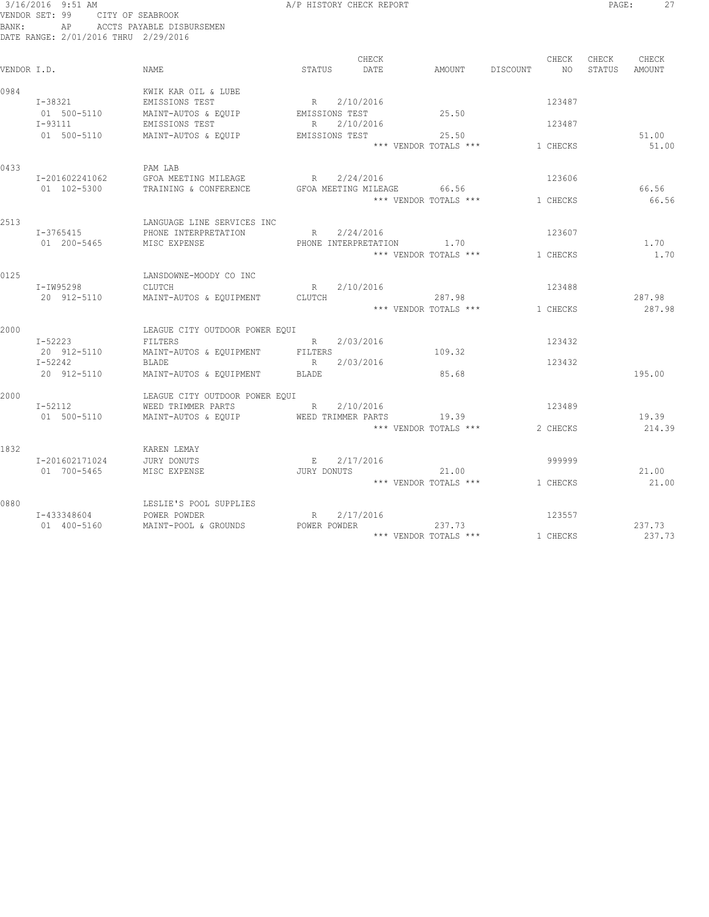3/16/2016 9:51 AM A/P HISTORY CHECK REPORT
VENDOR SET: 99 CITY OF SEABROOK
BANK: AP ACCTS PAYABLE DISBURSEMEN
DATE RANGE: 2/01/2016 THRU 2/29/2016

| VENDOR I.D. | NAME | STATUS | CHECK DATE | AMOUNT | DISCOUNT | CHECK NO | CHECK STATUS | CHECK AMOUNT |
|---|---|---|---|---|---|---|---|---|
| 0984 | KWIK KAR OIL & LUBE | | | | | | | |
| I-38321 | EMISSIONS TEST | R | 2/10/2016 | | | 123487 | | |
| 01 500-5110 | MAINT-AUTOS & EQUIP | EMISSIONS TEST | | 25.50 | | | | |
| I-93111 | EMISSIONS TEST | R | 2/10/2016 | | | 123487 | | |
| 01 500-5110 | MAINT-AUTOS & EQUIP | EMISSIONS TEST | | 25.50 | | | | 51.00 |
| | | | | *** VENDOR TOTALS *** | | 1 CHECKS | | 51.00 |
| 0433 | PAM LAB | | | | | | | |
| I-201602241062 | GFOA MEETING MILEAGE | R | 2/24/2016 | | | 123606 | | |
| 01 102-5300 | TRAINING & CONFERENCE | GFOA MEETING MILEAGE | | 66.56 | | | | 66.56 |
| | | | | *** VENDOR TOTALS *** | | 1 CHECKS | | 66.56 |
| 2513 | LANGUAGE LINE SERVICES INC | | | | | | | |
| I-3765415 | PHONE INTERPRETATION | R | 2/24/2016 | | | 123607 | | |
| 01 200-5465 | MISC EXPENSE | PHONE INTERPRETATION | | 1.70 | | | | 1.70 |
| | | | | *** VENDOR TOTALS *** | | 1 CHECKS | | 1.70 |
| 0125 | LANSDOWNE-MOODY CO INC | | | | | | | |
| I-IW95298 | CLUTCH | R | 2/10/2016 | | | 123488 | | |
| 20 912-5110 | MAINT-AUTOS & EQUIPMENT | CLUTCH | | 287.98 | | | | 287.98 |
| | | | | *** VENDOR TOTALS *** | | 1 CHECKS | | 287.98 |
| 2000 | LEAGUE CITY OUTDOOR POWER EQUI | | | | | | | |
| I-52223 | FILTERS | R | 2/03/2016 | | | 123432 | | |
| 20 912-5110 | MAINT-AUTOS & EQUIPMENT | FILTERS | | 109.32 | | | | |
| I-52242 | BLADE | R | 2/03/2016 | | | 123432 | | |
| 20 912-5110 | MAINT-AUTOS & EQUIPMENT | BLADE | | 85.68 | | | | 195.00 |
| 2000 | LEAGUE CITY OUTDOOR POWER EQUI | | | | | | | |
| I-52112 | WEED TRIMMER PARTS | R | 2/10/2016 | | | 123489 | | |
| 01 500-5110 | MAINT-AUTOS & EQUIP | WEED TRIMMER PARTS | | 19.39 | | | | 19.39 |
| | | | | *** VENDOR TOTALS *** | | 2 CHECKS | | 214.39 |
| 1832 | KAREN LEMAY | | | | | | | |
| I-201602171024 | JURY DONUTS | E | 2/17/2016 | | | 999999 | | |
| 01 700-5465 | MISC EXPENSE | JURY DONUTS | | 21.00 | | | | 21.00 |
| | | | | *** VENDOR TOTALS *** | | 1 CHECKS | | 21.00 |
| 0880 | LESLIE'S POOL SUPPLIES | | | | | | | |
| I-433348604 | POWER POWDER | R | 2/17/2016 | | | 123557 | | |
| 01 400-5160 | MAINT-POOL & GROUNDS | POWER POWDER | | 237.73 | | | | 237.73 |
| | | | | *** VENDOR TOTALS *** | | 1 CHECKS | | 237.73 |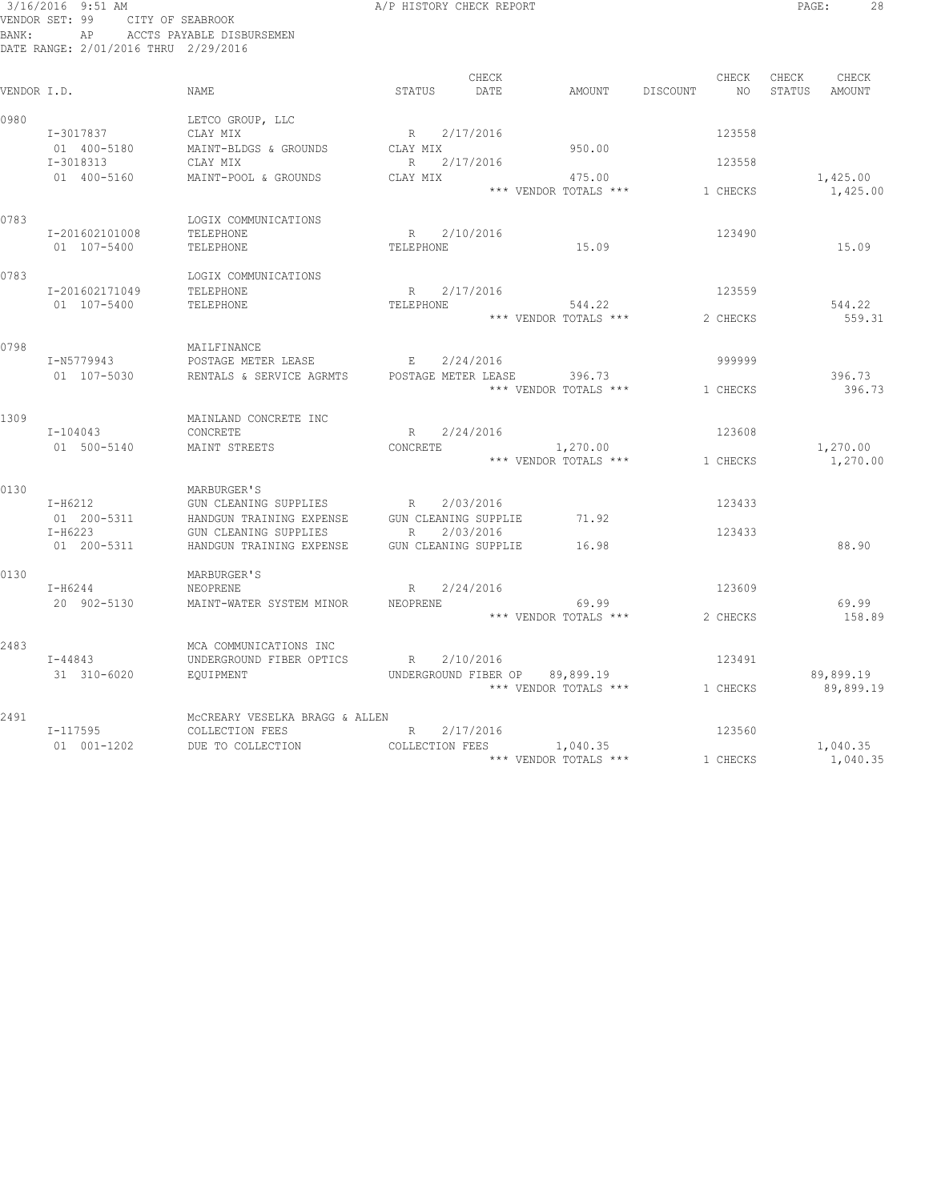3/16/2016 9:51 AM A/P HISTORY CHECK REPORT
VENDOR SET: 99 CITY OF SEABROOK
BANK: AP ACCTS PAYABLE DISBURSEMEN
DATE RANGE: 2/01/2016 THRU 2/29/2016

| VENDOR I.D. | NAME | STATUS | CHECK DATE | AMOUNT | DISCOUNT | CHECK NO | CHECK STATUS | CHECK AMOUNT |
|---|---|---|---|---|---|---|---|---|
| 0980 | LETCO GROUP, LLC | | | | | | | |
| I-3017837 | CLAY MIX | R | 2/17/2016 | | | 123558 | | |
| 01 400-5180 | MAINT-BLDGS & GROUNDS | CLAY MIX | | 950.00 | | | | |
| I-3018313 | CLAY MIX | R | 2/17/2016 | | | 123558 | | |
| 01 400-5160 | MAINT-POOL & GROUNDS | CLAY MIX | | 475.00 | | | | 1,425.00 |
| | | | | *** VENDOR TOTALS *** | | 1 CHECKS | | 1,425.00 |
| 0783 | LOGIX COMMUNICATIONS | | | | | | | |
| I-201602101008 | TELEPHONE | R | 2/10/2016 | | | 123490 | | |
| 01 107-5400 | TELEPHONE | TELEPHONE | | 15.09 | | | | 15.09 |
| 0783 | LOGIX COMMUNICATIONS | | | | | | | |
| I-201602171049 | TELEPHONE | R | 2/17/2016 | | | 123559 | | |
| 01 107-5400 | TELEPHONE | TELEPHONE | | 544.22 | | | | 544.22 |
| | | | | *** VENDOR TOTALS *** | | 2 CHECKS | | 559.31 |
| 0798 | MAILFINANCE | | | | | | | |
| I-N5779943 | POSTAGE METER LEASE | E | 2/24/2016 | | | 999999 | | |
| 01 107-5030 | RENTALS & SERVICE AGRMTS | POSTAGE METER LEASE | | 396.73 | | | | 396.73 |
| | | | | *** VENDOR TOTALS *** | | 1 CHECKS | | 396.73 |
| 1309 | MAINLAND CONCRETE INC | | | | | | | |
| I-104043 | CONCRETE | R | 2/24/2016 | | | 123608 | | |
| 01 500-5140 | MAINT STREETS | CONCRETE | | 1,270.00 | | | | 1,270.00 |
| | | | | *** VENDOR TOTALS *** | | 1 CHECKS | | 1,270.00 |
| 0130 | MARBURGER'S | | | | | | | |
| I-H6212 | GUN CLEANING SUPPLIES | R | 2/03/2016 | | | 123433 | | |
| 01 200-5311 | HANDGUN TRAINING EXPENSE | GUN CLEANING SUPPLIE | | 71.92 | | | | |
| I-H6223 | GUN CLEANING SUPPLIES | R | 2/03/2016 | | | 123433 | | |
| 01 200-5311 | HANDGUN TRAINING EXPENSE | GUN CLEANING SUPPLIE | | 16.98 | | | | 88.90 |
| 0130 | MARBURGER'S | | | | | | | |
| I-H6244 | NEOPRENE | R | 2/24/2016 | | | 123609 | | |
| 20 902-5130 | MAINT-WATER SYSTEM MINOR | NEOPRENE | | 69.99 | | | | 69.99 |
| | | | | *** VENDOR TOTALS *** | | 2 CHECKS | | 158.89 |
| 2483 | MCA COMMUNICATIONS INC | | | | | | | |
| I-44843 | UNDERGROUND FIBER OPTICS | R | 2/10/2016 | | | 123491 | | |
| 31 310-6020 | EQUIPMENT | UNDERGROUND FIBER OP | | 89,899.19 | | | | 89,899.19 |
| | | | | *** VENDOR TOTALS *** | | 1 CHECKS | | 89,899.19 |
| 2491 | McCREARY VESELKA BRAGG & ALLEN | | | | | | | |
| I-117595 | COLLECTION FEES | R | 2/17/2016 | | | 123560 | | |
| 01 001-1202 | DUE TO COLLECTION | COLLECTION FEES | | 1,040.35 | | | | 1,040.35 |
| | | | | *** VENDOR TOTALS *** | | 1 CHECKS | | 1,040.35 |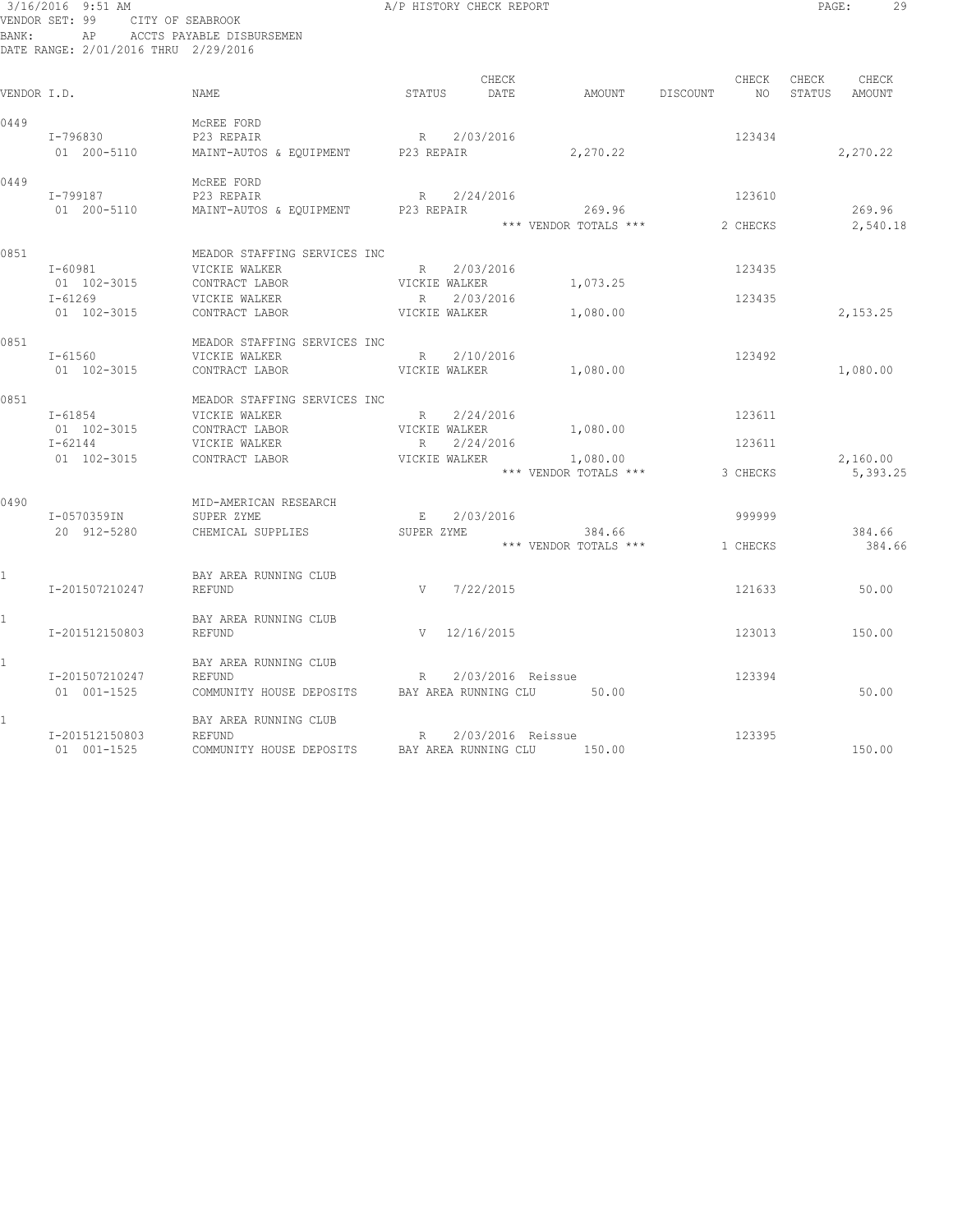3/16/2016 9:51 AM A/P HISTORY CHECK REPORT

VENDOR SET: 99 CITY OF SEABROOK
BANK: AP ACCTS PAYABLE DISBURSEMEN
DATE RANGE: 2/01/2016 THRU 2/29/2016

| VENDOR I.D. | NAME | STATUS | CHECK DATE | AMOUNT | DISCOUNT | CHECK NO | CHECK STATUS | CHECK AMOUNT |
|---|---|---|---|---|---|---|---|---|
| 0449 | McREE FORD | | | | | | | |
| I-796830 | P23 REPAIR | R | 2/03/2016 | | | 123434 | | |
| 01 200-5110 | MAINT-AUTOS & EQUIPMENT | P23 REPAIR | | 2,270.22 | | | | 2,270.22 |
| 0449 | McREE FORD | | | | | | | |
| I-799187 | P23 REPAIR | R | 2/24/2016 | | | 123610 | | |
| 01 200-5110 | MAINT-AUTOS & EQUIPMENT | P23 REPAIR | | 269.96 | | | | 269.96 |
| | | | | *** VENDOR TOTALS *** | | 2 CHECKS | | 2,540.18 |
| 0851 | MEADOR STAFFING SERVICES INC | | | | | | | |
| I-60981 | VICKIE WALKER | R | 2/03/2016 | | | 123435 | | |
| 01 102-3015 | CONTRACT LABOR | VICKIE WALKER | | 1,073.25 | | | | |
| I-61269 | VICKIE WALKER | R | 2/03/2016 | | | 123435 | | |
| 01 102-3015 | CONTRACT LABOR | VICKIE WALKER | | 1,080.00 | | | | 2,153.25 |
| 0851 | MEADOR STAFFING SERVICES INC | | | | | | | |
| I-61560 | VICKIE WALKER | R | 2/10/2016 | | | 123492 | | |
| 01 102-3015 | CONTRACT LABOR | VICKIE WALKER | | 1,080.00 | | | | 1,080.00 |
| 0851 | MEADOR STAFFING SERVICES INC | | | | | | | |
| I-61854 | VICKIE WALKER | R | 2/24/2016 | | | 123611 | | |
| 01 102-3015 | CONTRACT LABOR | VICKIE WALKER | | 1,080.00 | | | | |
| I-62144 | VICKIE WALKER | R | 2/24/2016 | | | 123611 | | |
| 01 102-3015 | CONTRACT LABOR | VICKIE WALKER | | 1,080.00 | | | | 2,160.00 |
| | | | | *** VENDOR TOTALS *** | | 3 CHECKS | | 5,393.25 |
| 0490 | MID-AMERICAN RESEARCH | | | | | | | |
| I-0570359IN | SUPER ZYME | E | 2/03/2016 | | | 999999 | | |
| 20 912-5280 | CHEMICAL SUPPLIES | SUPER ZYME | | 384.66 | | | | 384.66 |
| | | | | *** VENDOR TOTALS *** | | 1 CHECKS | | 384.66 |
| 1 | BAY AREA RUNNING CLUB | | | | | | | |
| I-201507210247 | REFUND | V | 7/22/2015 | | | 121633 | | 50.00 |
| 1 | BAY AREA RUNNING CLUB | | | | | | | |
| I-201512150803 | REFUND | V | 12/16/2015 | | | 123013 | | 150.00 |
| 1 | BAY AREA RUNNING CLUB | | | | | | | |
| I-201507210247 | REFUND | R | 2/03/2016 Reissue | | | 123394 | | |
| 01 001-1525 | COMMUNITY HOUSE DEPOSITS | BAY AREA RUNNING CLU | | 50.00 | | | | 50.00 |
| 1 | BAY AREA RUNNING CLUB | | | | | | | |
| I-201512150803 | REFUND | R | 2/03/2016 Reissue | | | 123395 | | |
| 01 001-1525 | COMMUNITY HOUSE DEPOSITS | BAY AREA RUNNING CLU | | 150.00 | | | | 150.00 |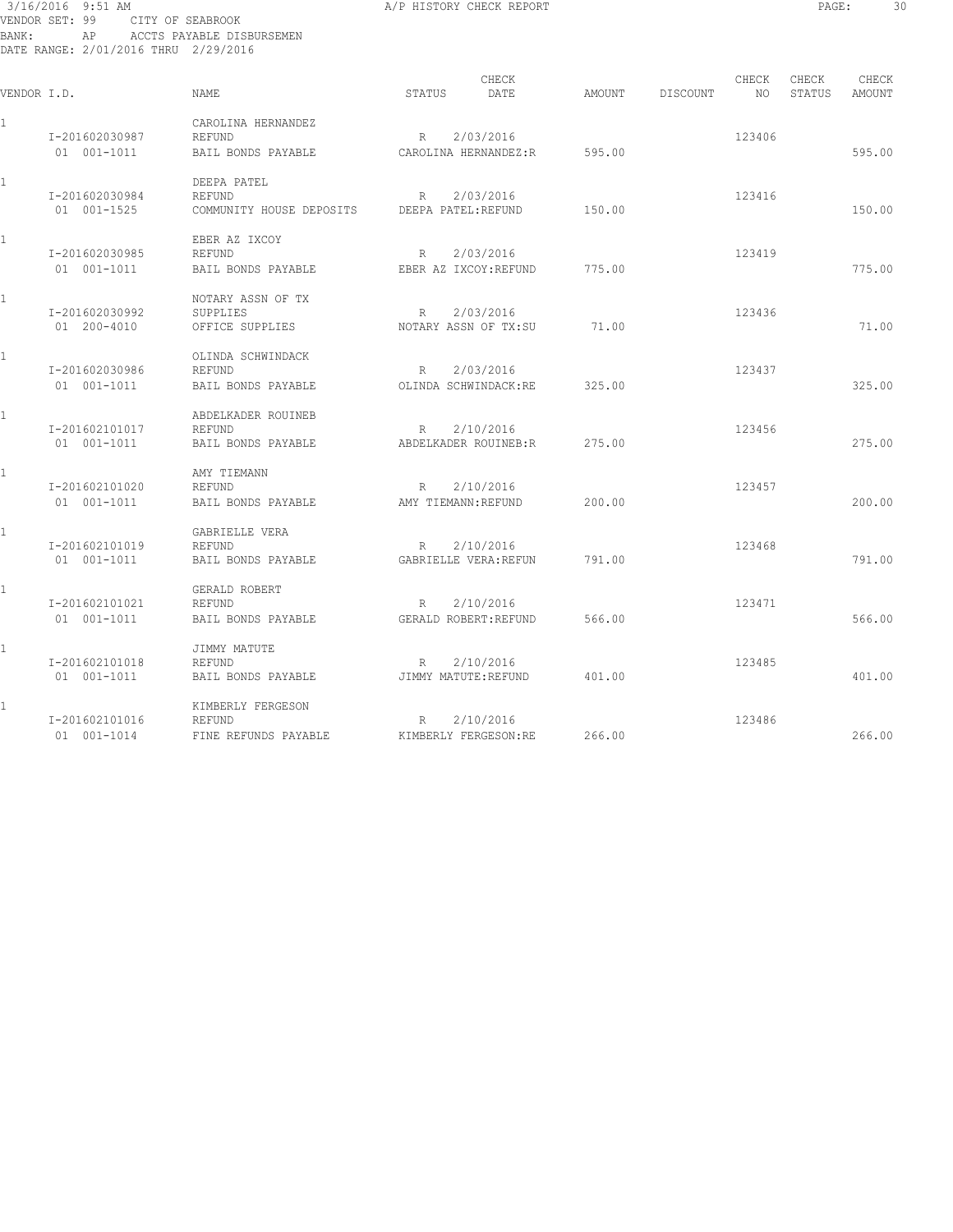3/16/2016 9:51 AM A/P HISTORY CHECK REPORT
VENDOR SET: 99 CITY OF SEABROOK
BANK: AP ACCTS PAYABLE DISBURSEMEN
DATE RANGE: 2/01/2016 THRU 2/29/2016

| VENDOR I.D. | NAME | STATUS | CHECK DATE | AMOUNT | DISCOUNT | CHECK NO | CHECK STATUS | CHECK AMOUNT |
|---|---|---|---|---|---|---|---|---|
| 1 | CAROLINA HERNANDEZ | | | | | | | |
| I-201602030987 | REFUND | R | 2/03/2016 | | | 123406 | | |
| 01 001-1011 | BAIL BONDS PAYABLE | CAROLINA HERNANDEZ:R | | 595.00 | | | | 595.00 |
| 1 | DEEPA PATEL | | | | | | | |
| I-201602030984 | REFUND | R | 2/03/2016 | | | 123416 | | |
| 01 001-1525 | COMMUNITY HOUSE DEPOSITS | DEEPA PATEL:REFUND | | 150.00 | | | | 150.00 |
| 1 | EBER AZ IXCOY | | | | | | | |
| I-201602030985 | REFUND | R | 2/03/2016 | | | 123419 | | |
| 01 001-1011 | BAIL BONDS PAYABLE | EBER AZ IXCOY:REFUND | | 775.00 | | | | 775.00 |
| 1 | NOTARY ASSN OF TX | | | | | | | |
| I-201602030992 | SUPPLIES | R | 2/03/2016 | | | 123436 | | |
| 01 200-4010 | OFFICE SUPPLIES | NOTARY ASSN OF TX:SU | | 71.00 | | | | 71.00 |
| 1 | OLINDA SCHWINDACK | | | | | | | |
| I-201602030986 | REFUND | R | 2/03/2016 | | | 123437 | | |
| 01 001-1011 | BAIL BONDS PAYABLE | OLINDA SCHWINDACK:RE | | 325.00 | | | | 325.00 |
| 1 | ABDELKADER ROUINEB | | | | | | | |
| I-201602101017 | REFUND | R | 2/10/2016 | | | 123456 | | |
| 01 001-1011 | BAIL BONDS PAYABLE | ABDELKADER ROUINEB:R | | 275.00 | | | | 275.00 |
| 1 | AMY TIEMANN | | | | | | | |
| I-201602101020 | REFUND | R | 2/10/2016 | | | 123457 | | |
| 01 001-1011 | BAIL BONDS PAYABLE | AMY TIEMANN:REFUND | | 200.00 | | | | 200.00 |
| 1 | GABRIELLE VERA | | | | | | | |
| I-201602101019 | REFUND | R | 2/10/2016 | | | 123468 | | |
| 01 001-1011 | BAIL BONDS PAYABLE | GABRIELLE VERA:REFUN | | 791.00 | | | | 791.00 |
| 1 | GERALD ROBERT | | | | | | | |
| I-201602101021 | REFUND | R | 2/10/2016 | | | 123471 | | |
| 01 001-1011 | BAIL BONDS PAYABLE | GERALD ROBERT:REFUND | | 566.00 | | | | 566.00 |
| 1 | JIMMY MATUTE | | | | | | | |
| I-201602101018 | REFUND | R | 2/10/2016 | | | 123485 | | |
| 01 001-1011 | BAIL BONDS PAYABLE | JIMMY MATUTE:REFUND | | 401.00 | | | | 401.00 |
| 1 | KIMBERLY FERGESON | | | | | | | |
| I-201602101016 | REFUND | R | 2/10/2016 | | | 123486 | | |
| 01 001-1014 | FINE REFUNDS PAYABLE | KIMBERLY FERGESON:RE | | 266.00 | | | | 266.00 |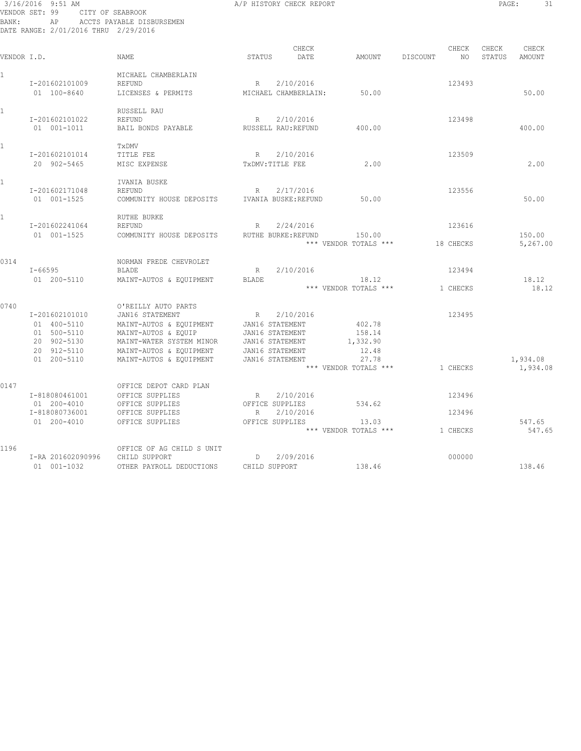3/16/2016 9:51 AM A/P HISTORY CHECK REPORT
VENDOR SET: 99 CITY OF SEABROOK
BANK: AP ACCTS PAYABLE DISBURSEMEN
DATE RANGE: 2/01/2016 THRU 2/29/2016

| VENDOR I.D. | NAME | STATUS | CHECK DATE | AMOUNT | DISCOUNT | CHECK NO | CHECK STATUS | CHECK AMOUNT |
|---|---|---|---|---|---|---|---|---|
| 1 | MICHAEL CHAMBERLAIN | | | | | | | |
| I-201602101009 | REFUND | R | 2/10/2016 | | | 123493 | | |
| 01 100-8640 | LICENSES & PERMITS | MICHAEL CHAMBERLAIN: | | 50.00 | | | | 50.00 |
| 1 | RUSSELL RAU | | | | | | | |
| I-201602101022 | REFUND | R | 2/10/2016 | | | 123498 | | |
| 01 001-1011 | BAIL BONDS PAYABLE | RUSSELL RAU:REFUND | | 400.00 | | | | 400.00 |
| 1 | TxDMV | | | | | | | |
| I-201602101014 | TITLE FEE | R | 2/10/2016 | | | 123509 | | |
| 20 902-5465 | MISC EXPENSE | TxDMV:TITLE FEE | | 2.00 | | | | 2.00 |
| 1 | IVANIA BUSKE | | | | | | | |
| I-201602171048 | REFUND | R | 2/17/2016 | | | 123556 | | |
| 01 001-1525 | COMMUNITY HOUSE DEPOSITS | IVANIA BUSKE:REFUND | | 50.00 | | | | 50.00 |
| 1 | RUTHE BURKE | | | | | | | |
| I-201602241064 | REFUND | R | 2/24/2016 | | | 123616 | | |
| 01 001-1525 | COMMUNITY HOUSE DEPOSITS | RUTHE BURKE:REFUND | | 150.00 | | | | 150.00 |
| | | | | *** VENDOR TOTALS *** | | 18 CHECKS | | 5,267.00 |
| 0314 | NORMAN FREDE CHEVROLET | | | | | | | |
| I-66595 | BLADE | R | 2/10/2016 | | | 123494 | | |
| 01 200-5110 | MAINT-AUTOS & EQUIPMENT | BLADE | | 18.12 | | | | 18.12 |
| | | | | *** VENDOR TOTALS *** | | 1 CHECKS | | 18.12 |
| 0740 | O'REILLY AUTO PARTS | | | | | | | |
| I-201602101010 | JAN16 STATEMENT | R | 2/10/2016 | | | 123495 | | |
| 01 400-5110 | MAINT-AUTOS & EQUIPMENT | JAN16 STATEMENT | | 402.78 | | | | |
| 01 500-5110 | MAINT-AUTOS & EQUIP | JAN16 STATEMENT | | 158.14 | | | | |
| 20 902-5130 | MAINT-WATER SYSTEM MINOR | JAN16 STATEMENT | | 1,332.90 | | | | |
| 20 912-5110 | MAINT-AUTOS & EQUIPMENT | JAN16 STATEMENT | | 12.48 | | | | |
| 01 200-5110 | MAINT-AUTOS & EQUIPMENT | JAN16 STATEMENT | | 27.78 | | | | 1,934.08 |
| | | | | *** VENDOR TOTALS *** | | 1 CHECKS | | 1,934.08 |
| 0147 | OFFICE DEPOT CARD PLAN | | | | | | | |
| I-818080461001 | OFFICE SUPPLIES | R | 2/10/2016 | | | 123496 | | |
| 01 200-4010 | OFFICE SUPPLIES | OFFICE SUPPLIES | | 534.62 | | | | |
| I-818080736001 | OFFICE SUPPLIES | R | 2/10/2016 | | | 123496 | | |
| 01 200-4010 | OFFICE SUPPLIES | OFFICE SUPPLIES | | 13.03 | | | | 547.65 |
| | | | | *** VENDOR TOTALS *** | | 1 CHECKS | | 547.65 |
| 1196 | OFFICE OF AG CHILD S UNIT | | | | | | | |
| I-RA 201602090996 | CHILD SUPPORT | D | 2/09/2016 | | | 000000 | | |
| 01 001-1032 | OTHER PAYROLL DEDUCTIONS | CHILD SUPPORT | | 138.46 | | | | 138.46 |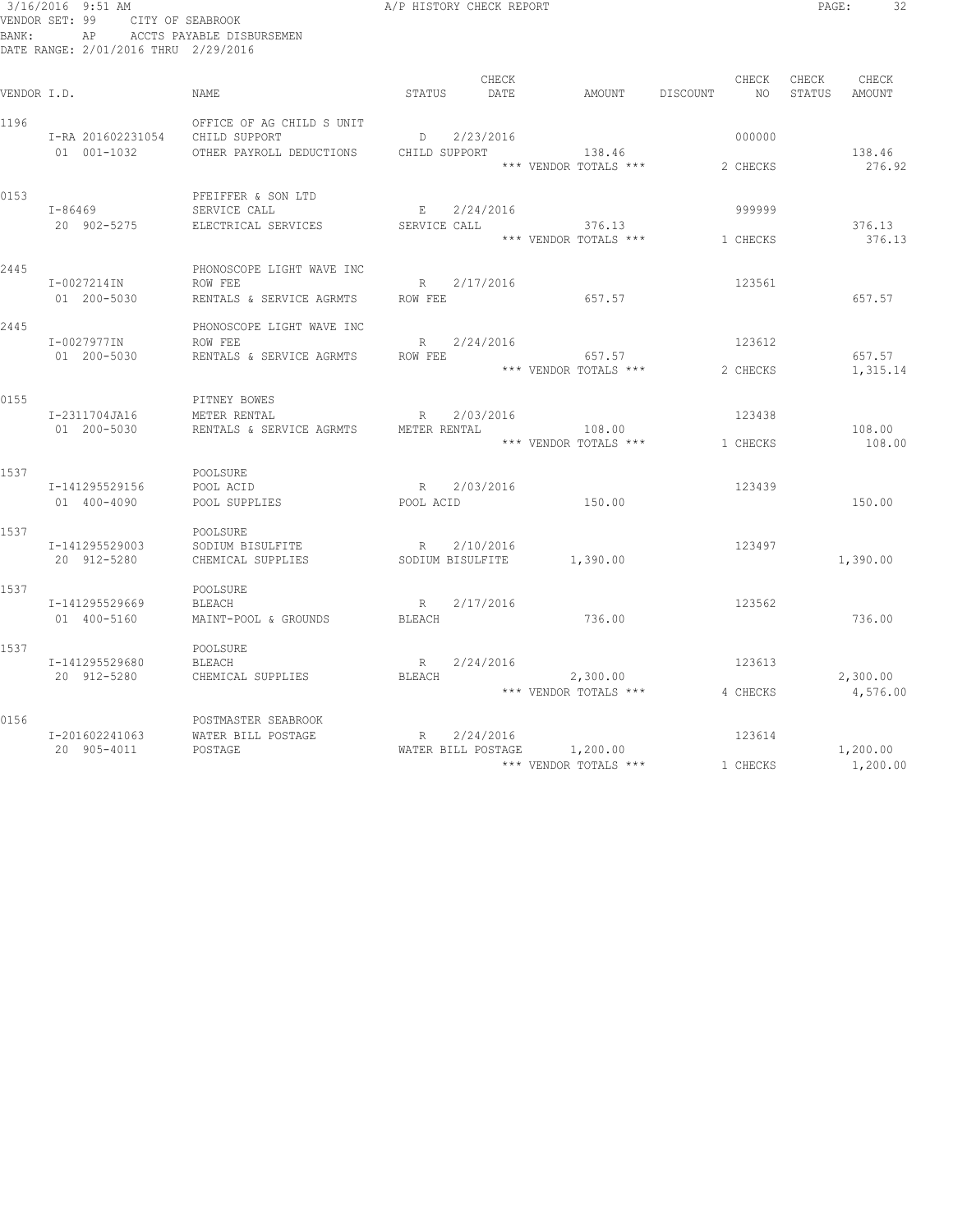3/16/2016 9:51 AM A/P HISTORY CHECK REPORT
VENDOR SET: 99 CITY OF SEABROOK
BANK: AP ACCTS PAYABLE DISBURSEMEN
DATE RANGE: 2/01/2016 THRU 2/29/2016

| VENDOR I.D. | NAME | STATUS | CHECK DATE | AMOUNT | DISCOUNT | CHECK NO | CHECK STATUS | CHECK AMOUNT |
|---|---|---|---|---|---|---|---|---|
| 1196 | OFFICE OF AG CHILD S UNIT | | | | | | | |
| I-RA 201602231054 | CHILD SUPPORT | D | 2/23/2016 | | | 000000 | | |
| 01 001-1032 | OTHER PAYROLL DEDUCTIONS | CHILD SUPPORT | | 138.46 | | | | 138.46 |
| | | | | *** VENDOR TOTALS *** | | 2 CHECKS | | 276.92 |
| 0153 | PFEIFFER & SON LTD | | | | | | | |
| I-86469 | SERVICE CALL | E | 2/24/2016 | | | 999999 | | |
| 20 902-5275 | ELECTRICAL SERVICES | SERVICE CALL | | 376.13 | | | | 376.13 |
| | | | | *** VENDOR TOTALS *** | | 1 CHECKS | | 376.13 |
| 2445 | PHONOSCOPE LIGHT WAVE INC | | | | | | | |
| I-0027214IN | ROW FEE | R | 2/17/2016 | | | 123561 | | |
| 01 200-5030 | RENTALS & SERVICE AGRMTS | ROW FEE | | 657.57 | | | | 657.57 |
| 2445 | PHONOSCOPE LIGHT WAVE INC | | | | | | | |
| I-0027977IN | ROW FEE | R | 2/24/2016 | | | 123612 | | |
| 01 200-5030 | RENTALS & SERVICE AGRMTS | ROW FEE | | 657.57 | | | | 657.57 |
| | | | | *** VENDOR TOTALS *** | | 2 CHECKS | | 1,315.14 |
| 0155 | PITNEY BOWES | | | | | | | |
| I-2311704JA16 | METER RENTAL | R | 2/03/2016 | | | 123438 | | |
| 01 200-5030 | RENTALS & SERVICE AGRMTS | METER RENTAL | | 108.00 | | | | 108.00 |
| | | | | *** VENDOR TOTALS *** | | 1 CHECKS | | 108.00 |
| 1537 | POOLSURE | | | | | | | |
| I-141295529156 | POOL ACID | R | 2/03/2016 | | | 123439 | | |
| 01 400-4090 | POOL SUPPLIES | POOL ACID | | 150.00 | | | | 150.00 |
| 1537 | POOLSURE | | | | | | | |
| I-141295529003 | SODIUM BISULFITE | R | 2/10/2016 | | | 123497 | | |
| 20 912-5280 | CHEMICAL SUPPLIES | SODIUM BISULFITE | | 1,390.00 | | | | 1,390.00 |
| 1537 | POOLSURE | | | | | | | |
| I-141295529669 | BLEACH | R | 2/17/2016 | | | 123562 | | |
| 01 400-5160 | MAINT-POOL & GROUNDS | BLEACH | | 736.00 | | | | 736.00 |
| 1537 | POOLSURE | | | | | | | |
| I-141295529680 | BLEACH | R | 2/24/2016 | | | 123613 | | |
| 20 912-5280 | CHEMICAL SUPPLIES | BLEACH | | 2,300.00 | | | | 2,300.00 |
| | | | | *** VENDOR TOTALS *** | | 4 CHECKS | | 4,576.00 |
| 0156 | POSTMASTER SEABROOK | | | | | | | |
| I-201602241063 | WATER BILL POSTAGE | R | 2/24/2016 | | | 123614 | | |
| 20 905-4011 | POSTAGE | WATER BILL POSTAGE | | 1,200.00 | | | | 1,200.00 |
| | | | | *** VENDOR TOTALS *** | | 1 CHECKS | | 1,200.00 |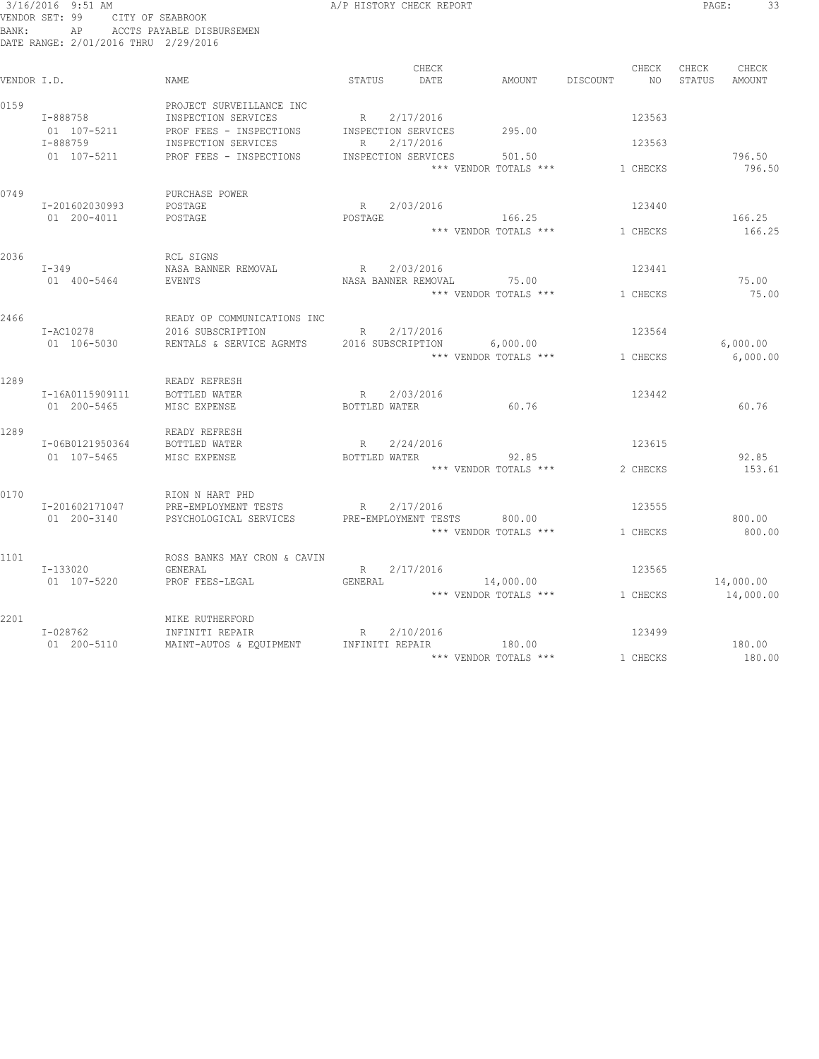3/16/2016 9:51 AM A/P HISTORY CHECK REPORT

VENDOR SET: 99 CITY OF SEABROOK
BANK: AP ACCTS PAYABLE DISBURSEMEN
DATE RANGE: 2/01/2016 THRU 2/29/2016

| VENDOR I.D. | NAME | STATUS | CHECK DATE | AMOUNT | DISCOUNT | CHECK NO | CHECK STATUS | CHECK AMOUNT |
|---|---|---|---|---|---|---|---|---|
| 0159 | PROJECT SURVEILLANCE INC | | | | | | | |
| I-888758 | INSPECTION SERVICES | R | 2/17/2016 | | | 123563 | | |
| 01 107-5211 | PROF FEES - INSPECTIONS | INSPECTION SERVICES | | 295.00 | | | | |
| I-888759 | INSPECTION SERVICES | R | 2/17/2016 | | | 123563 | | |
| 01 107-5211 | PROF FEES - INSPECTIONS | INSPECTION SERVICES | | 501.50 | | | | 796.50 |
| | | | | *** VENDOR TOTALS *** | | 1 CHECKS | | 796.50 |
| 0749 | PURCHASE POWER | | | | | | | |
| I-201602030993 | POSTAGE | R | 2/03/2016 | | | 123440 | | |
| 01 200-4011 | POSTAGE | POSTAGE | | 166.25 | | | | 166.25 |
| | | | | *** VENDOR TOTALS *** | | 1 CHECKS | | 166.25 |
| 2036 | RCL SIGNS | | | | | | | |
| I-349 | NASA BANNER REMOVAL | R | 2/03/2016 | | | 123441 | | |
| 01 400-5464 | EVENTS | NASA BANNER REMOVAL | | 75.00 | | | | 75.00 |
| | | | | *** VENDOR TOTALS *** | | 1 CHECKS | | 75.00 |
| 2466 | READY OP COMMUNICATIONS INC | | | | | | | |
| I-AC10278 | 2016 SUBSCRIPTION | R | 2/17/2016 | | | 123564 | | |
| 01 106-5030 | RENTALS & SERVICE AGRMTS | 2016 SUBSCRIPTION | | 6,000.00 | | | | 6,000.00 |
| | | | | *** VENDOR TOTALS *** | | 1 CHECKS | | 6,000.00 |
| 1289 | READY REFRESH | | | | | | | |
| I-16A0115909111 | BOTTLED WATER | R | 2/03/2016 | | | 123442 | | |
| 01 200-5465 | MISC EXPENSE | BOTTLED WATER | | 60.76 | | | | 60.76 |
| 1289 | READY REFRESH | | | | | | | |
| I-06B0121950364 | BOTTLED WATER | R | 2/24/2016 | | | 123615 | | |
| 01 107-5465 | MISC EXPENSE | BOTTLED WATER | | 92.85 | | | | 92.85 |
| | | | | *** VENDOR TOTALS *** | | 2 CHECKS | | 153.61 |
| 0170 | RION N HART PHD | | | | | | | |
| I-201602171047 | PRE-EMPLOYMENT TESTS | R | 2/17/2016 | | | 123555 | | |
| 01 200-3140 | PSYCHOLOGICAL SERVICES | PRE-EMPLOYMENT TESTS | | 800.00 | | | | 800.00 |
| | | | | *** VENDOR TOTALS *** | | 1 CHECKS | | 800.00 |
| 1101 | ROSS BANKS MAY CRON & CAVIN | | | | | | | |
| I-133020 | GENERAL | R | 2/17/2016 | | | 123565 | | |
| 01 107-5220 | PROF FEES-LEGAL | GENERAL | | 14,000.00 | | | | 14,000.00 |
| | | | | *** VENDOR TOTALS *** | | 1 CHECKS | | 14,000.00 |
| 2201 | MIKE RUTHERFORD | | | | | | | |
| I-028762 | INFINITI REPAIR | R | 2/10/2016 | | | 123499 | | |
| 01 200-5110 | MAINT-AUTOS & EQUIPMENT | INFINITI REPAIR | | 180.00 | | | | 180.00 |
| | | | | *** VENDOR TOTALS *** | | 1 CHECKS | | 180.00 |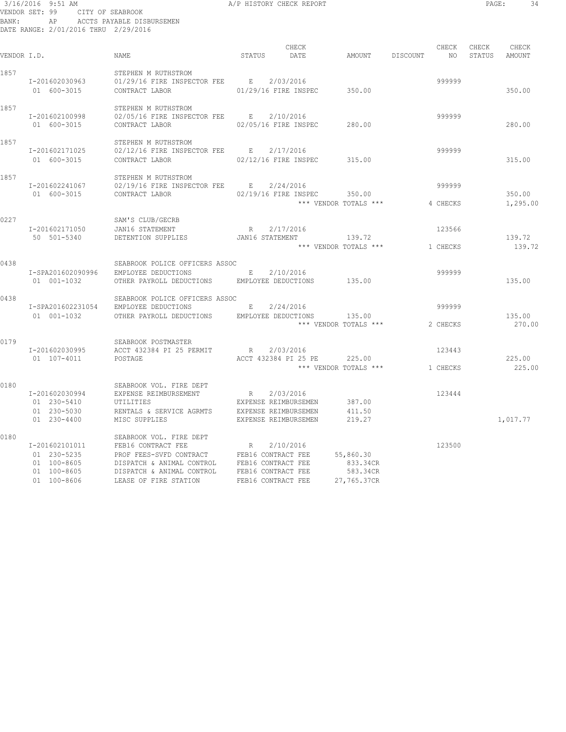3/16/2016 9:51 AM A/P HISTORY CHECK REPORT

VENDOR SET: 99 CITY OF SEABROOK
BANK: AP ACCTS PAYABLE DISBURSEMEN
DATE RANGE: 2/01/2016 THRU 2/29/2016

| VENDOR I.D. | NAME | STATUS | CHECK DATE | AMOUNT | DISCOUNT | CHECK NO | CHECK STATUS | CHECK AMOUNT |
|---|---|---|---|---|---|---|---|---|
| 1857 | STEPHEN M RUTHSTROM | | | | | | | |
| I-201602030963 | 01/29/16 FIRE INSPECTOR FEE | E | 2/03/2016 | | | 999999 | | |
| 01 600-3015 | CONTRACT LABOR | 01/29/16 FIRE INSPEC | | 350.00 | | | | 350.00 |
| 1857 | STEPHEN M RUTHSTROM | | | | | | | |
| I-201602100998 | 02/05/16 FIRE INSPECTOR FEE | E | 2/10/2016 | | | 999999 | | |
| 01 600-3015 | CONTRACT LABOR | 02/05/16 FIRE INSPEC | | 280.00 | | | | 280.00 |
| 1857 | STEPHEN M RUTHSTROM | | | | | | | |
| I-201602171025 | 02/12/16 FIRE INSPECTOR FEE | E | 2/17/2016 | | | 999999 | | |
| 01 600-3015 | CONTRACT LABOR | 02/12/16 FIRE INSPEC | | 315.00 | | | | 315.00 |
| 1857 | STEPHEN M RUTHSTROM | | | | | | | |
| I-201602241067 | 02/19/16 FIRE INSPECTOR FEE | E | 2/24/2016 | | | 999999 | | |
| 01 600-3015 | CONTRACT LABOR | 02/19/16 FIRE INSPEC | | 350.00 | | | | 350.00 |
| | | | | *** VENDOR TOTALS *** | | 4 CHECKS | | 1,295.00 |
| 0227 | SAM'S CLUB/GECRB | | | | | | | |
| I-201602171050 | JAN16 STATEMENT | R | 2/17/2016 | | | 123566 | | |
| 50 501-5340 | DETENTION SUPPLIES | JAN16 STATEMENT | | 139.72 | | | | 139.72 |
| | | | | *** VENDOR TOTALS *** | | 1 CHECKS | | 139.72 |
| 0438 | SEABROOK POLICE OFFICERS ASSOC | | | | | | | |
| I-SPA201602090996 | EMPLOYEE DEDUCTIONS | E | 2/10/2016 | | | 999999 | | |
| 01 001-1032 | OTHER PAYROLL DEDUCTIONS | EMPLOYEE DEDUCTIONS | | 135.00 | | | | 135.00 |
| 0438 | SEABROOK POLICE OFFICERS ASSOC | | | | | | | |
| I-SPA201602231054 | EMPLOYEE DEDUCTIONS | E | 2/24/2016 | | | 999999 | | |
| 01 001-1032 | OTHER PAYROLL DEDUCTIONS | EMPLOYEE DEDUCTIONS | | 135.00 | | | | 135.00 |
| | | | | *** VENDOR TOTALS *** | | 2 CHECKS | | 270.00 |
| 0179 | SEABROOK POSTMASTER | | | | | | | |
| I-201602030995 | ACCT 432384 PI 25 PERMIT | R | 2/03/2016 | | | 123443 | | |
| 01 107-4011 | POSTAGE | ACCT 432384 PI 25 PE | | 225.00 | | | | 225.00 |
| | | | | *** VENDOR TOTALS *** | | 1 CHECKS | | 225.00 |
| 0180 | SEABROOK VOL. FIRE DEPT | | | | | | | |
| I-201602030994 | EXPENSE REIMBURSEMENT | R | 2/03/2016 | | | 123444 | | |
| 01 230-5410 | UTILITIES | EXPENSE REIMBURSEMEN | | 387.00 | | | | |
| 01 230-5030 | RENTALS & SERVICE AGRMTS | EXPENSE REIMBURSEMEN | | 411.50 | | | | |
| 01 230-4400 | MISC SUPPLIES | EXPENSE REIMBURSEMEN | | 219.27 | | | | 1,017.77 |
| 0180 | SEABROOK VOL. FIRE DEPT | | | | | | | |
| I-201602101011 | FEB16 CONTRACT FEE | R | 2/10/2016 | | | 123500 | | |
| 01 230-5235 | PROF FEES-SVFD CONTRACT | FEB16 CONTRACT FEE | | 55,860.30 | | | | |
| 01 100-8605 | DISPATCH & ANIMAL CONTROL | FEB16 CONTRACT FEE | | 833.34CR | | | | |
| 01 100-8605 | DISPATCH & ANIMAL CONTROL | FEB16 CONTRACT FEE | | 583.34CR | | | | |
| 01 100-8606 | LEASE OF FIRE STATION | FEB16 CONTRACT FEE | | 27,765.37CR | | | | |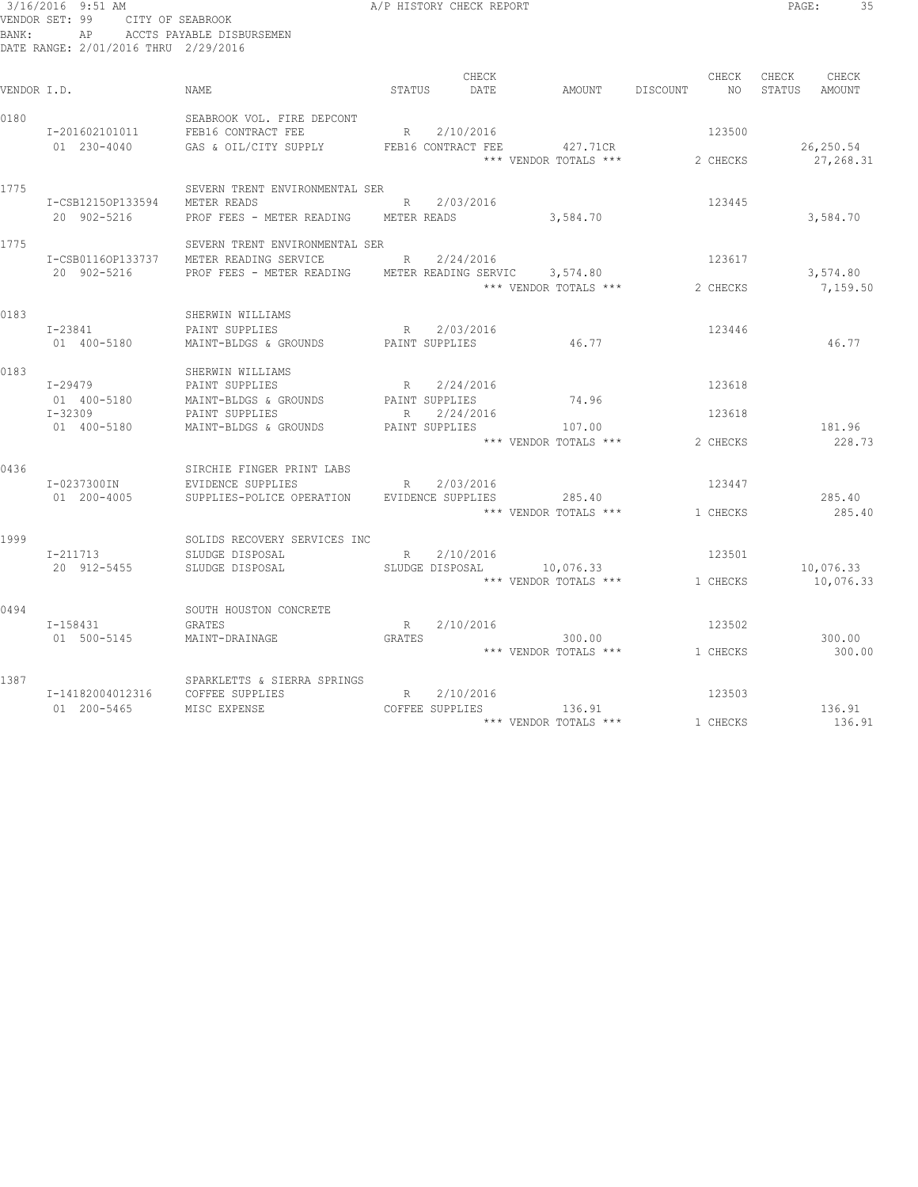3/16/2016 9:51 AM A/P HISTORY CHECK REPORT

VENDOR SET: 99 CITY OF SEABROOK

BANK: AP ACCTS PAYABLE DISBURSEMEN

DATE RANGE: 2/01/2016 THRU 2/29/2016

| VENDOR I.D. | NAME | STATUS | CHECK DATE | AMOUNT | DISCOUNT | CHECK NO | CHECK STATUS | CHECK AMOUNT |
|---|---|---|---|---|---|---|---|---|
| 0180 | SEABROOK VOL. FIRE DEPCONT | | | | | | | |
| I-201602101011 | FEB16 CONTRACT FEE | R | 2/10/2016 | | | 123500 | | |
| 01 230-4040 | GAS & OIL/CITY SUPPLY | FEB16 CONTRACT FEE | | 427.71CR | | | | 26,250.54 |
| | | | | *** VENDOR TOTALS *** | | 2 CHECKS | | 27,268.31 |
| 1775 | SEVERN TRENT ENVIRONMENTAL SER | | | | | | | |
| I-CSB1215OP133594 | METER READS | R | 2/03/2016 | | | 123445 | | |
| 20 902-5216 | PROF FEES - METER READING | METER READS | | 3,584.70 | | | | 3,584.70 |
| 1775 | SEVERN TRENT ENVIRONMENTAL SER | | | | | | | |
| I-CSB0116OP133737 | METER READING SERVICE | R | 2/24/2016 | | | 123617 | | |
| 20 902-5216 | PROF FEES - METER READING | METER READING SERVIC | | 3,574.80 | | | | 3,574.80 |
| | | | | *** VENDOR TOTALS *** | | 2 CHECKS | | 7,159.50 |
| 0183 | SHERWIN WILLIAMS | | | | | | | |
| I-23841 | PAINT SUPPLIES | R | 2/03/2016 | | | 123446 | | |
| 01 400-5180 | MAINT-BLDGS & GROUNDS | PAINT SUPPLIES | | 46.77 | | | | 46.77 |
| 0183 | SHERWIN WILLIAMS | | | | | | | |
| I-29479 | PAINT SUPPLIES | R | 2/24/2016 | | | 123618 | | |
| 01 400-5180 | MAINT-BLDGS & GROUNDS | PAINT SUPPLIES | | 74.96 | | | | |
| I-32309 | PAINT SUPPLIES | R | 2/24/2016 | | | 123618 | | |
| 01 400-5180 | MAINT-BLDGS & GROUNDS | PAINT SUPPLIES | | 107.00 | | | | 181.96 |
| | | | | *** VENDOR TOTALS *** | | 2 CHECKS | | 228.73 |
| 0436 | SIRCHIE FINGER PRINT LABS | | | | | | | |
| I-0237300IN | EVIDENCE SUPPLIES | R | 2/03/2016 | | | 123447 | | |
| 01 200-4005 | SUPPLIES-POLICE OPERATION | EVIDENCE SUPPLIES | | 285.40 | | | | 285.40 |
| | | | | *** VENDOR TOTALS *** | | 1 CHECKS | | 285.40 |
| 1999 | SOLIDS RECOVERY SERVICES INC | | | | | | | |
| I-211713 | SLUDGE DISPOSAL | R | 2/10/2016 | | | 123501 | | |
| 20 912-5455 | SLUDGE DISPOSAL | SLUDGE DISPOSAL | | 10,076.33 | | | | 10,076.33 |
| | | | | *** VENDOR TOTALS *** | | 1 CHECKS | | 10,076.33 |
| 0494 | SOUTH HOUSTON CONCRETE | | | | | | | |
| I-158431 | GRATES | R | 2/10/2016 | | | 123502 | | |
| 01 500-5145 | MAINT-DRAINAGE | GRATES | | 300.00 | | | | 300.00 |
| | | | | *** VENDOR TOTALS *** | | 1 CHECKS | | 300.00 |
| 1387 | SPARKLETTS & SIERRA SPRINGS | | | | | | | |
| I-14182004012316 | COFFEE SUPPLIES | R | 2/10/2016 | | | 123503 | | |
| 01 200-5465 | MISC EXPENSE | COFFEE SUPPLIES | | 136.91 | | | | 136.91 |
| | | | | *** VENDOR TOTALS *** | | 1 CHECKS | | 136.91 |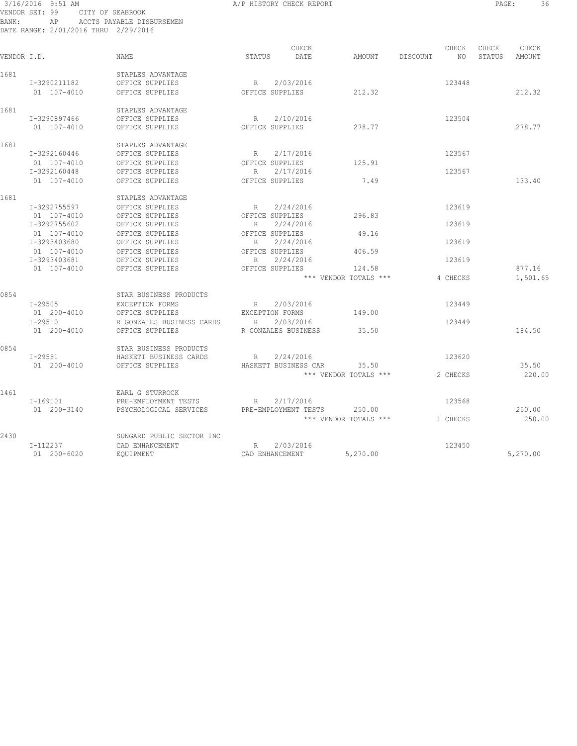3/16/2016 9:51 AM A/P HISTORY CHECK REPORT

VENDOR SET: 99 CITY OF SEABROOK
BANK: AP ACCTS PAYABLE DISBURSEMEN
DATE RANGE: 2/01/2016 THRU 2/29/2016

| VENDOR I.D. | NAME | STATUS | CHECK DATE | AMOUNT | DISCOUNT | CHECK NO | CHECK STATUS | CHECK AMOUNT |
|---|---|---|---|---|---|---|---|---|
| 1681 | STAPLES ADVANTAGE | | | | | | | |
| I-3290211182 | OFFICE SUPPLIES | R | 2/03/2016 | | | 123448 | | |
| 01 107-4010 | OFFICE SUPPLIES | OFFICE SUPPLIES | | 212.32 | | | | 212.32 |
| 1681 | STAPLES ADVANTAGE | | | | | | | |
| I-3290897466 | OFFICE SUPPLIES | R | 2/10/2016 | | | 123504 | | |
| 01 107-4010 | OFFICE SUPPLIES | OFFICE SUPPLIES | | 278.77 | | | | 278.77 |
| 1681 | STAPLES ADVANTAGE | | | | | | | |
| I-3292160446 | OFFICE SUPPLIES | R | 2/17/2016 | | | 123567 | | |
| 01 107-4010 | OFFICE SUPPLIES | OFFICE SUPPLIES | | 125.91 | | | | |
| I-3292160448 | OFFICE SUPPLIES | R | 2/17/2016 | | | 123567 | | |
| 01 107-4010 | OFFICE SUPPLIES | OFFICE SUPPLIES | | 7.49 | | | | 133.40 |
| 1681 | STAPLES ADVANTAGE | | | | | | | |
| I-3292755597 | OFFICE SUPPLIES | R | 2/24/2016 | | | 123619 | | |
| 01 107-4010 | OFFICE SUPPLIES | OFFICE SUPPLIES | | 296.83 | | | | |
| I-3292755602 | OFFICE SUPPLIES | R | 2/24/2016 | | | 123619 | | |
| 01 107-4010 | OFFICE SUPPLIES | OFFICE SUPPLIES | | 49.16 | | | | |
| I-3293403680 | OFFICE SUPPLIES | R | 2/24/2016 | | | 123619 | | |
| 01 107-4010 | OFFICE SUPPLIES | OFFICE SUPPLIES | | 406.59 | | | | |
| I-3293403681 | OFFICE SUPPLIES | R | 2/24/2016 | | | 123619 | | |
| 01 107-4010 | OFFICE SUPPLIES | OFFICE SUPPLIES | | 124.58 | | | | 877.16 |
| | | | | *** VENDOR TOTALS *** | | 4 CHECKS | | 1,501.65 |
| 0854 | STAR BUSINESS PRODUCTS | | | | | | | |
| I-29505 | EXCEPTION FORMS | R | 2/03/2016 | | | 123449 | | |
| 01 200-4010 | OFFICE SUPPLIES | EXCEPTION FORMS | | 149.00 | | | | |
| I-29510 | R GONZALES BUSINESS CARDS | R | 2/03/2016 | | | 123449 | | |
| 01 200-4010 | OFFICE SUPPLIES | R GONZALES BUSINESS | | 35.50 | | | | 184.50 |
| 0854 | STAR BUSINESS PRODUCTS | | | | | | | |
| I-29551 | HASKETT BUSINESS CARDS | R | 2/24/2016 | | | 123620 | | |
| 01 200-4010 | OFFICE SUPPLIES | HASKETT BUSINESS CAR | | 35.50 | | | | 35.50 |
| | | | | *** VENDOR TOTALS *** | | 2 CHECKS | | 220.00 |
| 1461 | EARL G STURROCK | | | | | | | |
| I-169101 | PRE-EMPLOYMENT TESTS | R | 2/17/2016 | | | 123568 | | |
| 01 200-3140 | PSYCHOLOGICAL SERVICES | PRE-EMPLOYMENT TESTS | | 250.00 | | | | 250.00 |
| | | | | *** VENDOR TOTALS *** | | 1 CHECKS | | 250.00 |
| 2430 | SUNGARD PUBLIC SECTOR INC | | | | | | | |
| I-112237 | CAD ENHANCEMENT | R | 2/03/2016 | | | 123450 | | |
| 01 200-6020 | EQUIPMENT | CAD ENHANCEMENT | | 5,270.00 | | | | 5,270.00 |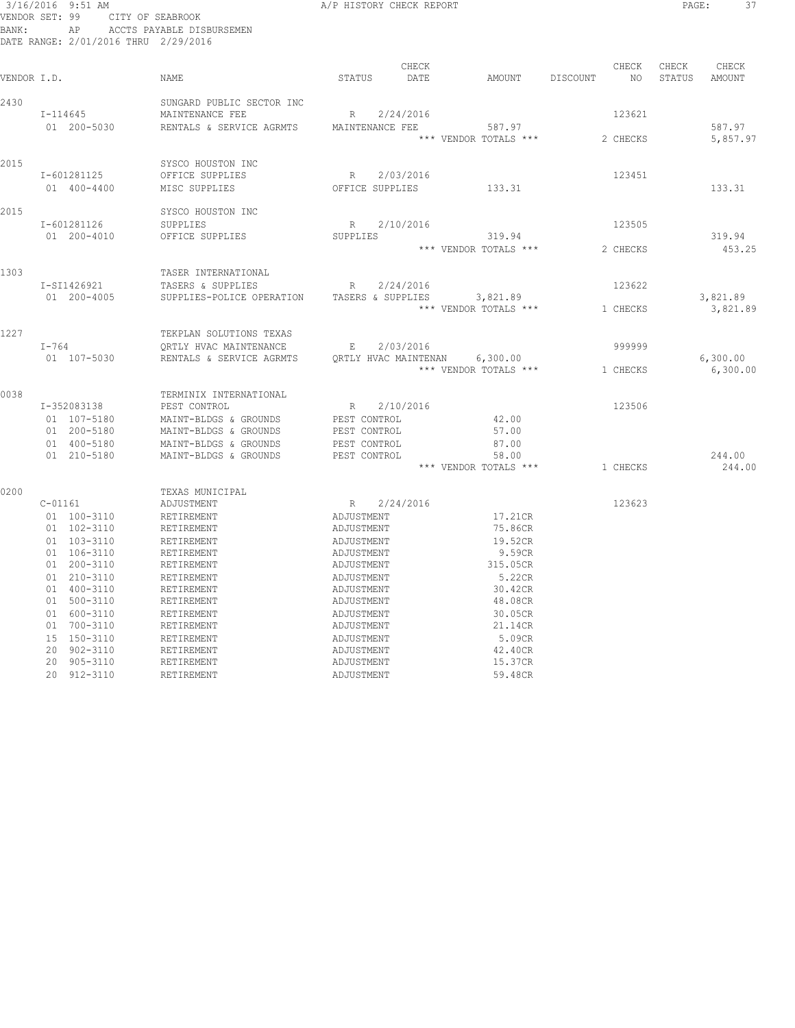3/16/2016 9:51 AM A/P HISTORY CHECK REPORT

VENDOR SET: 99 CITY OF SEABROOK
BANK: AP ACCTS PAYABLE DISBURSEMEN
DATE RANGE: 2/01/2016 THRU 2/29/2016

| VENDOR I.D. | NAME | STATUS | CHECK DATE | AMOUNT | DISCOUNT | CHECK NO | CHECK STATUS | CHECK AMOUNT |
|---|---|---|---|---|---|---|---|---|
| 2430 | SUNGARD PUBLIC SECTOR INC | | | | | | | |
| I-114645 | MAINTENANCE FEE | R | 2/24/2016 | | | 123621 | | |
| 01 200-5030 | RENTALS & SERVICE AGRMTS | MAINTENANCE FEE | | 587.97 | | | | 587.97 |
| | | | *** VENDOR TOTALS *** | | | 2 CHECKS | | 5,857.97 |
| 2015 | SYSCO HOUSTON INC | | | | | | | |
| I-601281125 | OFFICE SUPPLIES | R | 2/03/2016 | | | 123451 | | |
| 01 400-4400 | MISC SUPPLIES | OFFICE SUPPLIES | | 133.31 | | | | 133.31 |
| 2015 | SYSCO HOUSTON INC | | | | | | | |
| I-601281126 | SUPPLIES | R | 2/10/2016 | | | 123505 | | |
| 01 200-4010 | OFFICE SUPPLIES | SUPPLIES | | 319.94 | | | | 319.94 |
| | | | *** VENDOR TOTALS *** | | | 2 CHECKS | | 453.25 |
| 1303 | TASER INTERNATIONAL | | | | | | | |
| I-SI1426921 | TASERS & SUPPLIES | R | 2/24/2016 | | | 123622 | | |
| 01 200-4005 | SUPPLIES-POLICE OPERATION | TASERS & SUPPLIES | | 3,821.89 | | | | 3,821.89 |
| | | | *** VENDOR TOTALS *** | | | 1 CHECKS | | 3,821.89 |
| 1227 | TEKPLAN SOLUTIONS TEXAS | | | | | | | |
| I-764 | QRTLY HVAC MAINTENANCE | E | 2/03/2016 | | | 999999 | | |
| 01 107-5030 | RENTALS & SERVICE AGRMTS | QRTLY HVAC MAINTENAN | | 6,300.00 | | | | 6,300.00 |
| | | | *** VENDOR TOTALS *** | | | 1 CHECKS | | 6,300.00 |
| 0038 | TERMINIX INTERNATIONAL | | | | | | | |
| I-352083138 | PEST CONTROL | R | 2/10/2016 | | | 123506 | | |
| 01 107-5180 | MAINT-BLDGS & GROUNDS | PEST CONTROL | | 42.00 | | | | |
| 01 200-5180 | MAINT-BLDGS & GROUNDS | PEST CONTROL | | 57.00 | | | | |
| 01 400-5180 | MAINT-BLDGS & GROUNDS | PEST CONTROL | | 87.00 | | | | |
| 01 210-5180 | MAINT-BLDGS & GROUNDS | PEST CONTROL | | 58.00 | | | | 244.00 |
| | | | *** VENDOR TOTALS *** | | | 1 CHECKS | | 244.00 |
| 0200 | TEXAS MUNICIPAL | | | | | | | |
| C-01161 | ADJUSTMENT | R | 2/24/2016 | | | 123623 | | |
| 01 100-3110 | RETIREMENT | ADJUSTMENT | | 17.21CR | | | | |
| 01 102-3110 | RETIREMENT | ADJUSTMENT | | 75.86CR | | | | |
| 01 103-3110 | RETIREMENT | ADJUSTMENT | | 19.52CR | | | | |
| 01 106-3110 | RETIREMENT | ADJUSTMENT | | 9.59CR | | | | |
| 01 200-3110 | RETIREMENT | ADJUSTMENT | | 315.05CR | | | | |
| 01 210-3110 | RETIREMENT | ADJUSTMENT | | 5.22CR | | | | |
| 01 400-3110 | RETIREMENT | ADJUSTMENT | | 30.42CR | | | | |
| 01 500-3110 | RETIREMENT | ADJUSTMENT | | 48.08CR | | | | |
| 01 600-3110 | RETIREMENT | ADJUSTMENT | | 30.05CR | | | | |
| 01 700-3110 | RETIREMENT | ADJUSTMENT | | 21.14CR | | | | |
| 15 150-3110 | RETIREMENT | ADJUSTMENT | | 5.09CR | | | | |
| 20 902-3110 | RETIREMENT | ADJUSTMENT | | 42.40CR | | | | |
| 20 905-3110 | RETIREMENT | ADJUSTMENT | | 15.37CR | | | | |
| 20 912-3110 | RETIREMENT | ADJUSTMENT | | 59.48CR | | | | |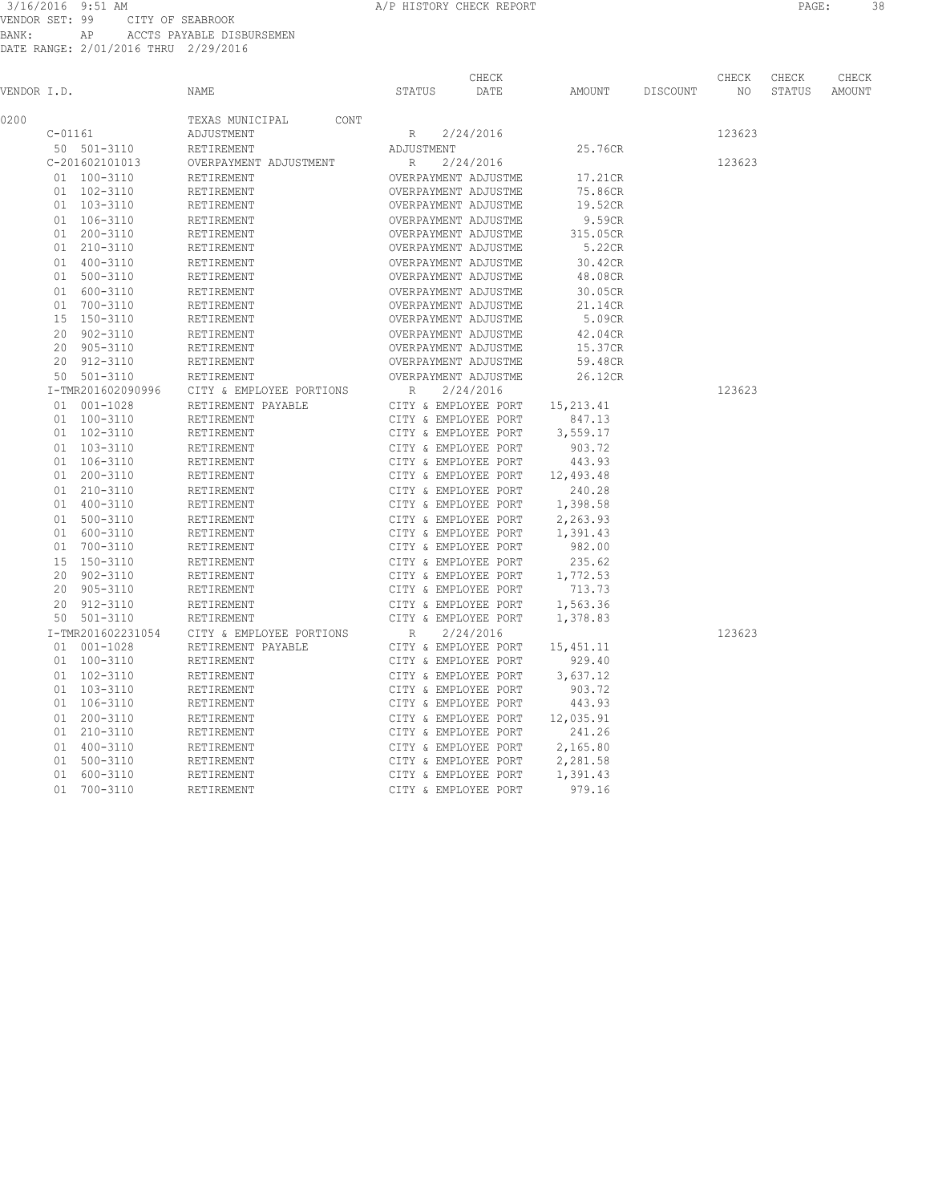3/16/2016 9:51 AM A/P HISTORY CHECK REPORT

VENDOR SET: 99 CITY OF SEABROOK
BANK: AP ACCTS PAYABLE DISBURSEMEN
DATE RANGE: 2/01/2016 THRU 2/29/2016

| VENDOR I.D. | NAME | STATUS | CHECK DATE | AMOUNT | DISCOUNT | CHECK NO | CHECK STATUS | CHECK AMOUNT |
|---|---|---|---|---|---|---|---|---|
| 0200 | TEXAS MUNICIPAL CONT | | | | | | | |
| C-01161 | ADJUSTMENT | R | 2/24/2016 | | | 123623 | | |
| 50 501-3110 | RETIREMENT | ADJUSTMENT | | 25.76CR | | | | |
| C-201602101013 | OVERPAYMENT ADJUSTMENT | R | 2/24/2016 | | | 123623 | | |
| 01 100-3110 | RETIREMENT | OVERPAYMENT ADJUSTME | | 17.21CR | | | | |
| 01 102-3110 | RETIREMENT | OVERPAYMENT ADJUSTME | | 75.86CR | | | | |
| 01 103-3110 | RETIREMENT | OVERPAYMENT ADJUSTME | | 19.52CR | | | | |
| 01 106-3110 | RETIREMENT | OVERPAYMENT ADJUSTME | | 9.59CR | | | | |
| 01 200-3110 | RETIREMENT | OVERPAYMENT ADJUSTME | | 315.05CR | | | | |
| 01 210-3110 | RETIREMENT | OVERPAYMENT ADJUSTME | | 5.22CR | | | | |
| 01 400-3110 | RETIREMENT | OVERPAYMENT ADJUSTME | | 30.42CR | | | | |
| 01 500-3110 | RETIREMENT | OVERPAYMENT ADJUSTME | | 48.08CR | | | | |
| 01 600-3110 | RETIREMENT | OVERPAYMENT ADJUSTME | | 30.05CR | | | | |
| 01 700-3110 | RETIREMENT | OVERPAYMENT ADJUSTME | | 21.14CR | | | | |
| 15 150-3110 | RETIREMENT | OVERPAYMENT ADJUSTME | | 5.09CR | | | | |
| 20 902-3110 | RETIREMENT | OVERPAYMENT ADJUSTME | | 42.04CR | | | | |
| 20 905-3110 | RETIREMENT | OVERPAYMENT ADJUSTME | | 15.37CR | | | | |
| 20 912-3110 | RETIREMENT | OVERPAYMENT ADJUSTME | | 59.48CR | | | | |
| 50 501-3110 | RETIREMENT | OVERPAYMENT ADJUSTME | | 26.12CR | | | | |
| I-TMR201602090996 | CITY & EMPLOYEE PORTIONS | R | 2/24/2016 | | | 123623 | | |
| 01 001-1028 | RETIREMENT PAYABLE | CITY & EMPLOYEE PORT | | 15,213.41 | | | | |
| 01 100-3110 | RETIREMENT | CITY & EMPLOYEE PORT | | 847.13 | | | | |
| 01 102-3110 | RETIREMENT | CITY & EMPLOYEE PORT | | 3,559.17 | | | | |
| 01 103-3110 | RETIREMENT | CITY & EMPLOYEE PORT | | 903.72 | | | | |
| 01 106-3110 | RETIREMENT | CITY & EMPLOYEE PORT | | 443.93 | | | | |
| 01 200-3110 | RETIREMENT | CITY & EMPLOYEE PORT | | 12,493.48 | | | | |
| 01 210-3110 | RETIREMENT | CITY & EMPLOYEE PORT | | 240.28 | | | | |
| 01 400-3110 | RETIREMENT | CITY & EMPLOYEE PORT | | 1,398.58 | | | | |
| 01 500-3110 | RETIREMENT | CITY & EMPLOYEE PORT | | 2,263.93 | | | | |
| 01 600-3110 | RETIREMENT | CITY & EMPLOYEE PORT | | 1,391.43 | | | | |
| 01 700-3110 | RETIREMENT | CITY & EMPLOYEE PORT | | 982.00 | | | | |
| 15 150-3110 | RETIREMENT | CITY & EMPLOYEE PORT | | 235.62 | | | | |
| 20 902-3110 | RETIREMENT | CITY & EMPLOYEE PORT | | 1,772.53 | | | | |
| 20 905-3110 | RETIREMENT | CITY & EMPLOYEE PORT | | 713.73 | | | | |
| 20 912-3110 | RETIREMENT | CITY & EMPLOYEE PORT | | 1,563.36 | | | | |
| 50 501-3110 | RETIREMENT | CITY & EMPLOYEE PORT | | 1,378.83 | | | | |
| I-TMR201602231054 | CITY & EMPLOYEE PORTIONS | R | 2/24/2016 | | | 123623 | | |
| 01 001-1028 | RETIREMENT PAYABLE | CITY & EMPLOYEE PORT | | 15,451.11 | | | | |
| 01 100-3110 | RETIREMENT | CITY & EMPLOYEE PORT | | 929.40 | | | | |
| 01 102-3110 | RETIREMENT | CITY & EMPLOYEE PORT | | 3,637.12 | | | | |
| 01 103-3110 | RETIREMENT | CITY & EMPLOYEE PORT | | 903.72 | | | | |
| 01 106-3110 | RETIREMENT | CITY & EMPLOYEE PORT | | 443.93 | | | | |
| 01 200-3110 | RETIREMENT | CITY & EMPLOYEE PORT | | 12,035.91 | | | | |
| 01 210-3110 | RETIREMENT | CITY & EMPLOYEE PORT | | 241.26 | | | | |
| 01 400-3110 | RETIREMENT | CITY & EMPLOYEE PORT | | 2,165.80 | | | | |
| 01 500-3110 | RETIREMENT | CITY & EMPLOYEE PORT | | 2,281.58 | | | | |
| 01 600-3110 | RETIREMENT | CITY & EMPLOYEE PORT | | 1,391.43 | | | | |
| 01 700-3110 | RETIREMENT | CITY & EMPLOYEE PORT | | 979.16 | | | | |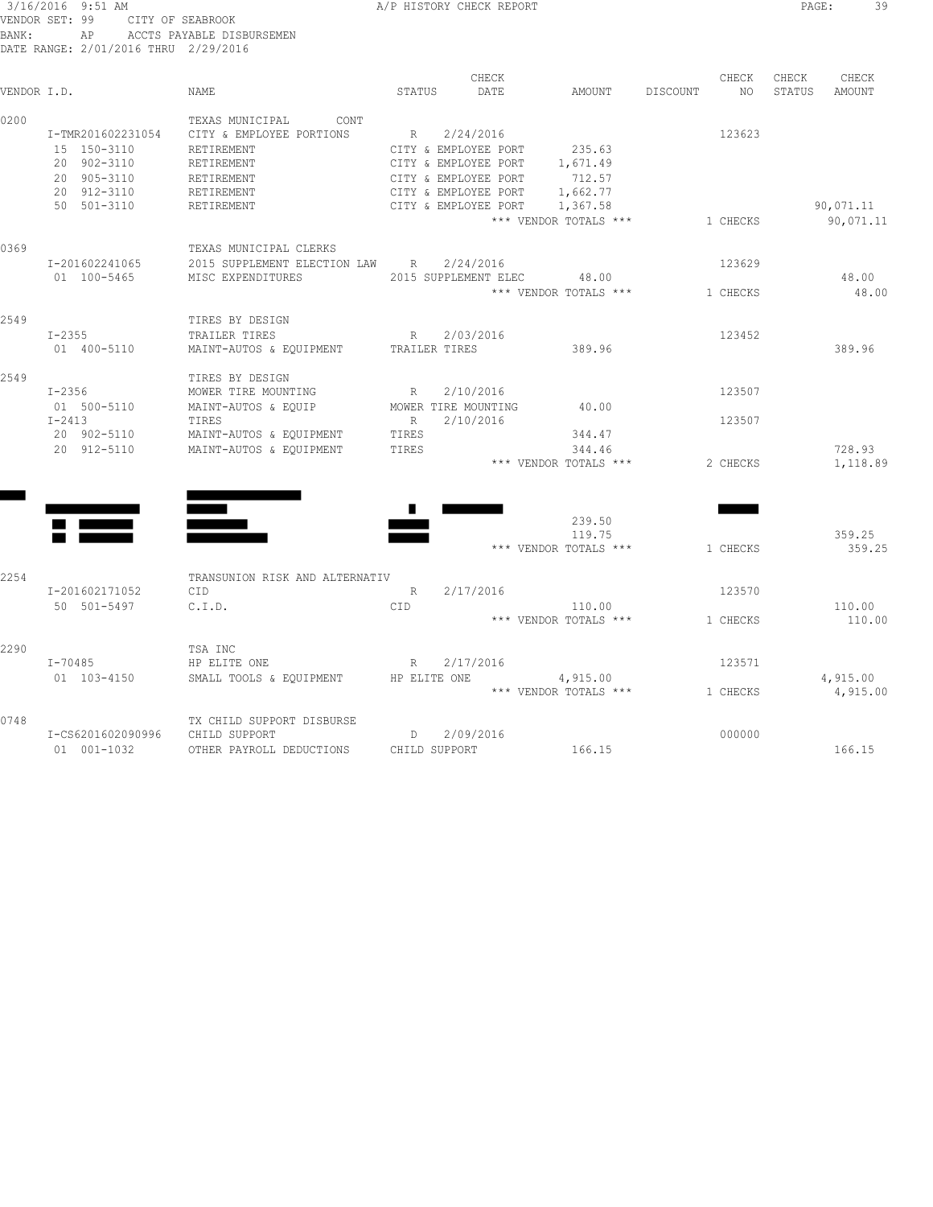3/16/2016 9:51 AM A/P HISTORY CHECK REPORT
VENDOR SET: 99 CITY OF SEABROOK
BANK: AP ACCTS PAYABLE DISBURSEMEN
DATE RANGE: 2/01/2016 THRU 2/29/2016

| VENDOR I.D. | | NAME | STATUS | CHECK DATE | AMOUNT | DISCOUNT | CHECK NO | CHECK STATUS | CHECK AMOUNT |
|---|---|---|---|---|---|---|---|---|---|
| 0200 | | TEXAS MUNICIPAL CONT | | | | | | | |
| | I-TMR201602231054 | CITY & EMPLOYEE PORTIONS | R | 2/24/2016 | | | 123623 | | |
| | 15 150-3110 | RETIREMENT | CITY & EMPLOYEE PORT | | 235.63 | | | | |
| | 20 902-3110 | RETIREMENT | CITY & EMPLOYEE PORT | | 1,671.49 | | | | |
| | 20 905-3110 | RETIREMENT | CITY & EMPLOYEE PORT | | 712.57 | | | | |
| | 20 912-3110 | RETIREMENT | CITY & EMPLOYEE PORT | | 1,662.77 | | | | |
| | 50 501-3110 | RETIREMENT | CITY & EMPLOYEE PORT | | 1,367.58 | | | | 90,071.11 |
| | | | | | *** VENDOR TOTALS *** | | 1 CHECKS | | 90,071.11 |
| 0369 | | TEXAS MUNICIPAL CLERKS | | | | | | | |
| | I-201602241065 | 2015 SUPPLEMENT ELECTION LAW | R | 2/24/2016 | | | 123629 | | |
| | 01 100-5465 | MISC EXPENDITURES | 2015 SUPPLEMENT ELEC | | 48.00 | | | | 48.00 |
| | | | | | *** VENDOR TOTALS *** | | 1 CHECKS | | 48.00 |
| 2549 | | TIRES BY DESIGN | | | | | | | |
| | I-2355 | TRAILER TIRES | R | 2/03/2016 | | | 123452 | | |
| | 01 400-5110 | MAINT-AUTOS & EQUIPMENT | TRAILER TIRES | | 389.96 | | | | 389.96 |
| 2549 | | TIRES BY DESIGN | | | | | | | |
| | I-2356 | MOWER TIRE MOUNTING | R | 2/10/2016 | | | 123507 | | |
| | 01 500-5110 | MAINT-AUTOS & EQUIP | MOWER TIRE MOUNTING | | 40.00 | | | | |
| | I-2413 | TIRES | R | 2/10/2016 | | | 123507 | | |
| | 20 902-5110 | MAINT-AUTOS & EQUIPMENT | TIRES | | 344.47 | | | | |
| | 20 912-5110 | MAINT-AUTOS & EQUIPMENT | TIRES | | 344.46 | | | | 728.93 |
| | | | | | *** VENDOR TOTALS *** | | 2 CHECKS | | 1,118.89 |
| | | | | | 239.50 | | | | |
| | | | | | 119.75 | | | | 359.25 |
| | | | | | *** VENDOR TOTALS *** | | 1 CHECKS | | 359.25 |
| 2254 | | TRANSUNION RISK AND ALTERNATIV | | | | | | | |
| | I-201602171052 | CID | R | 2/17/2016 | | | 123570 | | |
| | 50 501-5497 | C.I.D. | CID | | 110.00 | | | | 110.00 |
| | | | | | *** VENDOR TOTALS *** | | 1 CHECKS | | 110.00 |
| 2290 | | TSA INC | | | | | | | |
| | I-70485 | HP ELITE ONE | R | 2/17/2016 | | | 123571 | | |
| | 01 103-4150 | SMALL TOOLS & EQUIPMENT | HP ELITE ONE | | 4,915.00 | | | | 4,915.00 |
| | | | | | *** VENDOR TOTALS *** | | 1 CHECKS | | 4,915.00 |
| 0748 | | TX CHILD SUPPORT DISBURSE | | | | | | | |
| | I-CS6201602090996 | CHILD SUPPORT | D | 2/09/2016 | | | 000000 | | |
| | 01 001-1032 | OTHER PAYROLL DEDUCTIONS | CHILD SUPPORT | | 166.15 | | | | 166.15 |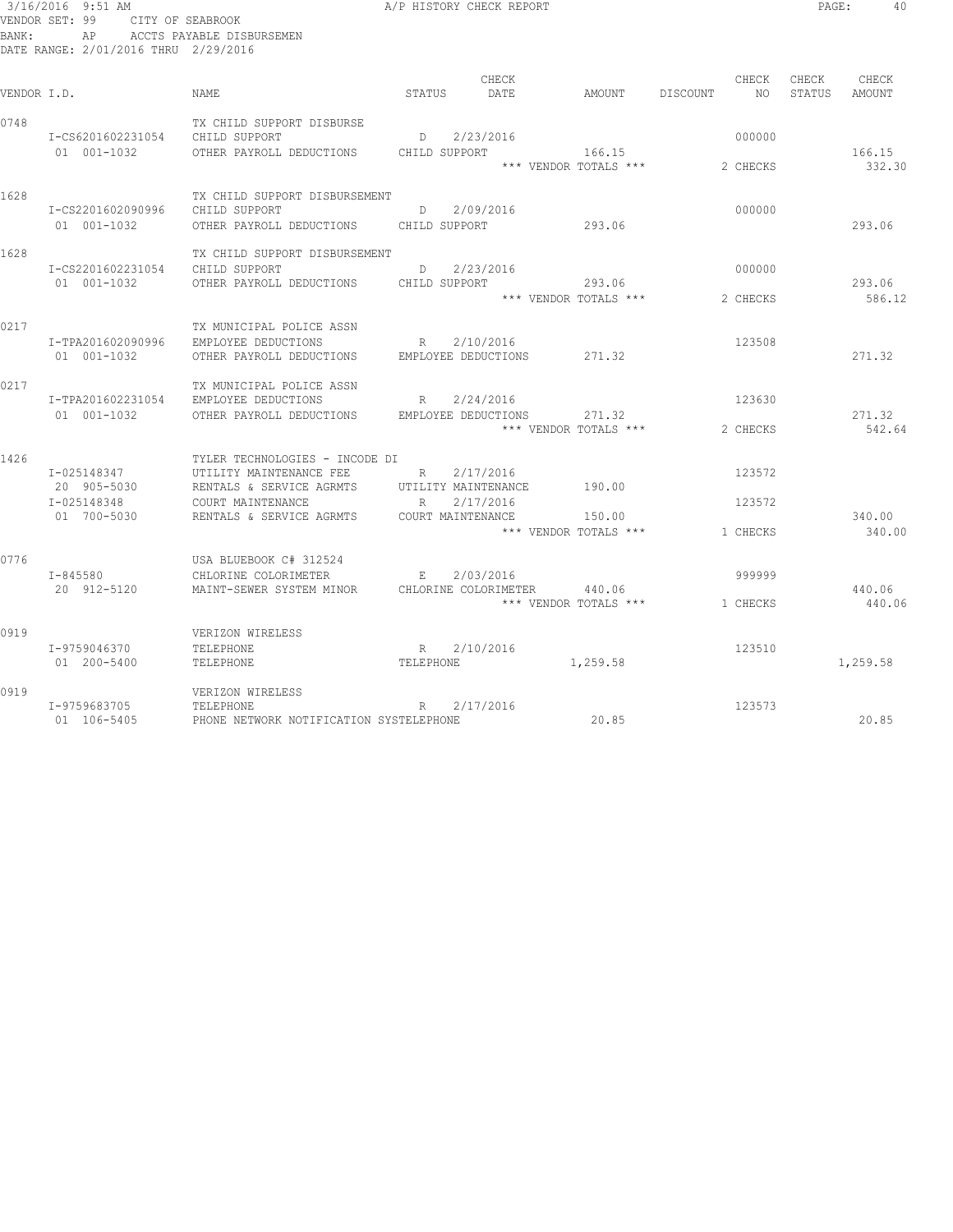3/16/2016 9:51 AM A/P HISTORY CHECK REPORT

VENDOR SET: 99 CITY OF SEABROOK

BANK: AP ACCTS PAYABLE DISBURSEMEN

DATE RANGE: 2/01/2016 THRU 2/29/2016

| VENDOR I.D. | NAME | STATUS | CHECK DATE | AMOUNT | DISCOUNT | CHECK NO | CHECK STATUS | CHECK AMOUNT |
|---|---|---|---|---|---|---|---|---|
| 0748 | TX CHILD SUPPORT DISBURSE | | | | | | | |
| I-CS6201602231054 | CHILD SUPPORT | D | 2/23/2016 | | | 000000 | | |
| 01 001-1032 | OTHER PAYROLL DEDUCTIONS | CHILD SUPPORT | | 166.15 | | | | 166.15 |
| | | | | *** VENDOR TOTALS *** | | 2 CHECKS | | 332.30 |
| 1628 | TX CHILD SUPPORT DISBURSEMENT | | | | | | | |
| I-CS2201602090996 | CHILD SUPPORT | D | 2/09/2016 | | | 000000 | | |
| 01 001-1032 | OTHER PAYROLL DEDUCTIONS | CHILD SUPPORT | | 293.06 | | | | 293.06 |
| 1628 | TX CHILD SUPPORT DISBURSEMENT | | | | | | | |
| I-CS2201602231054 | CHILD SUPPORT | D | 2/23/2016 | | | 000000 | | |
| 01 001-1032 | OTHER PAYROLL DEDUCTIONS | CHILD SUPPORT | | 293.06 | | | | 293.06 |
| | | | | *** VENDOR TOTALS *** | | 2 CHECKS | | 586.12 |
| 0217 | TX MUNICIPAL POLICE ASSN | | | | | | | |
| I-TPA201602090996 | EMPLOYEE DEDUCTIONS | R | 2/10/2016 | | | 123508 | | |
| 01 001-1032 | OTHER PAYROLL DEDUCTIONS | EMPLOYEE DEDUCTIONS | | 271.32 | | | | 271.32 |
| 0217 | TX MUNICIPAL POLICE ASSN | | | | | | | |
| I-TPA201602231054 | EMPLOYEE DEDUCTIONS | R | 2/24/2016 | | | 123630 | | |
| 01 001-1032 | OTHER PAYROLL DEDUCTIONS | EMPLOYEE DEDUCTIONS | | 271.32 | | | | 271.32 |
| | | | | *** VENDOR TOTALS *** | | 2 CHECKS | | 542.64 |
| 1426 | TYLER TECHNOLOGIES - INCODE DI | | | | | | | |
| I-025148347 | UTILITY MAINTENANCE FEE | R | 2/17/2016 | | | 123572 | | |
| 20 905-5030 | RENTALS & SERVICE AGRMTS | UTILITY MAINTENANCE | | 190.00 | | | | |
| I-025148348 | COURT MAINTENANCE | R | 2/17/2016 | | | 123572 | | |
| 01 700-5030 | RENTALS & SERVICE AGRMTS | COURT MAINTENANCE | | 150.00 | | | | 340.00 |
| | | | | *** VENDOR TOTALS *** | | 1 CHECKS | | 340.00 |
| 0776 | USA BLUEBOOK C# 312524 | | | | | | | |
| I-845580 | CHLORINE COLORIMETER | E | 2/03/2016 | | | 999999 | | |
| 20 912-5120 | MAINT-SEWER SYSTEM MINOR | CHLORINE COLORIMETER | | 440.06 | | | | 440.06 |
| | | | | *** VENDOR TOTALS *** | | 1 CHECKS | | 440.06 |
| 0919 | VERIZON WIRELESS | | | | | | | |
| I-9759046370 | TELEPHONE | R | 2/10/2016 | | | 123510 | | |
| 01 200-5400 | TELEPHONE | TELEPHONE | | 1,259.58 | | | | 1,259.58 |
| 0919 | VERIZON WIRELESS | | | | | | | |
| I-9759683705 | TELEPHONE | R | 2/17/2016 | | | 123573 | | |
| 01 106-5405 | PHONE NETWORK NOTIFICATION SYSTE | TELEPHONE | | 20.85 | | | | 20.85 |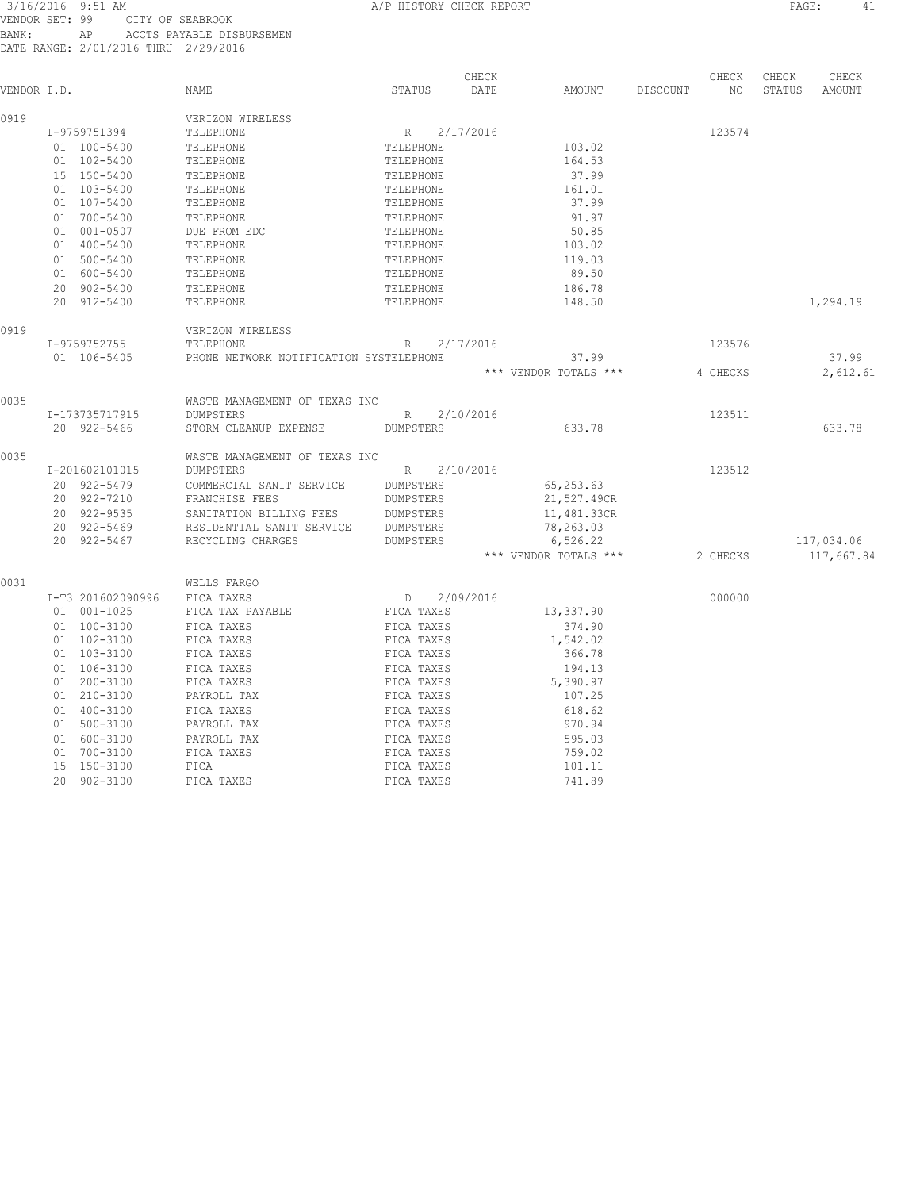3/16/2016 9:51 AM A/P HISTORY CHECK REPORT

VENDOR SET: 99 CITY OF SEABROOK
BANK: AP ACCTS PAYABLE DISBURSEMEN
DATE RANGE: 2/01/2016 THRU 2/29/2016

| VENDOR I.D. | NAME | STATUS | CHECK DATE | AMOUNT | DISCOUNT | CHECK NO | CHECK STATUS | CHECK AMOUNT |
|---|---|---|---|---|---|---|---|---|
| 0919 | VERIZON WIRELESS | | | | | | | |
| I-9759751394 | TELEPHONE | R | 2/17/2016 | | | 123574 | | |
| 01 100-5400 | TELEPHONE | TELEPHONE | | 103.02 | | | | |
| 01 102-5400 | TELEPHONE | TELEPHONE | | 164.53 | | | | |
| 15 150-5400 | TELEPHONE | TELEPHONE | | 37.99 | | | | |
| 01 103-5400 | TELEPHONE | TELEPHONE | | 161.01 | | | | |
| 01 107-5400 | TELEPHONE | TELEPHONE | | 37.99 | | | | |
| 01 700-5400 | TELEPHONE | TELEPHONE | | 91.97 | | | | |
| 01 001-0507 | DUE FROM EDC | TELEPHONE | | 50.85 | | | | |
| 01 400-5400 | TELEPHONE | TELEPHONE | | 103.02 | | | | |
| 01 500-5400 | TELEPHONE | TELEPHONE | | 119.03 | | | | |
| 01 600-5400 | TELEPHONE | TELEPHONE | | 89.50 | | | | |
| 20 902-5400 | TELEPHONE | TELEPHONE | | 186.78 | | | | |
| 20 912-5400 | TELEPHONE | TELEPHONE | | 148.50 | | | | 1,294.19 |
| 0919 | VERIZON WIRELESS | | | | | | | |
| I-9759752755 | TELEPHONE | R | 2/17/2016 | | | 123576 | | |
| 01 106-5405 | PHONE NETWORK NOTIFICATION SYSTE | TELEPHONE | | 37.99 | | | | 37.99 |
| | | | | *** VENDOR TOTALS *** | | 4 CHECKS | | 2,612.61 |
| 0035 | WASTE MANAGEMENT OF TEXAS INC | | | | | | | |
| I-173735717915 | DUMPSTERS | R | 2/10/2016 | | | 123511 | | |
| 20 922-5466 | STORM CLEANUP EXPENSE | DUMPSTERS | | 633.78 | | | | 633.78 |
| 0035 | WASTE MANAGEMENT OF TEXAS INC | | | | | | | |
| I-201602101015 | DUMPSTERS | R | 2/10/2016 | | | 123512 | | |
| 20 922-5479 | COMMERCIAL SANIT SERVICE | DUMPSTERS | | 65,253.63 | | | | |
| 20 922-7210 | FRANCHISE FEES | DUMPSTERS | | 21,527.49CR | | | | |
| 20 922-9535 | SANITATION BILLING FEES | DUMPSTERS | | 11,481.33CR | | | | |
| 20 922-5469 | RESIDENTIAL SANIT SERVICE | DUMPSTERS | | 78,263.03 | | | | |
| 20 922-5467 | RECYCLING CHARGES | DUMPSTERS | | 6,526.22 | | | | 117,034.06 |
| | | | | *** VENDOR TOTALS *** | | 2 CHECKS | | 117,667.84 |
| 0031 | WELLS FARGO | | | | | | | |
| I-T3 201602090996 | FICA TAXES | D | 2/09/2016 | | | 000000 | | |
| 01 001-1025 | FICA TAX PAYABLE | FICA TAXES | | 13,337.90 | | | | |
| 01 100-3100 | FICA TAXES | FICA TAXES | | 374.90 | | | | |
| 01 102-3100 | FICA TAXES | FICA TAXES | | 1,542.02 | | | | |
| 01 103-3100 | FICA TAXES | FICA TAXES | | 366.78 | | | | |
| 01 106-3100 | FICA TAXES | FICA TAXES | | 194.13 | | | | |
| 01 200-3100 | FICA TAXES | FICA TAXES | | 5,390.97 | | | | |
| 01 210-3100 | PAYROLL TAX | FICA TAXES | | 107.25 | | | | |
| 01 400-3100 | FICA TAXES | FICA TAXES | | 618.62 | | | | |
| 01 500-3100 | PAYROLL TAX | FICA TAXES | | 970.94 | | | | |
| 01 600-3100 | PAYROLL TAX | FICA TAXES | | 595.03 | | | | |
| 01 700-3100 | FICA TAXES | FICA TAXES | | 759.02 | | | | |
| 15 150-3100 | FICA | FICA TAXES | | 101.11 | | | | |
| 20 902-3100 | FICA TAXES | FICA TAXES | | 741.89 | | | | |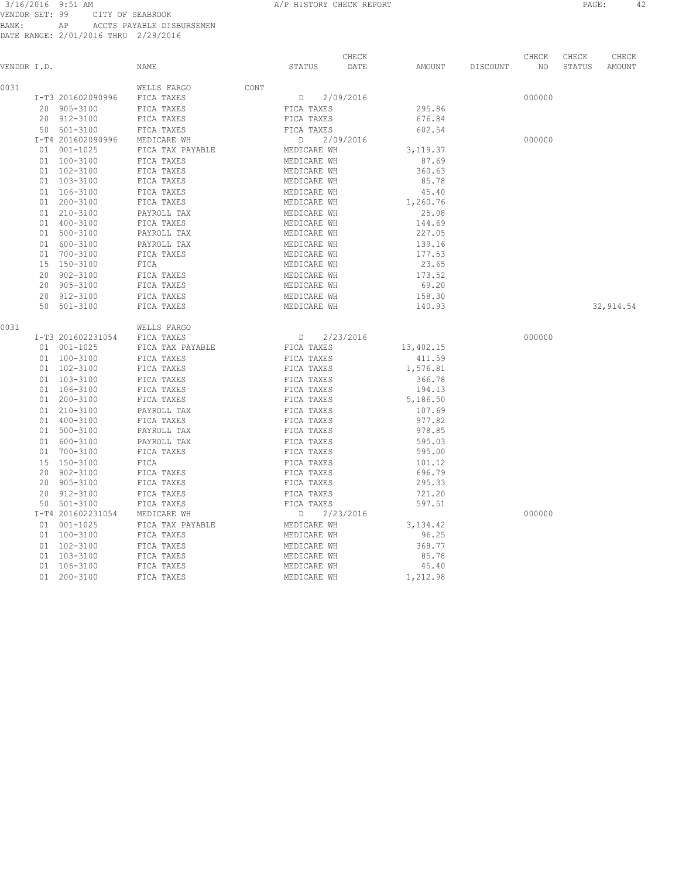3/16/2016 9:51 AM A/P HISTORY CHECK REPORT

VENDOR SET: 99 CITY OF SEABROOK

BANK: AP ACCTS PAYABLE DISBURSEMEN

DATE RANGE: 2/01/2016 THRU 2/29/2016

| VENDOR I.D. | | NAME | STATUS | CHECK DATE | AMOUNT | DISCOUNT | CHECK NO | CHECK STATUS | CHECK AMOUNT |
|---|---|---|---|---|---|---|---|---|---|
| 0031 | | WELLS FARGO CONT | | | | | | | |
| | I-T3 201602090996 | FICA TAXES | D | 2/09/2016 | | | 000000 | | |
| | 20 905-3100 | FICA TAXES | FICA TAXES | | 295.86 | | | | |
| | 20 912-3100 | FICA TAXES | FICA TAXES | | 676.84 | | | | |
| | 50 501-3100 | FICA TAXES | FICA TAXES | | 602.54 | | | | |
| | I-T4 201602090996 | MEDICARE WH | D | 2/09/2016 | | | 000000 | | |
| | 01 001-1025 | FICA TAX PAYABLE | MEDICARE WH | | 3,119.37 | | | | |
| | 01 100-3100 | FICA TAXES | MEDICARE WH | | 87.69 | | | | |
| | 01 102-3100 | FICA TAXES | MEDICARE WH | | 360.63 | | | | |
| | 01 103-3100 | FICA TAXES | MEDICARE WH | | 85.78 | | | | |
| | 01 106-3100 | FICA TAXES | MEDICARE WH | | 45.40 | | | | |
| | 01 200-3100 | FICA TAXES | MEDICARE WH | | 1,260.76 | | | | |
| | 01 210-3100 | PAYROLL TAX | MEDICARE WH | | 25.08 | | | | |
| | 01 400-3100 | FICA TAXES | MEDICARE WH | | 144.69 | | | | |
| | 01 500-3100 | PAYROLL TAX | MEDICARE WH | | 227.05 | | | | |
| | 01 600-3100 | PAYROLL TAX | MEDICARE WH | | 139.16 | | | | |
| | 01 700-3100 | FICA TAXES | MEDICARE WH | | 177.53 | | | | |
| | 15 150-3100 | FICA | MEDICARE WH | | 23.65 | | | | |
| | 20 902-3100 | FICA TAXES | MEDICARE WH | | 173.52 | | | | |
| | 20 905-3100 | FICA TAXES | MEDICARE WH | | 69.20 | | | | |
| | 20 912-3100 | FICA TAXES | MEDICARE WH | | 158.30 | | | | |
| | 50 501-3100 | FICA TAXES | MEDICARE WH | | 140.93 | | | | 32,914.54 |
| 0031 | | WELLS FARGO | | | | | | | |
| | I-T3 201602231054 | FICA TAXES | D | 2/23/2016 | | | 000000 | | |
| | 01 001-1025 | FICA TAX PAYABLE | FICA TAXES | | 13,402.15 | | | | |
| | 01 100-3100 | FICA TAXES | FICA TAXES | | 411.59 | | | | |
| | 01 102-3100 | FICA TAXES | FICA TAXES | | 1,576.81 | | | | |
| | 01 103-3100 | FICA TAXES | FICA TAXES | | 366.78 | | | | |
| | 01 106-3100 | FICA TAXES | FICA TAXES | | 194.13 | | | | |
| | 01 200-3100 | FICA TAXES | FICA TAXES | | 5,186.50 | | | | |
| | 01 210-3100 | PAYROLL TAX | FICA TAXES | | 107.69 | | | | |
| | 01 400-3100 | FICA TAXES | FICA TAXES | | 977.82 | | | | |
| | 01 500-3100 | PAYROLL TAX | FICA TAXES | | 978.85 | | | | |
| | 01 600-3100 | PAYROLL TAX | FICA TAXES | | 595.03 | | | | |
| | 01 700-3100 | FICA TAXES | FICA TAXES | | 595.00 | | | | |
| | 15 150-3100 | FICA | FICA TAXES | | 101.12 | | | | |
| | 20 902-3100 | FICA TAXES | FICA TAXES | | 696.79 | | | | |
| | 20 905-3100 | FICA TAXES | FICA TAXES | | 295.33 | | | | |
| | 20 912-3100 | FICA TAXES | FICA TAXES | | 721.20 | | | | |
| | 50 501-3100 | FICA TAXES | FICA TAXES | | 597.51 | | | | |
| | I-T4 201602231054 | MEDICARE WH | D | 2/23/2016 | | | 000000 | | |
| | 01 001-1025 | FICA TAX PAYABLE | MEDICARE WH | | 3,134.42 | | | | |
| | 01 100-3100 | FICA TAXES | MEDICARE WH | | 96.25 | | | | |
| | 01 102-3100 | FICA TAXES | MEDICARE WH | | 368.77 | | | | |
| | 01 103-3100 | FICA TAXES | MEDICARE WH | | 85.78 | | | | |
| | 01 106-3100 | FICA TAXES | MEDICARE WH | | 45.40 | | | | |
| | 01 200-3100 | FICA TAXES | MEDICARE WH | | 1,212.98 | | | | |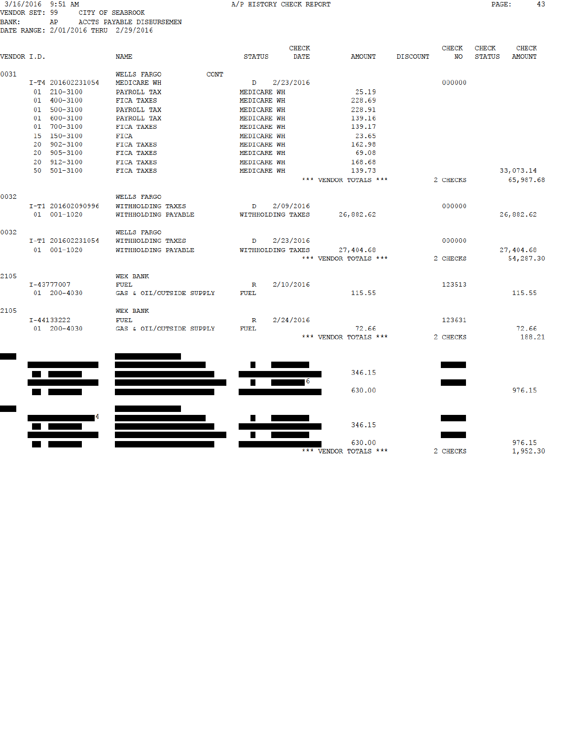3/16/2016 9:51 AM — A/P HISTORY CHECK REPORT

VENDOR SET: 99 CITY OF SEABROOK

BANK: AP ACCTS PAYABLE DISBURSEMEN

DATE RANGE: 2/01/2016 THRU 2/29/2016

| VENDOR I.D. | | NAME | STATUS | CHECK DATE | AMOUNT | DISCOUNT | CHECK NO | CHECK STATUS | CHECK AMOUNT |
|---|---|---|---|---|---|---|---|---|---|
| 0031 | | WELLS FARGO CONT | | | | | | | |
| | I-T4 201602231054 | MEDICARE WH | D | 2/23/2016 | | | 000000 | | |
| | 01 210-3100 | PAYROLL TAX | MEDICARE WH | | 25.19 | | | | |
| | 01 400-3100 | FICA TAXES | MEDICARE WH | | 228.69 | | | | |
| | 01 500-3100 | PAYROLL TAX | MEDICARE WH | | 228.91 | | | | |
| | 01 600-3100 | PAYROLL TAX | MEDICARE WH | | 139.16 | | | | |
| | 01 700-3100 | FICA TAXES | MEDICARE WH | | 139.17 | | | | |
| | 15 150-3100 | FICA | MEDICARE WH | | 23.65 | | | | |
| | 20 902-3100 | FICA TAXES | MEDICARE WH | | 162.98 | | | | |
| | 20 905-3100 | FICA TAXES | MEDICARE WH | | 69.08 | | | | |
| | 20 912-3100 | FICA TAXES | MEDICARE WH | | 168.68 | | | | |
| | 50 501-3100 | FICA TAXES | MEDICARE WH | | 139.73 | | | | 33,073.14 |
| | | | *** VENDOR TOTALS *** | | | | 2 CHECKS | | 65,987.68 |
| 0032 | | WELLS FARGO | | | | | | | |
| | I-T1 201602090996 | WITHHOLDING TAXES | D | 2/09/2016 | | | 000000 | | |
| | 01 001-1020 | WITHHOLDING PAYABLE | WITHHOLDING TAXES | | 26,882.62 | | | | 26,882.62 |
| 0032 | | WELLS FARGO | | | | | | | |
| | I-T1 201602231054 | WITHHOLDING TAXES | D | 2/23/2016 | | | 000000 | | |
| | 01 001-1020 | WITHHOLDING PAYABLE | WITHHOLDING TAXES | | 27,404.68 | | | | 27,404.68 |
| | | | *** VENDOR TOTALS *** | | | | 2 CHECKS | | 54,287.30 |
| 2105 | | WEX BANK | | | | | | | |
| | I-43777007 | FUEL | R | 2/10/2016 | | | 123513 | | |
| | 01 200-4030 | GAS & OIL/OUTSIDE SUPPLY | FUEL | | 115.55 | | | | 115.55 |
| 2105 | | WEX BANK | | | | | | | |
| | I-44133222 | FUEL | R | 2/24/2016 | | | 123631 | | |
| | 01 200-4030 | GAS & OIL/OUTSIDE SUPPLY | FUEL | | 72.66 | | | | 72.66 |
| | | | *** VENDOR TOTALS *** | | | | 2 CHECKS | | 188.21 |
| [REDACTED] | | [REDACTED] | | | | | | | |
| | [REDACTED] | [REDACTED] | [REDACTED] | [REDACTED] | | | [REDACTED] | | |
| | [REDACTED] | [REDACTED] | [REDACTED] | | 346.15 | | | | |
| | [REDACTED] | [REDACTED] | [REDACTED] | [REDACTED]6 | | | [REDACTED] | | |
| | [REDACTED] | [REDACTED] | [REDACTED] | | 630.00 | | | | 976.15 |
| [REDACTED] | | [REDACTED] | | | | | | | |
| | [REDACTED]4 | [REDACTED] | [REDACTED] | [REDACTED] | | | [REDACTED] | | |
| | [REDACTED] | [REDACTED] | [REDACTED] | | 346.15 | | | | |
| | [REDACTED] | [REDACTED] | [REDACTED] | [REDACTED] | | | [REDACTED] | | |
| | [REDACTED] | [REDACTED] | [REDACTED] | | 630.00 | | | | 976.15 |
| | | | *** VENDOR TOTALS *** | | | | 2 CHECKS | | 1,952.30 |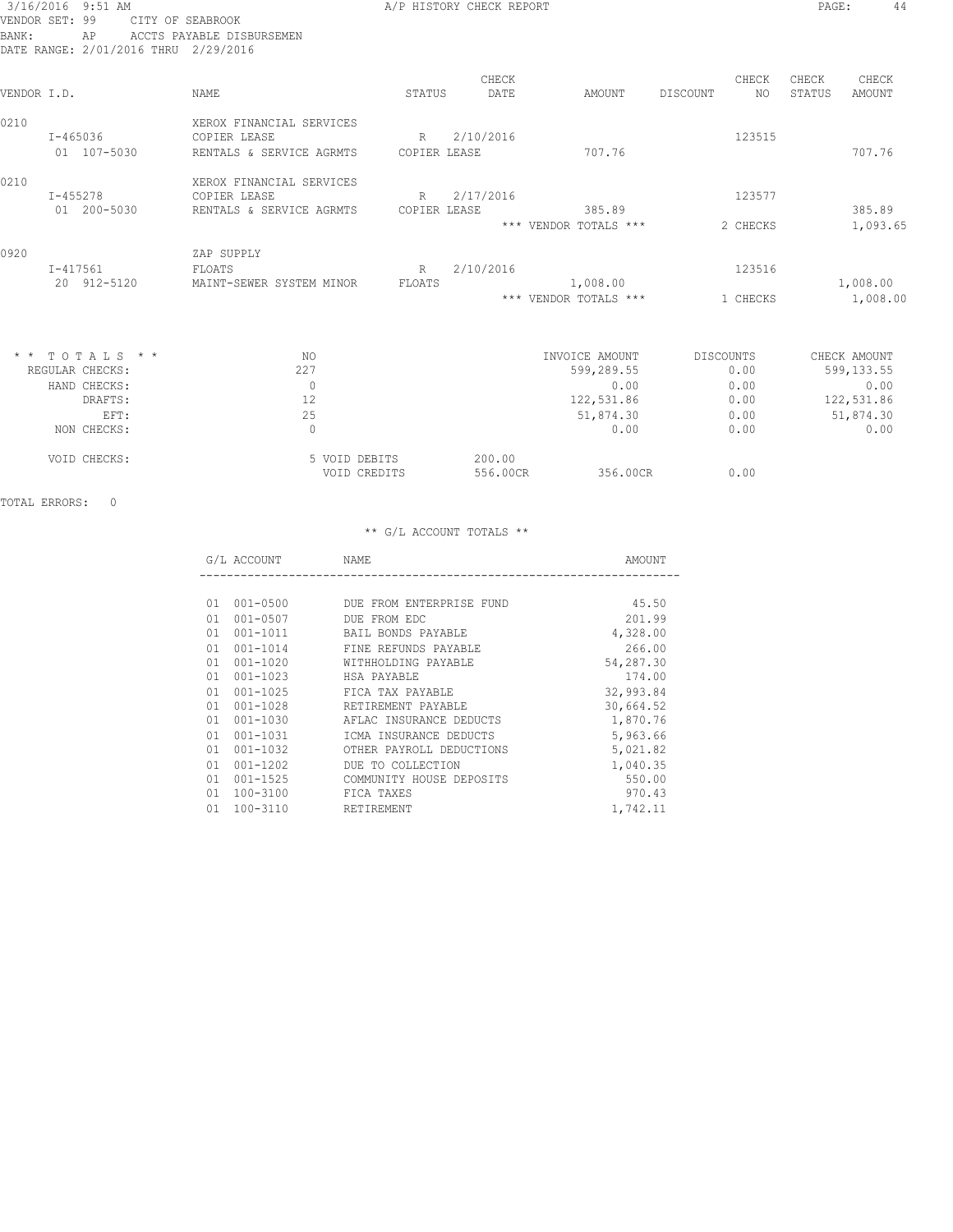3/16/2016 9:51 AM — A/P HISTORY CHECK REPORT

VENDOR SET: 99 CITY OF SEABROOK
BANK: AP ACCTS PAYABLE DISBURSEMEN
DATE RANGE: 2/01/2016 THRU 2/29/2016

| VENDOR I.D. | NAME | STATUS | CHECK DATE | AMOUNT | DISCOUNT | CHECK NO | CHECK STATUS | CHECK AMOUNT |
|---|---|---|---|---|---|---|---|---|
| 0210 | XEROX FINANCIAL SERVICES | | | | | | | |
| I-465036 | COPIER LEASE | R | 2/10/2016 | | | 123515 | | |
| 01 107-5030 | RENTALS & SERVICE AGRMTS | COPIER LEASE | | 707.76 | | | | 707.76 |
| 0210 | XEROX FINANCIAL SERVICES | | | | | | | |
| I-455278 | COPIER LEASE | R | 2/17/2016 | | | 123577 | | |
| 01 200-5030 | RENTALS & SERVICE AGRMTS | COPIER LEASE | | 385.89 | | | | 385.89 |
| | | | | *** VENDOR TOTALS *** | | 2 CHECKS | | 1,093.65 |
| 0920 | ZAP SUPPLY | | | | | | | |
| I-417561 | FLOATS | R | 2/10/2016 | | | 123516 | | |
| 20 912-5120 | MAINT-SEWER SYSTEM MINOR | FLOATS | | 1,008.00 | | | | 1,008.00 |
| | | | | *** VENDOR TOTALS *** | | 1 CHECKS | | 1,008.00 |

| * * TOTALS * * | NO | | INVOICE AMOUNT | DISCOUNTS | CHECK AMOUNT |
|---|---|---|---|---|---|
| REGULAR CHECKS: | 227 | | 599,289.55 | 0.00 | 599,133.55 |
| HAND CHECKS: | 0 | | 0.00 | 0.00 | 0.00 |
| DRAFTS: | 12 | | 122,531.86 | 0.00 | 122,531.86 |
| EFT: | 25 | | 51,874.30 | 0.00 | 51,874.30 |
| NON CHECKS: | 0 | | 0.00 | 0.00 | 0.00 |
| VOID CHECKS: | 5 VOID DEBITS | 200.00 | | | |
| | VOID CREDITS | 556.00CR | 356.00CR | 0.00 | |

TOTAL ERRORS: 0

** G/L ACCOUNT TOTALS **

| G/L ACCOUNT | NAME | AMOUNT |
|---|---|---|
| 01 001-0500 | DUE FROM ENTERPRISE FUND | 45.50 |
| 01 001-0507 | DUE FROM EDC | 201.99 |
| 01 001-1011 | BAIL BONDS PAYABLE | 4,328.00 |
| 01 001-1014 | FINE REFUNDS PAYABLE | 266.00 |
| 01 001-1020 | WITHHOLDING PAYABLE | 54,287.30 |
| 01 001-1023 | HSA PAYABLE | 174.00 |
| 01 001-1025 | FICA TAX PAYABLE | 32,993.84 |
| 01 001-1028 | RETIREMENT PAYABLE | 30,664.52 |
| 01 001-1030 | AFLAC INSURANCE DEDUCTS | 1,870.76 |
| 01 001-1031 | ICMA INSURANCE DEDUCTS | 5,963.66 |
| 01 001-1032 | OTHER PAYROLL DEDUCTIONS | 5,021.82 |
| 01 001-1202 | DUE TO COLLECTION | 1,040.35 |
| 01 001-1525 | COMMUNITY HOUSE DEPOSITS | 550.00 |
| 01 100-3100 | FICA TAXES | 970.43 |
| 01 100-3110 | RETIREMENT | 1,742.11 |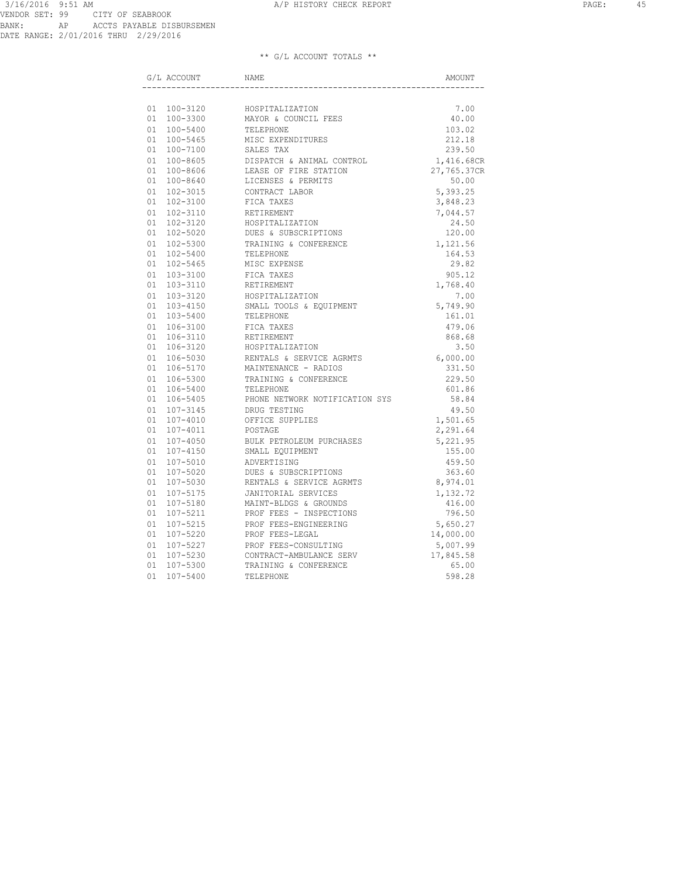** G/L ACCOUNT TOTALS **

| G/L ACCOUNT | NAME | AMOUNT |
|---|---|---|
| 01 100-3120 | HOSPITALIZATION | 7.00 |
| 01 100-3300 | MAYOR & COUNCIL FEES | 40.00 |
| 01 100-5400 | TELEPHONE | 103.02 |
| 01 100-5465 | MISC EXPENDITURES | 212.18 |
| 01 100-7100 | SALES TAX | 239.50 |
| 01 100-8605 | DISPATCH & ANIMAL CONTROL | 1,416.68CR |
| 01 100-8606 | LEASE OF FIRE STATION | 27,765.37CR |
| 01 100-8640 | LICENSES & PERMITS | 50.00 |
| 01 102-3015 | CONTRACT LABOR | 5,393.25 |
| 01 102-3100 | FICA TAXES | 3,848.23 |
| 01 102-3110 | RETIREMENT | 7,044.57 |
| 01 102-3120 | HOSPITALIZATION | 24.50 |
| 01 102-5020 | DUES & SUBSCRIPTIONS | 120.00 |
| 01 102-5300 | TRAINING & CONFERENCE | 1,121.56 |
| 01 102-5400 | TELEPHONE | 164.53 |
| 01 102-5465 | MISC EXPENSE | 29.82 |
| 01 103-3100 | FICA TAXES | 905.12 |
| 01 103-3110 | RETIREMENT | 1,768.40 |
| 01 103-3120 | HOSPITALIZATION | 7.00 |
| 01 103-4150 | SMALL TOOLS & EQUIPMENT | 5,749.90 |
| 01 103-5400 | TELEPHONE | 161.01 |
| 01 106-3100 | FICA TAXES | 479.06 |
| 01 106-3110 | RETIREMENT | 868.68 |
| 01 106-3120 | HOSPITALIZATION | 3.50 |
| 01 106-5030 | RENTALS & SERVICE AGRMTS | 6,000.00 |
| 01 106-5170 | MAINTENANCE - RADIOS | 331.50 |
| 01 106-5300 | TRAINING & CONFERENCE | 229.50 |
| 01 106-5400 | TELEPHONE | 601.86 |
| 01 106-5405 | PHONE NETWORK NOTIFICATION SYS | 58.84 |
| 01 107-3145 | DRUG TESTING | 49.50 |
| 01 107-4010 | OFFICE SUPPLIES | 1,501.65 |
| 01 107-4011 | POSTAGE | 2,291.64 |
| 01 107-4050 | BULK PETROLEUM PURCHASES | 5,221.95 |
| 01 107-4150 | SMALL EQUIPMENT | 155.00 |
| 01 107-5010 | ADVERTISING | 459.50 |
| 01 107-5020 | DUES & SUBSCRIPTIONS | 363.60 |
| 01 107-5030 | RENTALS & SERVICE AGRMTS | 8,974.01 |
| 01 107-5175 | JANITORIAL SERVICES | 1,132.72 |
| 01 107-5180 | MAINT-BLDGS & GROUNDS | 416.00 |
| 01 107-5211 | PROF FEES - INSPECTIONS | 796.50 |
| 01 107-5215 | PROF FEES-ENGINEERING | 5,650.27 |
| 01 107-5220 | PROF FEES-LEGAL | 14,000.00 |
| 01 107-5227 | PROF FEES-CONSULTING | 5,007.99 |
| 01 107-5230 | CONTRACT-AMBULANCE SERV | 17,845.58 |
| 01 107-5300 | TRAINING & CONFERENCE | 65.00 |
| 01 107-5400 | TELEPHONE | 598.28 |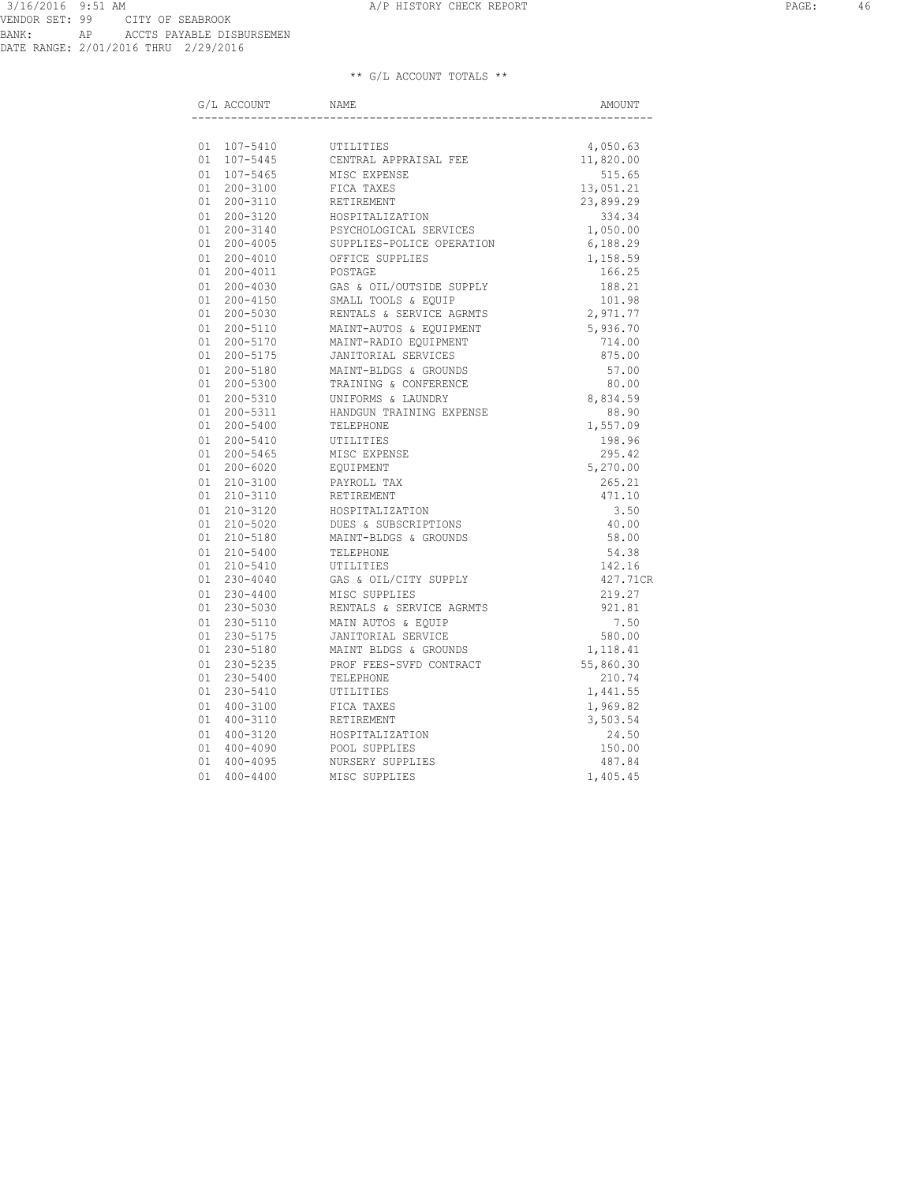** G/L ACCOUNT TOTALS **

| G/L ACCOUNT | NAME | AMOUNT |
|---|---|---|
| 01 107-5410 | UTILITIES | 4,050.63 |
| 01 107-5445 | CENTRAL APPRAISAL FEE | 11,820.00 |
| 01 107-5465 | MISC EXPENSE | 515.65 |
| 01 200-3100 | FICA TAXES | 13,051.21 |
| 01 200-3110 | RETIREMENT | 23,899.29 |
| 01 200-3120 | HOSPITALIZATION | 334.34 |
| 01 200-3140 | PSYCHOLOGICAL SERVICES | 1,050.00 |
| 01 200-4005 | SUPPLIES-POLICE OPERATION | 6,188.29 |
| 01 200-4010 | OFFICE SUPPLIES | 1,158.59 |
| 01 200-4011 | POSTAGE | 166.25 |
| 01 200-4030 | GAS & OIL/OUTSIDE SUPPLY | 188.21 |
| 01 200-4150 | SMALL TOOLS & EQUIP | 101.98 |
| 01 200-5030 | RENTALS & SERVICE AGRMTS | 2,971.77 |
| 01 200-5110 | MAINT-AUTOS & EQUIPMENT | 5,936.70 |
| 01 200-5170 | MAINT-RADIO EQUIPMENT | 714.00 |
| 01 200-5175 | JANITORIAL SERVICES | 875.00 |
| 01 200-5180 | MAINT-BLDGS & GROUNDS | 57.00 |
| 01 200-5300 | TRAINING & CONFERENCE | 80.00 |
| 01 200-5310 | UNIFORMS & LAUNDRY | 8,834.59 |
| 01 200-5311 | HANDGUN TRAINING EXPENSE | 88.90 |
| 01 200-5400 | TELEPHONE | 1,557.09 |
| 01 200-5410 | UTILITIES | 198.96 |
| 01 200-5465 | MISC EXPENSE | 295.42 |
| 01 200-6020 | EQUIPMENT | 5,270.00 |
| 01 210-3100 | PAYROLL TAX | 265.21 |
| 01 210-3110 | RETIREMENT | 471.10 |
| 01 210-3120 | HOSPITALIZATION | 3.50 |
| 01 210-5020 | DUES & SUBSCRIPTIONS | 40.00 |
| 01 210-5180 | MAINT-BLDGS & GROUNDS | 58.00 |
| 01 210-5400 | TELEPHONE | 54.38 |
| 01 210-5410 | UTILITIES | 142.16 |
| 01 230-4040 | GAS & OIL/CITY SUPPLY | 427.71CR |
| 01 230-4400 | MISC SUPPLIES | 219.27 |
| 01 230-5030 | RENTALS & SERVICE AGRMTS | 921.81 |
| 01 230-5110 | MAIN AUTOS & EQUIP | 7.50 |
| 01 230-5175 | JANITORIAL SERVICE | 580.00 |
| 01 230-5180 | MAINT BLDGS & GROUNDS | 1,118.41 |
| 01 230-5235 | PROF FEES-SVFD CONTRACT | 55,860.30 |
| 01 230-5400 | TELEPHONE | 210.74 |
| 01 230-5410 | UTILITIES | 1,441.55 |
| 01 400-3100 | FICA TAXES | 1,969.82 |
| 01 400-3110 | RETIREMENT | 3,503.54 |
| 01 400-3120 | HOSPITALIZATION | 24.50 |
| 01 400-4090 | POOL SUPPLIES | 150.00 |
| 01 400-4095 | NURSERY SUPPLIES | 487.84 |
| 01 400-4400 | MISC SUPPLIES | 1,405.45 |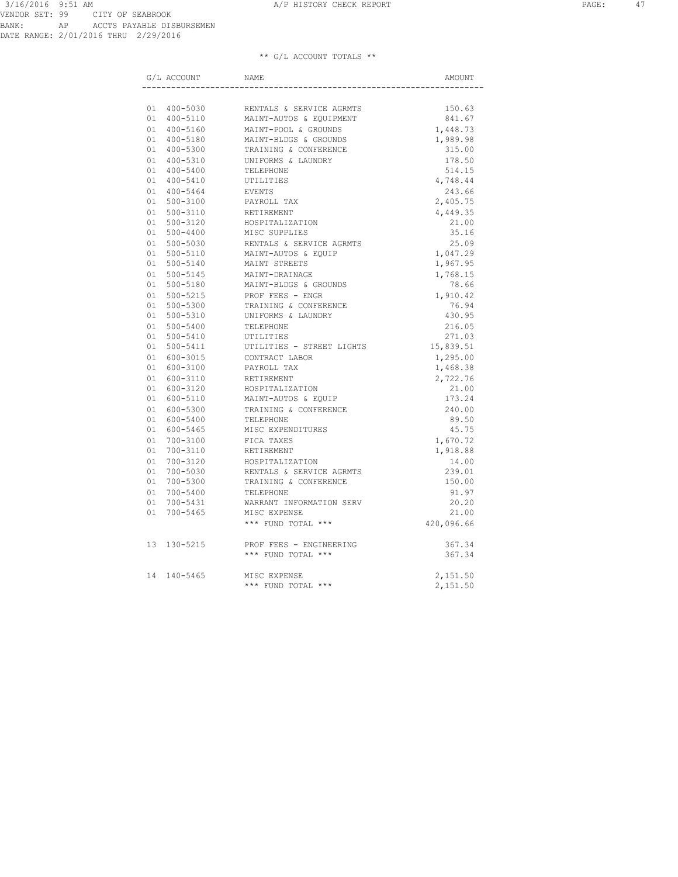3/16/2016 9:51 AM A/P HISTORY CHECK REPORT

VENDOR SET: 99 CITY OF SEABROOK
BANK: AP ACCTS PAYABLE DISBURSEMEN
DATE RANGE: 2/01/2016 THRU 2/29/2016

** G/L ACCOUNT TOTALS **

| G/L ACCOUNT | NAME | AMOUNT |
|---|---|---|
| 01 400-5030 | RENTALS & SERVICE AGRMTS | 150.63 |
| 01 400-5110 | MAINT-AUTOS & EQUIPMENT | 841.67 |
| 01 400-5160 | MAINT-POOL & GROUNDS | 1,448.73 |
| 01 400-5180 | MAINT-BLDGS & GROUNDS | 1,989.98 |
| 01 400-5300 | TRAINING & CONFERENCE | 315.00 |
| 01 400-5310 | UNIFORMS & LAUNDRY | 178.50 |
| 01 400-5400 | TELEPHONE | 514.15 |
| 01 400-5410 | UTILITIES | 4,748.44 |
| 01 400-5464 | EVENTS | 243.66 |
| 01 500-3100 | PAYROLL TAX | 2,405.75 |
| 01 500-3110 | RETIREMENT | 4,449.35 |
| 01 500-3120 | HOSPITALIZATION | 21.00 |
| 01 500-4400 | MISC SUPPLIES | 35.16 |
| 01 500-5030 | RENTALS & SERVICE AGRMTS | 25.09 |
| 01 500-5110 | MAINT-AUTOS & EQUIP | 1,047.29 |
| 01 500-5140 | MAINT STREETS | 1,967.95 |
| 01 500-5145 | MAINT-DRAINAGE | 1,768.15 |
| 01 500-5180 | MAINT-BLDGS & GROUNDS | 78.66 |
| 01 500-5215 | PROF FEES - ENGR | 1,910.42 |
| 01 500-5300 | TRAINING & CONFERENCE | 76.94 |
| 01 500-5310 | UNIFORMS & LAUNDRY | 430.95 |
| 01 500-5400 | TELEPHONE | 216.05 |
| 01 500-5410 | UTILITIES | 271.03 |
| 01 500-5411 | UTILITIES - STREET LIGHTS | 15,839.51 |
| 01 600-3015 | CONTRACT LABOR | 1,295.00 |
| 01 600-3100 | PAYROLL TAX | 1,468.38 |
| 01 600-3110 | RETIREMENT | 2,722.76 |
| 01 600-3120 | HOSPITALIZATION | 21.00 |
| 01 600-5110 | MAINT-AUTOS & EQUIP | 173.24 |
| 01 600-5300 | TRAINING & CONFERENCE | 240.00 |
| 01 600-5400 | TELEPHONE | 89.50 |
| 01 600-5465 | MISC EXPENDITURES | 45.75 |
| 01 700-3100 | FICA TAXES | 1,670.72 |
| 01 700-3110 | RETIREMENT | 1,918.88 |
| 01 700-3120 | HOSPITALIZATION | 14.00 |
| 01 700-5030 | RENTALS & SERVICE AGRMTS | 239.01 |
| 01 700-5300 | TRAINING & CONFERENCE | 150.00 |
| 01 700-5400 | TELEPHONE | 91.97 |
| 01 700-5431 | WARRANT INFORMATION SERV | 20.20 |
| 01 700-5465 | MISC EXPENSE | 21.00 |
| | *** FUND TOTAL *** | 420,096.66 |
| 13 130-5215 | PROF FEES - ENGINEERING | 367.34 |
| | *** FUND TOTAL *** | 367.34 |
| 14 140-5465 | MISC EXPENSE | 2,151.50 |
| | *** FUND TOTAL *** | 2,151.50 |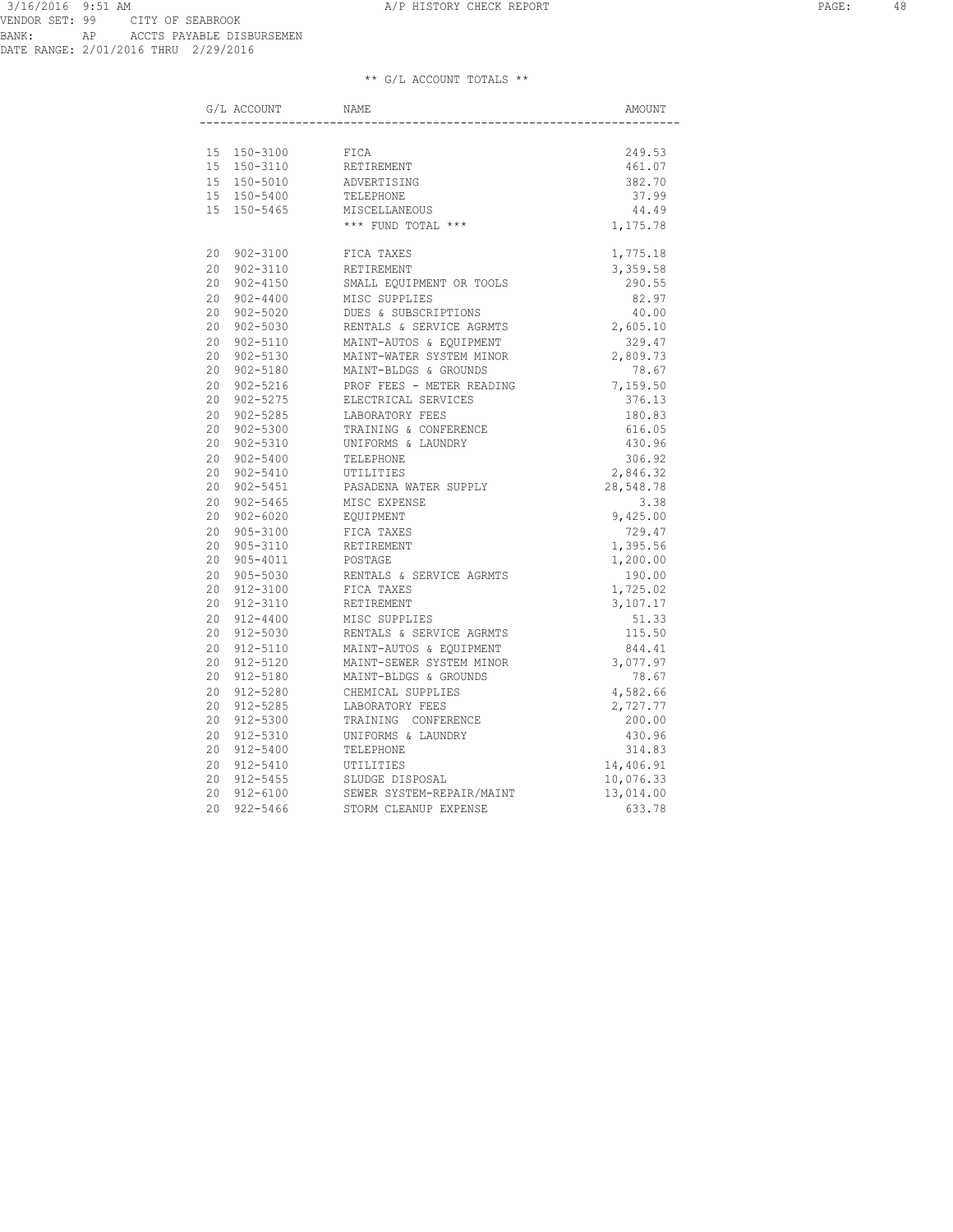3/16/2016 9:51 AM A/P HISTORY CHECK REPORT

VENDOR SET: 99 CITY OF SEABROOK
BANK: AP ACCTS PAYABLE DISBURSEMEN
DATE RANGE: 2/01/2016 THRU 2/29/2016

** G/L ACCOUNT TOTALS **

| G/L ACCOUNT | NAME | AMOUNT |
|---|---|---|
| 15 150-3100 | FICA | 249.53 |
| 15 150-3110 | RETIREMENT | 461.07 |
| 15 150-5010 | ADVERTISING | 382.70 |
| 15 150-5400 | TELEPHONE | 37.99 |
| 15 150-5465 | MISCELLANEOUS | 44.49 |
| | *** FUND TOTAL *** | 1,175.78 |
| 20 902-3100 | FICA TAXES | 1,775.18 |
| 20 902-3110 | RETIREMENT | 3,359.58 |
| 20 902-4150 | SMALL EQUIPMENT OR TOOLS | 290.55 |
| 20 902-4400 | MISC SUPPLIES | 82.97 |
| 20 902-5020 | DUES & SUBSCRIPTIONS | 40.00 |
| 20 902-5030 | RENTALS & SERVICE AGRMTS | 2,605.10 |
| 20 902-5110 | MAINT-AUTOS & EQUIPMENT | 329.47 |
| 20 902-5130 | MAINT-WATER SYSTEM MINOR | 2,809.73 |
| 20 902-5180 | MAINT-BLDGS & GROUNDS | 78.67 |
| 20 902-5216 | PROF FEES - METER READING | 7,159.50 |
| 20 902-5275 | ELECTRICAL SERVICES | 376.13 |
| 20 902-5285 | LABORATORY FEES | 180.83 |
| 20 902-5300 | TRAINING & CONFERENCE | 616.05 |
| 20 902-5310 | UNIFORMS & LAUNDRY | 430.96 |
| 20 902-5400 | TELEPHONE | 306.92 |
| 20 902-5410 | UTILITIES | 2,846.32 |
| 20 902-5451 | PASADENA WATER SUPPLY | 28,548.78 |
| 20 902-5465 | MISC EXPENSE | 3.38 |
| 20 902-6020 | EQUIPMENT | 9,425.00 |
| 20 905-3100 | FICA TAXES | 729.47 |
| 20 905-3110 | RETIREMENT | 1,395.56 |
| 20 905-4011 | POSTAGE | 1,200.00 |
| 20 905-5030 | RENTALS & SERVICE AGRMTS | 190.00 |
| 20 912-3100 | FICA TAXES | 1,725.02 |
| 20 912-3110 | RETIREMENT | 3,107.17 |
| 20 912-4400 | MISC SUPPLIES | 51.33 |
| 20 912-5030 | RENTALS & SERVICE AGRMTS | 115.50 |
| 20 912-5110 | MAINT-AUTOS & EQUIPMENT | 844.41 |
| 20 912-5120 | MAINT-SEWER SYSTEM MINOR | 3,077.97 |
| 20 912-5180 | MAINT-BLDGS & GROUNDS | 78.67 |
| 20 912-5280 | CHEMICAL SUPPLIES | 4,582.66 |
| 20 912-5285 | LABORATORY FEES | 2,727.77 |
| 20 912-5300 | TRAINING CONFERENCE | 200.00 |
| 20 912-5310 | UNIFORMS & LAUNDRY | 430.96 |
| 20 912-5400 | TELEPHONE | 314.83 |
| 20 912-5410 | UTILITIES | 14,406.91 |
| 20 912-5455 | SLUDGE DISPOSAL | 10,076.33 |
| 20 912-6100 | SEWER SYSTEM-REPAIR/MAINT | 13,014.00 |
| 20 922-5466 | STORM CLEANUP EXPENSE | 633.78 |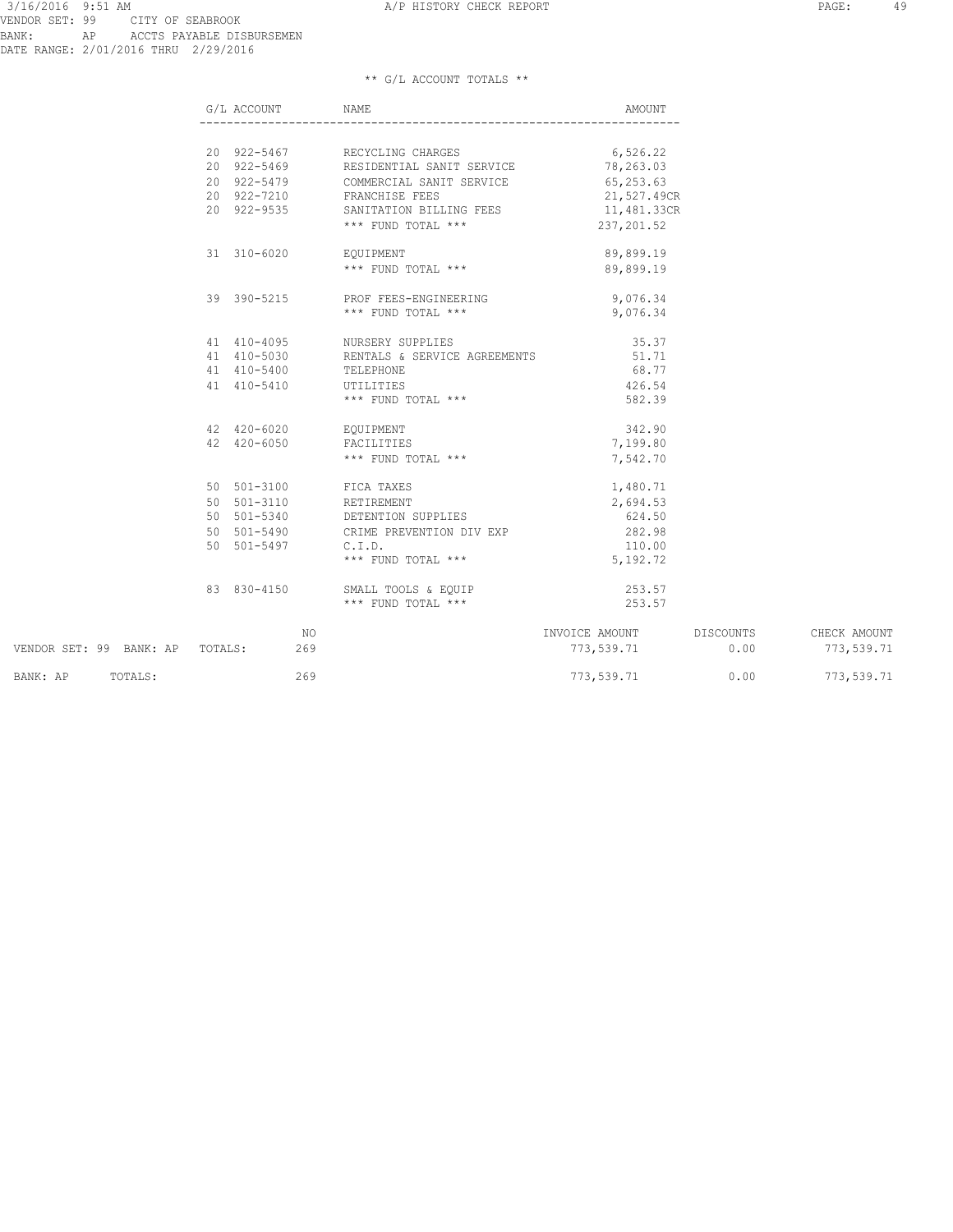3/16/2016 9:51 AM A/P HISTORY CHECK REPORT

VENDOR SET: 99 CITY OF SEABROOK
BANK: AP ACCTS PAYABLE DISBURSEMEN
DATE RANGE: 2/01/2016 THRU 2/29/2016

** G/L ACCOUNT TOTALS **

| G/L ACCOUNT | NAME | AMOUNT |
|---|---|---|
| 20 922-5467 | RECYCLING CHARGES | 6,526.22 |
| 20 922-5469 | RESIDENTIAL SANIT SERVICE | 78,263.03 |
| 20 922-5479 | COMMERCIAL SANIT SERVICE | 65,253.63 |
| 20 922-7210 | FRANCHISE FEES | 21,527.49CR |
| 20 922-9535 | SANITATION BILLING FEES | 11,481.33CR |
| | *** FUND TOTAL *** | 237,201.52 |
| 31 310-6020 | EQUIPMENT | 89,899.19 |
| | *** FUND TOTAL *** | 89,899.19 |
| 39 390-5215 | PROF FEES-ENGINEERING | 9,076.34 |
| | *** FUND TOTAL *** | 9,076.34 |
| 41 410-4095 | NURSERY SUPPLIES | 35.37 |
| 41 410-5030 | RENTALS & SERVICE AGREEMENTS | 51.71 |
| 41 410-5400 | TELEPHONE | 68.77 |
| 41 410-5410 | UTILITIES | 426.54 |
| | *** FUND TOTAL *** | 582.39 |
| 42 420-6020 | EQUIPMENT | 342.90 |
| 42 420-6050 | FACILITIES | 7,199.80 |
| | *** FUND TOTAL *** | 7,542.70 |
| 50 501-3100 | FICA TAXES | 1,480.71 |
| 50 501-3110 | RETIREMENT | 2,694.53 |
| 50 501-5340 | DETENTION SUPPLIES | 624.50 |
| 50 501-5490 | CRIME PREVENTION DIV EXP | 282.98 |
| 50 501-5497 | C.I.D. | 110.00 |
| | *** FUND TOTAL *** | 5,192.72 |
| 83 830-4150 | SMALL TOOLS & EQUIP | 253.57 |
| | *** FUND TOTAL *** | 253.57 |

| | NO | INVOICE AMOUNT | DISCOUNTS | CHECK AMOUNT |
|---|---|---|---|---|
| VENDOR SET: 99 BANK: AP TOTALS: | 269 | 773,539.71 | 0.00 | 773,539.71 |
| BANK: AP TOTALS: | 269 | 773,539.71 | 0.00 | 773,539.71 |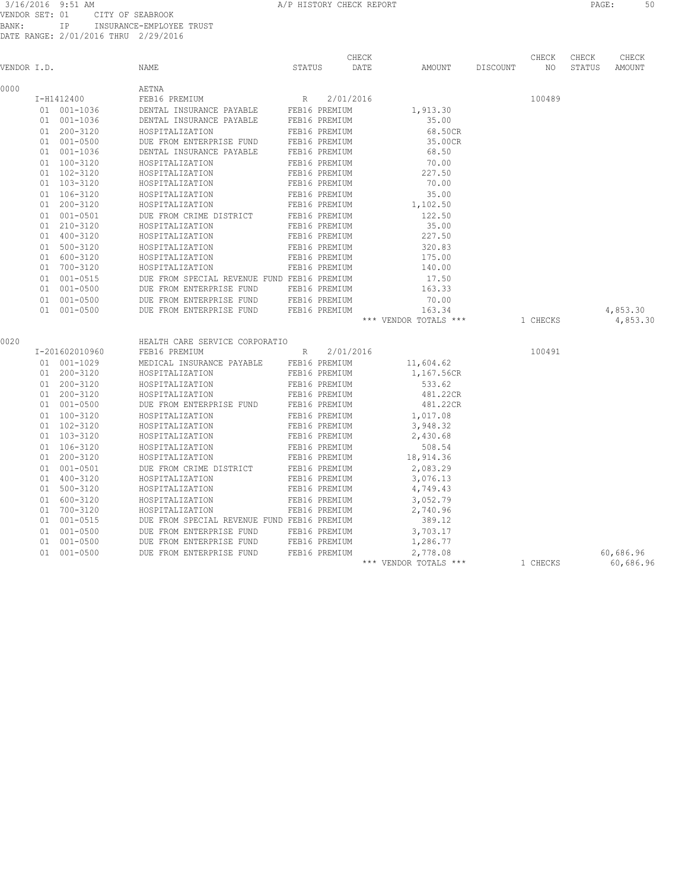3/16/2016 9:51 AM A/P HISTORY CHECK REPORT

VENDOR SET: 01 CITY OF SEABROOK
BANK: IP INSURANCE-EMPLOYEE TRUST
DATE RANGE: 2/01/2016 THRU 2/29/2016

| VENDOR I.D. | NAME | STATUS | CHECK DATE | AMOUNT | DISCOUNT | CHECK NO | CHECK STATUS | CHECK AMOUNT |
|---|---|---|---|---|---|---|---|---|
| 0000 | AETNA | | | | | | | |
| I-H1412400 | FEB16 PREMIUM | R | 2/01/2016 | | | 100489 | | |
| 01 001-1036 | DENTAL INSURANCE PAYABLE | FEB16 PREMIUM | | 1,913.30 | | | | |
| 01 001-1036 | DENTAL INSURANCE PAYABLE | FEB16 PREMIUM | | 35.00 | | | | |
| 01 200-3120 | HOSPITALIZATION | FEB16 PREMIUM | | 68.50CR | | | | |
| 01 001-0500 | DUE FROM ENTERPRISE FUND | FEB16 PREMIUM | | 35.00CR | | | | |
| 01 001-1036 | DENTAL INSURANCE PAYABLE | FEB16 PREMIUM | | 68.50 | | | | |
| 01 100-3120 | HOSPITALIZATION | FEB16 PREMIUM | | 70.00 | | | | |
| 01 102-3120 | HOSPITALIZATION | FEB16 PREMIUM | | 227.50 | | | | |
| 01 103-3120 | HOSPITALIZATION | FEB16 PREMIUM | | 70.00 | | | | |
| 01 106-3120 | HOSPITALIZATION | FEB16 PREMIUM | | 35.00 | | | | |
| 01 200-3120 | HOSPITALIZATION | FEB16 PREMIUM | | 1,102.50 | | | | |
| 01 001-0501 | DUE FROM CRIME DISTRICT | FEB16 PREMIUM | | 122.50 | | | | |
| 01 210-3120 | HOSPITALIZATION | FEB16 PREMIUM | | 35.00 | | | | |
| 01 400-3120 | HOSPITALIZATION | FEB16 PREMIUM | | 227.50 | | | | |
| 01 500-3120 | HOSPITALIZATION | FEB16 PREMIUM | | 320.83 | | | | |
| 01 600-3120 | HOSPITALIZATION | FEB16 PREMIUM | | 175.00 | | | | |
| 01 700-3120 | HOSPITALIZATION | FEB16 PREMIUM | | 140.00 | | | | |
| 01 001-0515 | DUE FROM SPECIAL REVENUE FUND | FEB16 PREMIUM | | 17.50 | | | | |
| 01 001-0500 | DUE FROM ENTERPRISE FUND | FEB16 PREMIUM | | 163.33 | | | | |
| 01 001-0500 | DUE FROM ENTERPRISE FUND | FEB16 PREMIUM | | 70.00 | | | | |
| 01 001-0500 | DUE FROM ENTERPRISE FUND | FEB16 PREMIUM | | 163.34 | | | | 4,853.30 |
| | | | | *** VENDOR TOTALS *** | | 1 CHECKS | | 4,853.30 |
| 0020 | HEALTH CARE SERVICE CORPORATIO | | | | | | | |
| I-201602010960 | FEB16 PREMIUM | R | 2/01/2016 | | | 100491 | | |
| 01 001-1029 | MEDICAL INSURANCE PAYABLE | FEB16 PREMIUM | | 11,604.62 | | | | |
| 01 200-3120 | HOSPITALIZATION | FEB16 PREMIUM | | 1,167.56CR | | | | |
| 01 200-3120 | HOSPITALIZATION | FEB16 PREMIUM | | 533.62 | | | | |
| 01 200-3120 | HOSPITALIZATION | FEB16 PREMIUM | | 481.22CR | | | | |
| 01 001-0500 | DUE FROM ENTERPRISE FUND | FEB16 PREMIUM | | 481.22CR | | | | |
| 01 100-3120 | HOSPITALIZATION | FEB16 PREMIUM | | 1,017.08 | | | | |
| 01 102-3120 | HOSPITALIZATION | FEB16 PREMIUM | | 3,948.32 | | | | |
| 01 103-3120 | HOSPITALIZATION | FEB16 PREMIUM | | 2,430.68 | | | | |
| 01 106-3120 | HOSPITALIZATION | FEB16 PREMIUM | | 508.54 | | | | |
| 01 200-3120 | HOSPITALIZATION | FEB16 PREMIUM | | 18,914.36 | | | | |
| 01 001-0501 | DUE FROM CRIME DISTRICT | FEB16 PREMIUM | | 2,083.29 | | | | |
| 01 400-3120 | HOSPITALIZATION | FEB16 PREMIUM | | 3,076.13 | | | | |
| 01 500-3120 | HOSPITALIZATION | FEB16 PREMIUM | | 4,749.43 | | | | |
| 01 600-3120 | HOSPITALIZATION | FEB16 PREMIUM | | 3,052.79 | | | | |
| 01 700-3120 | HOSPITALIZATION | FEB16 PREMIUM | | 2,740.96 | | | | |
| 01 001-0515 | DUE FROM SPECIAL REVENUE FUND | FEB16 PREMIUM | | 389.12 | | | | |
| 01 001-0500 | DUE FROM ENTERPRISE FUND | FEB16 PREMIUM | | 3,703.17 | | | | |
| 01 001-0500 | DUE FROM ENTERPRISE FUND | FEB16 PREMIUM | | 1,286.77 | | | | |
| 01 001-0500 | DUE FROM ENTERPRISE FUND | FEB16 PREMIUM | | 2,778.08 | | | | 60,686.96 |
| | | | | *** VENDOR TOTALS *** | | 1 CHECKS | | 60,686.96 |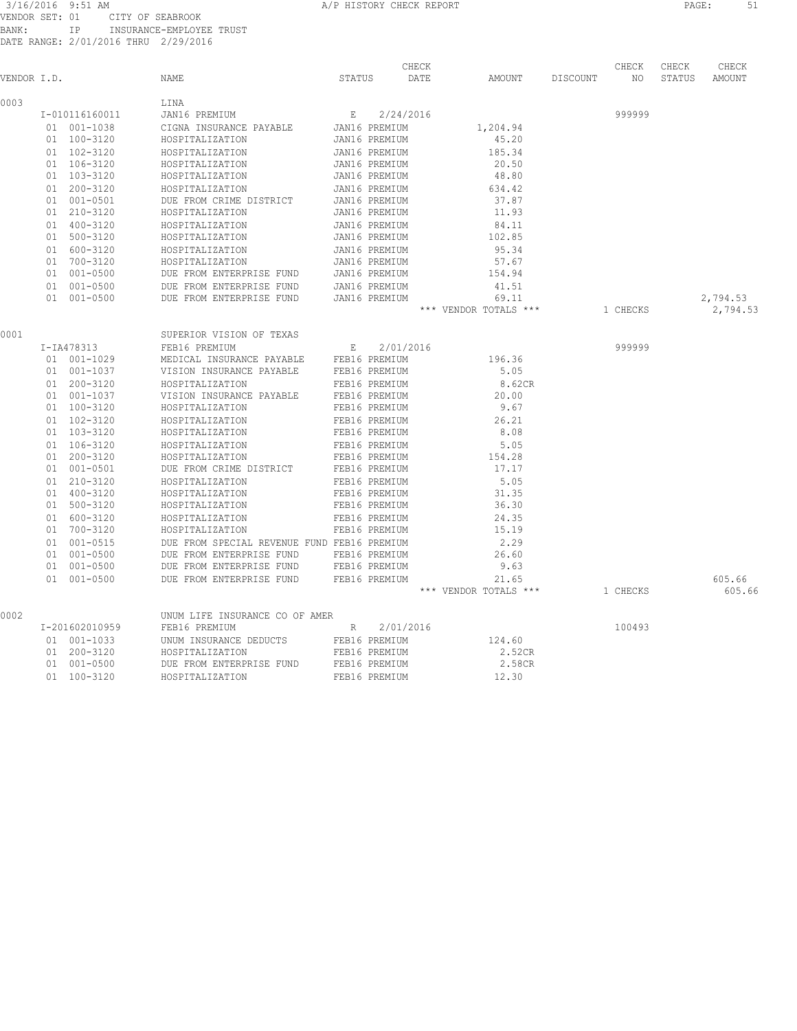3/16/2016 9:51 AM A/P HISTORY CHECK REPORT
VENDOR SET: 01 CITY OF SEABROOK
BANK: IP INSURANCE-EMPLOYEE TRUST
DATE RANGE: 2/01/2016 THRU 2/29/2016

| VENDOR I.D. | NAME | STATUS | CHECK DATE | AMOUNT | DISCOUNT | CHECK NO | CHECK STATUS | CHECK AMOUNT |
|---|---|---|---|---|---|---|---|---|
| 0003 | LINA | | | | | | | |
| I-010116160011 | JAN16 PREMIUM | E | 2/24/2016 | | | 999999 | | |
| 01 001-1038 | CIGNA INSURANCE PAYABLE | JAN16 PREMIUM | | 1,204.94 | | | | |
| 01 100-3120 | HOSPITALIZATION | JAN16 PREMIUM | | 45.20 | | | | |
| 01 102-3120 | HOSPITALIZATION | JAN16 PREMIUM | | 185.34 | | | | |
| 01 106-3120 | HOSPITALIZATION | JAN16 PREMIUM | | 20.50 | | | | |
| 01 103-3120 | HOSPITALIZATION | JAN16 PREMIUM | | 48.80 | | | | |
| 01 200-3120 | HOSPITALIZATION | JAN16 PREMIUM | | 634.42 | | | | |
| 01 001-0501 | DUE FROM CRIME DISTRICT | JAN16 PREMIUM | | 37.87 | | | | |
| 01 210-3120 | HOSPITALIZATION | JAN16 PREMIUM | | 11.93 | | | | |
| 01 400-3120 | HOSPITALIZATION | JAN16 PREMIUM | | 84.11 | | | | |
| 01 500-3120 | HOSPITALIZATION | JAN16 PREMIUM | | 102.85 | | | | |
| 01 600-3120 | HOSPITALIZATION | JAN16 PREMIUM | | 95.34 | | | | |
| 01 700-3120 | HOSPITALIZATION | JAN16 PREMIUM | | 57.67 | | | | |
| 01 001-0500 | DUE FROM ENTERPRISE FUND | JAN16 PREMIUM | | 154.94 | | | | |
| 01 001-0500 | DUE FROM ENTERPRISE FUND | JAN16 PREMIUM | | 41.51 | | | | |
| 01 001-0500 | DUE FROM ENTERPRISE FUND | JAN16 PREMIUM | | 69.11 | | | | 2,794.53 |
| | | | | *** VENDOR TOTALS *** | | 1 CHECKS | | 2,794.53 |
| 0001 | SUPERIOR VISION OF TEXAS | | | | | | | |
| I-IA478313 | FEB16 PREMIUM | E | 2/01/2016 | | | 999999 | | |
| 01 001-1029 | MEDICAL INSURANCE PAYABLE | FEB16 PREMIUM | | 196.36 | | | | |
| 01 001-1037 | VISION INSURANCE PAYABLE | FEB16 PREMIUM | | 5.05 | | | | |
| 01 200-3120 | HOSPITALIZATION | FEB16 PREMIUM | | 8.62CR | | | | |
| 01 001-1037 | VISION INSURANCE PAYABLE | FEB16 PREMIUM | | 20.00 | | | | |
| 01 100-3120 | HOSPITALIZATION | FEB16 PREMIUM | | 9.67 | | | | |
| 01 102-3120 | HOSPITALIZATION | FEB16 PREMIUM | | 26.21 | | | | |
| 01 103-3120 | HOSPITALIZATION | FEB16 PREMIUM | | 8.08 | | | | |
| 01 106-3120 | HOSPITALIZATION | FEB16 PREMIUM | | 5.05 | | | | |
| 01 200-3120 | HOSPITALIZATION | FEB16 PREMIUM | | 154.28 | | | | |
| 01 001-0501 | DUE FROM CRIME DISTRICT | FEB16 PREMIUM | | 17.17 | | | | |
| 01 210-3120 | HOSPITALIZATION | FEB16 PREMIUM | | 5.05 | | | | |
| 01 400-3120 | HOSPITALIZATION | FEB16 PREMIUM | | 31.35 | | | | |
| 01 500-3120 | HOSPITALIZATION | FEB16 PREMIUM | | 36.30 | | | | |
| 01 600-3120 | HOSPITALIZATION | FEB16 PREMIUM | | 24.35 | | | | |
| 01 700-3120 | HOSPITALIZATION | FEB16 PREMIUM | | 15.19 | | | | |
| 01 001-0515 | DUE FROM SPECIAL REVENUE FUND | FEB16 PREMIUM | | 2.29 | | | | |
| 01 001-0500 | DUE FROM ENTERPRISE FUND | FEB16 PREMIUM | | 26.60 | | | | |
| 01 001-0500 | DUE FROM ENTERPRISE FUND | FEB16 PREMIUM | | 9.63 | | | | |
| 01 001-0500 | DUE FROM ENTERPRISE FUND | FEB16 PREMIUM | | 21.65 | | | | 605.66 |
| | | | | *** VENDOR TOTALS *** | | 1 CHECKS | | 605.66 |
| 0002 | UNUM LIFE INSURANCE CO OF AMER | | | | | | | |
| I-201602010959 | FEB16 PREMIUM | R | 2/01/2016 | | | 100493 | | |
| 01 001-1033 | UNUM INSURANCE DEDUCTS | FEB16 PREMIUM | | 124.60 | | | | |
| 01 200-3120 | HOSPITALIZATION | FEB16 PREMIUM | | 2.52CR | | | | |
| 01 001-0500 | DUE FROM ENTERPRISE FUND | FEB16 PREMIUM | | 2.58CR | | | | |
| 01 100-3120 | HOSPITALIZATION | FEB16 PREMIUM | | 12.30 | | | | |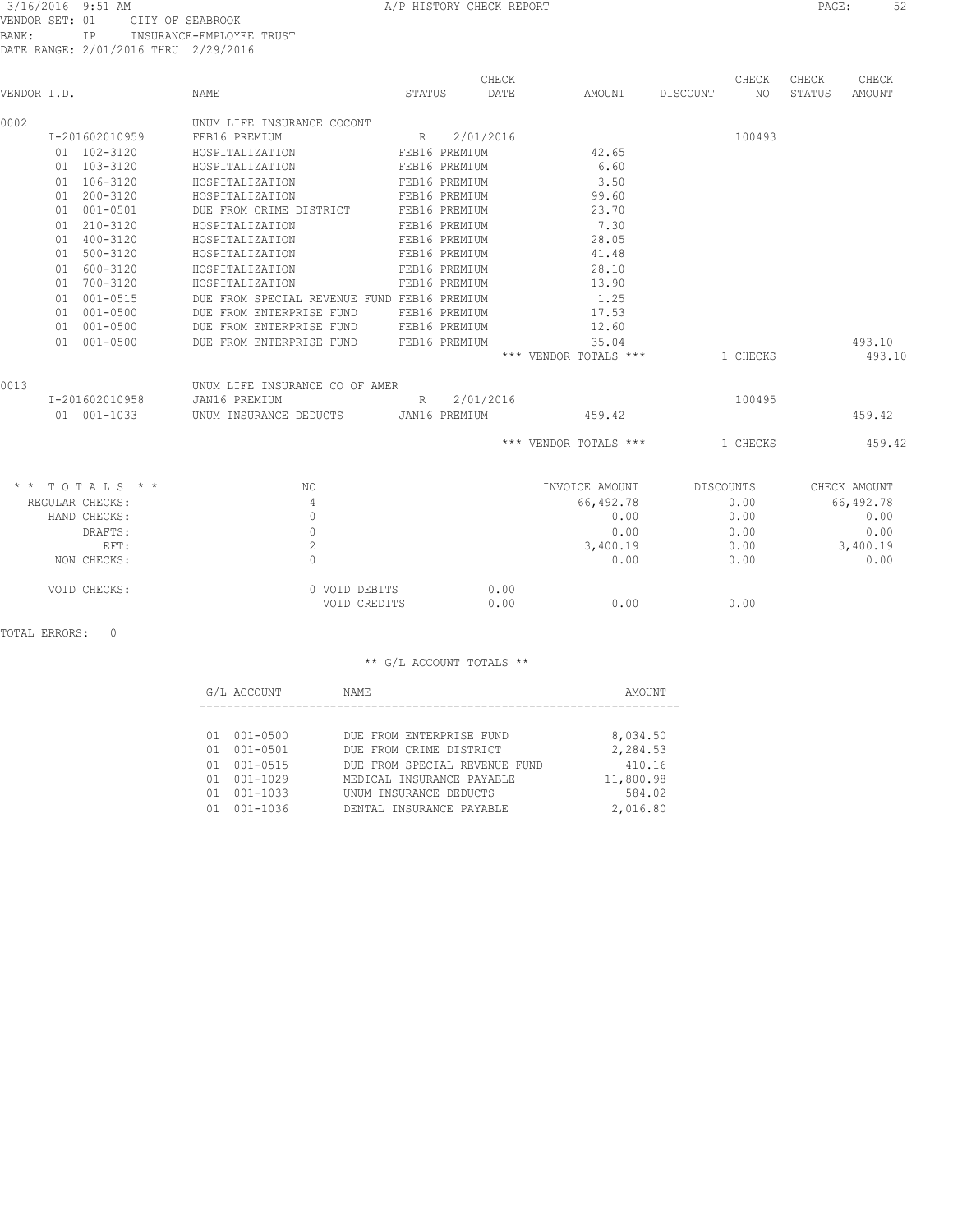3/16/2016 9:51 AM A/P HISTORY CHECK REPORT

VENDOR SET: 01 CITY OF SEABROOK
BANK: IP INSURANCE-EMPLOYEE TRUST
DATE RANGE: 2/01/2016 THRU 2/29/2016

| VENDOR I.D. | NAME | STATUS | CHECK DATE | AMOUNT | DISCOUNT | CHECK NO | CHECK STATUS | CHECK AMOUNT |
|---|---|---|---|---|---|---|---|---|
| 0002 | UNUM LIFE INSURANCE COCONT | | | | | | | |
| I-201602010959 | FEB16 PREMIUM | R | 2/01/2016 | | | 100493 | | |
| 01 102-3120 | HOSPITALIZATION | FEB16 PREMIUM | | 42.65 | | | | |
| 01 103-3120 | HOSPITALIZATION | FEB16 PREMIUM | | 6.60 | | | | |
| 01 106-3120 | HOSPITALIZATION | FEB16 PREMIUM | | 3.50 | | | | |
| 01 200-3120 | HOSPITALIZATION | FEB16 PREMIUM | | 99.60 | | | | |
| 01 001-0501 | DUE FROM CRIME DISTRICT | FEB16 PREMIUM | | 23.70 | | | | |
| 01 210-3120 | HOSPITALIZATION | FEB16 PREMIUM | | 7.30 | | | | |
| 01 400-3120 | HOSPITALIZATION | FEB16 PREMIUM | | 28.05 | | | | |
| 01 500-3120 | HOSPITALIZATION | FEB16 PREMIUM | | 41.48 | | | | |
| 01 600-3120 | HOSPITALIZATION | FEB16 PREMIUM | | 28.10 | | | | |
| 01 700-3120 | HOSPITALIZATION | FEB16 PREMIUM | | 13.90 | | | | |
| 01 001-0515 | DUE FROM SPECIAL REVENUE FUND | FEB16 PREMIUM | | 1.25 | | | | |
| 01 001-0500 | DUE FROM ENTERPRISE FUND | FEB16 PREMIUM | | 17.53 | | | | |
| 01 001-0500 | DUE FROM ENTERPRISE FUND | FEB16 PREMIUM | | 12.60 | | | | |
| 01 001-0500 | DUE FROM ENTERPRISE FUND | FEB16 PREMIUM | | 35.04 | | | | 493.10 |
| | | | | *** VENDOR TOTALS *** | | 1 CHECKS | | 493.10 |
| 0013 | UNUM LIFE INSURANCE CO OF AMER | | | | | | | |
| I-201602010958 | JAN16 PREMIUM | R | 2/01/2016 | | | 100495 | | |
| 01 001-1033 | UNUM INSURANCE DEDUCTS | JAN16 PREMIUM | | 459.42 | | | | 459.42 |
| | | | | *** VENDOR TOTALS *** | | 1 CHECKS | | 459.42 |

| * * TOTALS * * | NO | | INVOICE AMOUNT | DISCOUNTS | CHECK AMOUNT |
|---|---|---|---|---|---|
| REGULAR CHECKS: | 4 | | 66,492.78 | 0.00 | 66,492.78 |
| HAND CHECKS: | 0 | | 0.00 | 0.00 | 0.00 |
| DRAFTS: | 0 | | 0.00 | 0.00 | 0.00 |
| EFT: | 2 | | 3,400.19 | 0.00 | 3,400.19 |
| NON CHECKS: | 0 | | 0.00 | 0.00 | 0.00 |
| VOID CHECKS: | 0 VOID DEBITS | 0.00 | | | |
| | VOID CREDITS | 0.00 | 0.00 | 0.00 | |

TOTAL ERRORS: 0

** G/L ACCOUNT TOTALS **

| G/L ACCOUNT | NAME | AMOUNT |
|---|---|---|
| 01 001-0500 | DUE FROM ENTERPRISE FUND | 8,034.50 |
| 01 001-0501 | DUE FROM CRIME DISTRICT | 2,284.53 |
| 01 001-0515 | DUE FROM SPECIAL REVENUE FUND | 410.16 |
| 01 001-1029 | MEDICAL INSURANCE PAYABLE | 11,800.98 |
| 01 001-1033 | UNUM INSURANCE DEDUCTS | 584.02 |
| 01 001-1036 | DENTAL INSURANCE PAYABLE | 2,016.80 |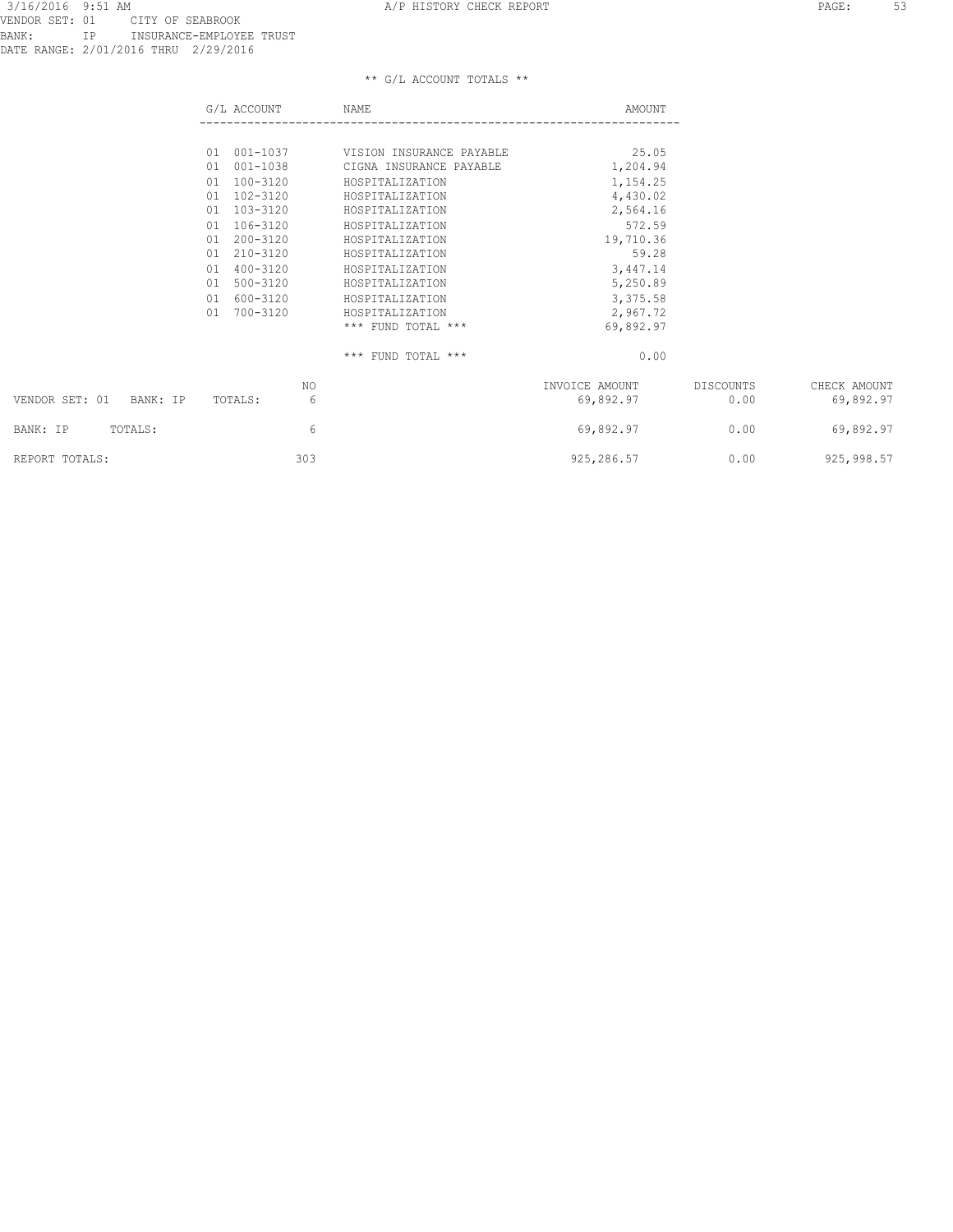VENDOR SET: 01 CITY OF SEABROOK
BANK: IP INSURANCE-EMPLOYEE TRUST
DATE RANGE: 2/01/2016 THRU 2/29/2016

## ** G/L ACCOUNT TOTALS **

| G/L ACCOUNT | NAME | AMOUNT |
|---|---|---|
| 01 001-1037 | VISION INSURANCE PAYABLE | 25.05 |
| 01 001-1038 | CIGNA INSURANCE PAYABLE | 1,204.94 |
| 01 100-3120 | HOSPITALIZATION | 1,154.25 |
| 01 102-3120 | HOSPITALIZATION | 4,430.02 |
| 01 103-3120 | HOSPITALIZATION | 2,564.16 |
| 01 106-3120 | HOSPITALIZATION | 572.59 |
| 01 200-3120 | HOSPITALIZATION | 19,710.36 |
| 01 210-3120 | HOSPITALIZATION | 59.28 |
| 01 400-3120 | HOSPITALIZATION | 3,447.14 |
| 01 500-3120 | HOSPITALIZATION | 5,250.89 |
| 01 600-3120 | HOSPITALIZATION | 3,375.58 |
| 01 700-3120 | HOSPITALIZATION | 2,967.72 |
| | *** FUND TOTAL *** | 69,892.97 |
| | *** FUND TOTAL *** | 0.00 |

| | NO | INVOICE AMOUNT | DISCOUNTS | CHECK AMOUNT |
|---|---|---|---|---|
| VENDOR SET: 01 BANK: IP TOTALS: | 6 | 69,892.97 | 0.00 | 69,892.97 |
| BANK: IP TOTALS: | 6 | 69,892.97 | 0.00 | 69,892.97 |
| REPORT TOTALS: | 303 | 925,286.57 | 0.00 | 925,998.57 |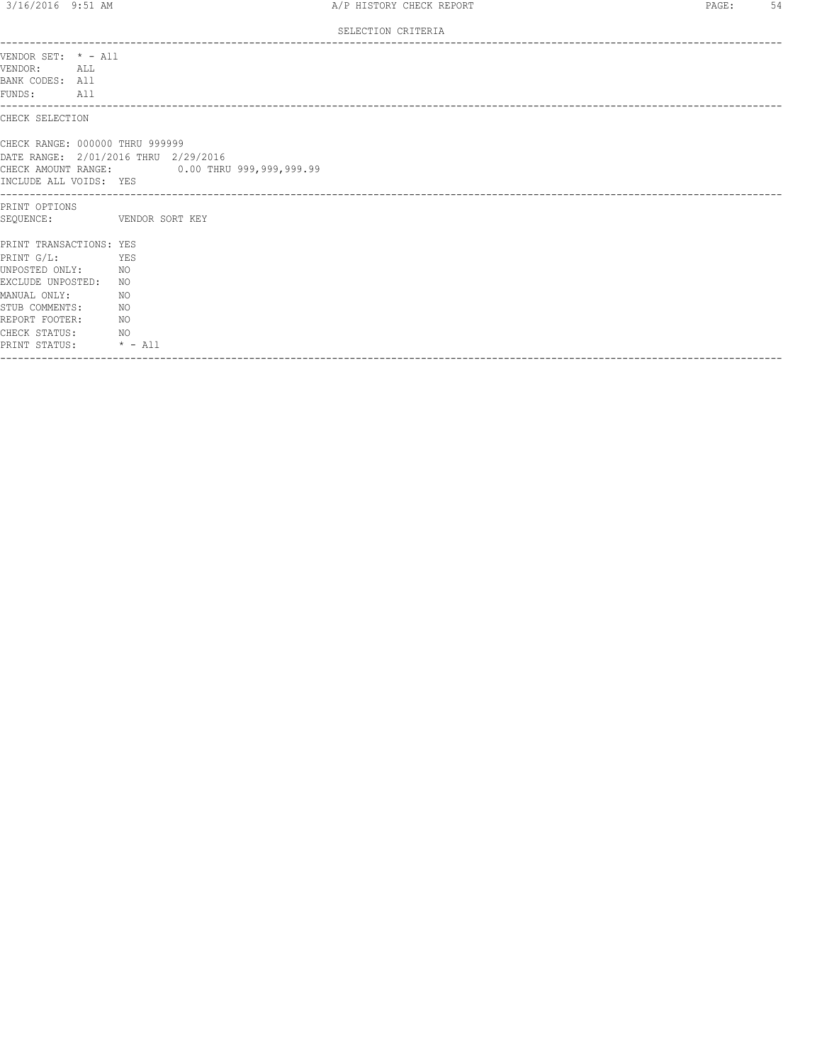SELECTION CRITERIA

VENDOR SET: * - All
VENDOR: ALL
BANK CODES: All
FUNDS: All

CHECK SELECTION

CHECK RANGE: 000000 THRU 999999
DATE RANGE: 2/01/2016 THRU 2/29/2016
CHECK AMOUNT RANGE: 0.00 THRU 999,999,999.99
INCLUDE ALL VOIDS: YES

PRINT OPTIONS
SEQUENCE: VENDOR SORT KEY

PRINT TRANSACTIONS: YES
PRINT G/L: YES
UNPOSTED ONLY: NO
EXCLUDE UNPOSTED: NO
MANUAL ONLY: NO
STUB COMMENTS: NO
REPORT FOOTER: NO
CHECK STATUS: NO
PRINT STATUS: * - All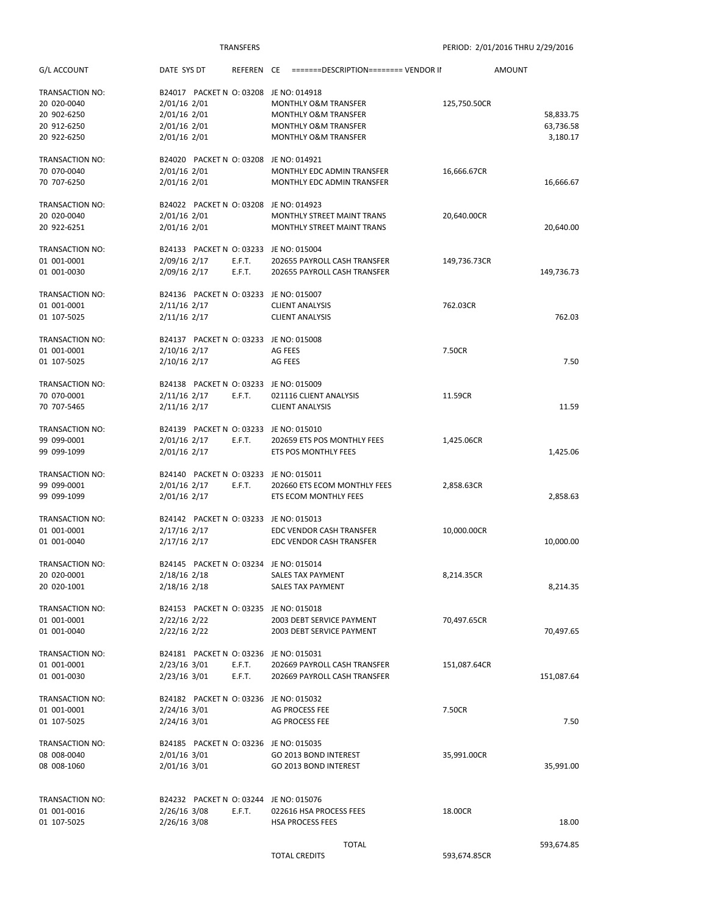TRANSFERS — PERIOD: 2/01/2016 THRU 2/29/2016

| G/L ACCOUNT | DATE | SYS DT | REFERENCE | =======DESCRIPTION======= | VENDOR INFO | AMOUNT |
|---|---|---|---|---|---|---|
| TRANSACTION NO: | B24017 PACKET NO: 03208 | | | JE NO: 014918 | | |
| 20 020-0040 | 2/01/16 | 2/01 | | MONTHLY O&M TRANSFER | 125,750.50CR | |
| 20 902-6250 | 2/01/16 | 2/01 | | MONTHLY O&M TRANSFER | | 58,833.75 |
| 20 912-6250 | 2/01/16 | 2/01 | | MONTHLY O&M TRANSFER | | 63,736.58 |
| 20 922-6250 | 2/01/16 | 2/01 | | MONTHLY O&M TRANSFER | | 3,180.17 |
| TRANSACTION NO: | B24020 PACKET NO: 03208 | | | JE NO: 014921 | | |
| 70 070-0040 | 2/01/16 | 2/01 | | MONTHLY EDC ADMIN TRANSFER | 16,666.67CR | |
| 70 707-6250 | 2/01/16 | 2/01 | | MONTHLY EDC ADMIN TRANSFER | | 16,666.67 |
| TRANSACTION NO: | B24022 PACKET NO: 03208 | | | JE NO: 014923 | | |
| 20 020-0040 | 2/01/16 | 2/01 | | MONTHLY STREET MAINT TRANS | 20,640.00CR | |
| 20 922-6251 | 2/01/16 | 2/01 | | MONTHLY STREET MAINT TRANS | | 20,640.00 |
| TRANSACTION NO: | B24133 PACKET NO: 03233 | | | JE NO: 015004 | | |
| 01 001-0001 | 2/09/16 | 2/17 | E.F.T. | 202655 PAYROLL CASH TRANSFER | 149,736.73CR | |
| 01 001-0030 | 2/09/16 | 2/17 | E.F.T. | 202655 PAYROLL CASH TRANSFER | | 149,736.73 |
| TRANSACTION NO: | B24136 PACKET NO: 03233 | | | JE NO: 015007 | | |
| 01 001-0001 | 2/11/16 | 2/17 | | CLIENT ANALYSIS | 762.03CR | |
| 01 107-5025 | 2/11/16 | 2/17 | | CLIENT ANALYSIS | | 762.03 |
| TRANSACTION NO: | B24137 PACKET NO: 03233 | | | JE NO: 015008 | | |
| 01 001-0001 | 2/10/16 | 2/17 | | AG FEES | 7.50CR | |
| 01 107-5025 | 2/10/16 | 2/17 | | AG FEES | | 7.50 |
| TRANSACTION NO: | B24138 PACKET NO: 03233 | | | JE NO: 015009 | | |
| 70 070-0001 | 2/11/16 | 2/17 | E.F.T. | 021116 CLIENT ANALYSIS | 11.59CR | |
| 70 707-5465 | 2/11/16 | 2/17 | | CLIENT ANALYSIS | | 11.59 |
| TRANSACTION NO: | B24139 PACKET NO: 03233 | | | JE NO: 015010 | | |
| 99 099-0001 | 2/01/16 | 2/17 | E.F.T. | 202659 ETS POS MONTHLY FEES | 1,425.06CR | |
| 99 099-1099 | 2/01/16 | 2/17 | | ETS POS MONTHLY FEES | | 1,425.06 |
| TRANSACTION NO: | B24140 PACKET NO: 03233 | | | JE NO: 015011 | | |
| 99 099-0001 | 2/01/16 | 2/17 | E.F.T. | 202660 ETS ECOM MONTHLY FEES | 2,858.63CR | |
| 99 099-1099 | 2/01/16 | 2/17 | | ETS ECOM MONTHLY FEES | | 2,858.63 |
| TRANSACTION NO: | B24142 PACKET NO: 03233 | | | JE NO: 015013 | | |
| 01 001-0001 | 2/17/16 | 2/17 | | EDC VENDOR CASH TRANSFER | 10,000.00CR | |
| 01 001-0040 | 2/17/16 | 2/17 | | EDC VENDOR CASH TRANSFER | | 10,000.00 |
| TRANSACTION NO: | B24145 PACKET NO: 03234 | | | JE NO: 015014 | | |
| 20 020-0001 | 2/18/16 | 2/18 | | SALES TAX PAYMENT | 8,214.35CR | |
| 20 020-1001 | 2/18/16 | 2/18 | | SALES TAX PAYMENT | | 8,214.35 |
| TRANSACTION NO: | B24153 PACKET NO: 03235 | | | JE NO: 015018 | | |
| 01 001-0001 | 2/22/16 | 2/22 | | 2003 DEBT SERVICE PAYMENT | 70,497.65CR | |
| 01 001-0040 | 2/22/16 | 2/22 | | 2003 DEBT SERVICE PAYMENT | | 70,497.65 |
| TRANSACTION NO: | B24181 PACKET NO: 03236 | | | JE NO: 015031 | | |
| 01 001-0001 | 2/23/16 | 3/01 | E.F.T. | 202669 PAYROLL CASH TRANSFER | 151,087.64CR | |
| 01 001-0030 | 2/23/16 | 3/01 | E.F.T. | 202669 PAYROLL CASH TRANSFER | | 151,087.64 |
| TRANSACTION NO: | B24182 PACKET NO: 03236 | | | JE NO: 015032 | | |
| 01 001-0001 | 2/24/16 | 3/01 | | AG PROCESS FEE | 7.50CR | |
| 01 107-5025 | 2/24/16 | 3/01 | | AG PROCESS FEE | | 7.50 |
| TRANSACTION NO: | B24185 PACKET NO: 03236 | | | JE NO: 015035 | | |
| 08 008-0040 | 2/01/16 | 3/01 | | GO 2013 BOND INTEREST | 35,991.00CR | |
| 08 008-1060 | 2/01/16 | 3/01 | | GO 2013 BOND INTEREST | | 35,991.00 |
| TRANSACTION NO: | B24232 PACKET NO: 03244 | | | JE NO: 015076 | | |
| 01 001-0016 | 2/26/16 | 3/08 | E.F.T. | 022616 HSA PROCESS FEES | 18.00CR | |
| 01 107-5025 | 2/26/16 | 3/08 | | HSA PROCESS FEES | | 18.00 |
| | | | | TOTAL | | 593,674.85 |
| | | | | TOTAL CREDITS | 593,674.85CR | |